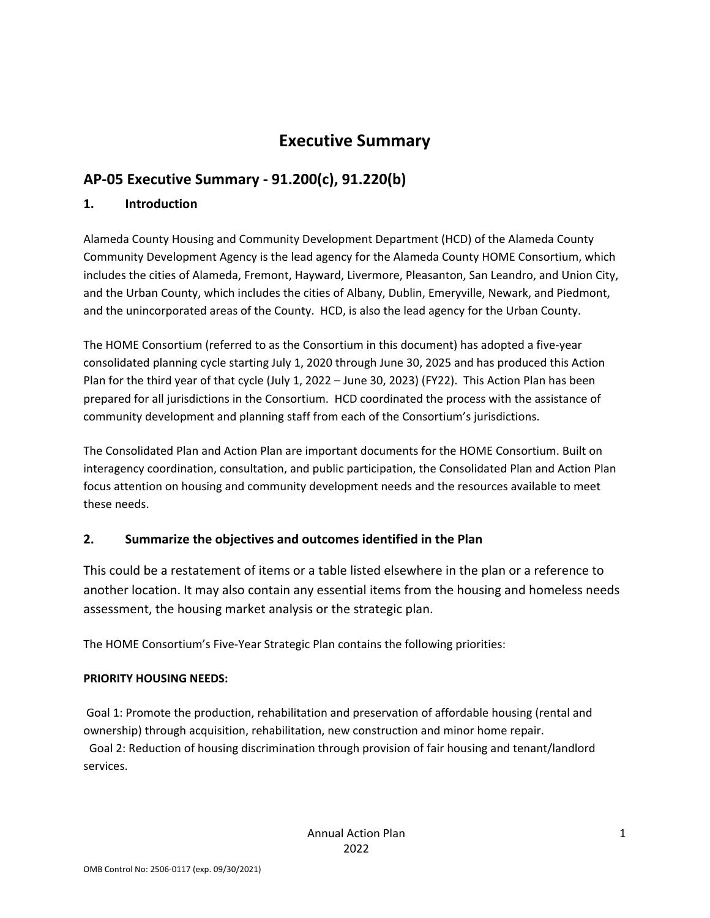# Executive Summary

## AP-05 Executive Summary - 91.200(c), 91.220(b)

### 1. Introduction

Alameda County Housing and Community Development Department (HCD) of the Alameda County Community Development Agency is the lead agency for the Alameda County HOME Consortium, which includes the cities of Alameda, Fremont, Hayward, Livermore, Pleasanton, San Leandro, and Union City, and the Urban County, which includes the cities of Albany, Dublin, Emeryville, Newark, and Piedmont, and the unincorporated areas of the County. HCD, is also the lead agency for the Urban County.

The HOME Consortium (referred to as the Consortium in this document) has adopted a five-year consolidated planning cycle starting July 1, 2020 through June 30, 2025 and has produced this Action Plan for the third year of that cycle (July 1, 2022 – June 30, 2023) (FY22). This Action Plan has been prepared for all jurisdictions in the Consortium. HCD coordinated the process with the assistance of community development and planning staff from each of the Consortium's jurisdictions.

The Consolidated Plan and Action Plan are important documents for the HOME Consortium. Built on interagency coordination, consultation, and public participation, the Consolidated Plan and Action Plan focus attention on housing and community development needs and the resources available to meet these needs.

### 2. Summarize the objectives and outcomes identified in the Plan

This could be a restatement of items or a table listed elsewhere in the plan or a reference to another location. It may also contain any essential items from the housing and homeless needs assessment, the housing market analysis or the strategic plan.

The HOME Consortium's Five-Year Strategic Plan contains the following priorities:

**PRIORITY HOUSING NEEDS:**

Goal 1: Promote the production, rehabilitation and preservation of affordable housing (rental and ownership) through acquisition, rehabilitation, new construction and minor home repair.
Goal 2: Reduction of housing discrimination through provision of fair housing and tenant/landlord services.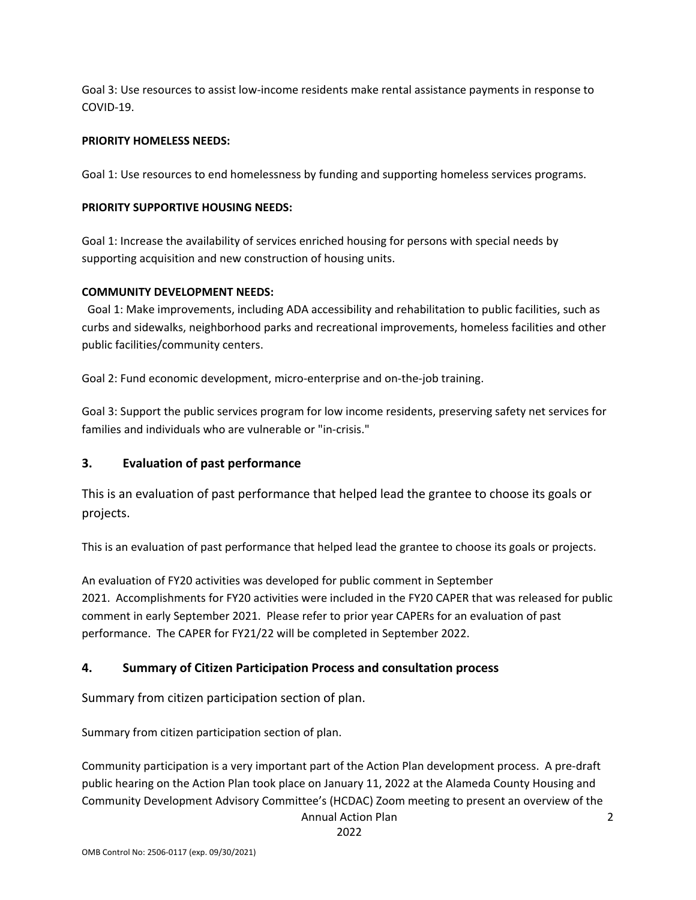Goal 3: Use resources to assist low-income residents make rental assistance payments in response to COVID-19.

**PRIORITY HOMELESS NEEDS:**

Goal 1: Use resources to end homelessness by funding and supporting homeless services programs.

**PRIORITY SUPPORTIVE HOUSING NEEDS:**

Goal 1: Increase the availability of services enriched housing for persons with special needs by supporting acquisition and new construction of housing units.

**COMMUNITY DEVELOPMENT NEEDS:**

Goal 1: Make improvements, including ADA accessibility and rehabilitation to public facilities, such as curbs and sidewalks, neighborhood parks and recreational improvements, homeless facilities and other public facilities/community centers.

Goal 2: Fund economic development, micro-enterprise and on-the-job training.

Goal 3: Support the public services program for low income residents, preserving safety net services for families and individuals who are vulnerable or "in-crisis."

## 3. Evaluation of past performance

This is an evaluation of past performance that helped lead the grantee to choose its goals or projects.

This is an evaluation of past performance that helped lead the grantee to choose its goals or projects.

An evaluation of FY20 activities was developed for public comment in September 2021. Accomplishments for FY20 activities were included in the FY20 CAPER that was released for public comment in early September 2021. Please refer to prior year CAPERs for an evaluation of past performance. The CAPER for FY21/22 will be completed in September 2022.

## 4. Summary of Citizen Participation Process and consultation process

Summary from citizen participation section of plan.

Summary from citizen participation section of plan.

Community participation is a very important part of the Action Plan development process. A pre-draft public hearing on the Action Plan took place on January 11, 2022 at the Alameda County Housing and Community Development Advisory Committee's (HCDAC) Zoom meeting to present an overview of the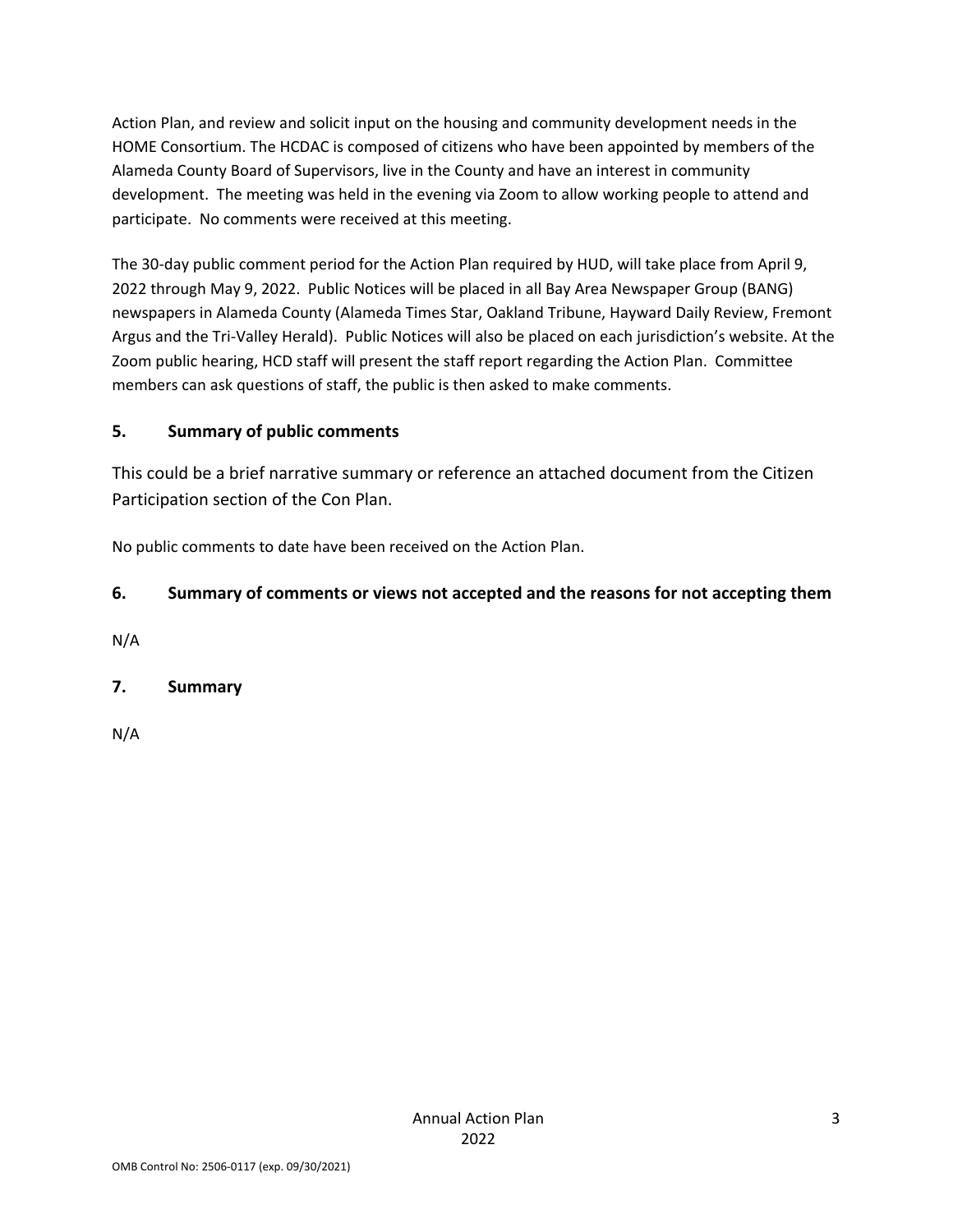Action Plan, and review and solicit input on the housing and community development needs in the HOME Consortium. The HCDAC is composed of citizens who have been appointed by members of the Alameda County Board of Supervisors, live in the County and have an interest in community development. The meeting was held in the evening via Zoom to allow working people to attend and participate. No comments were received at this meeting.

The 30-day public comment period for the Action Plan required by HUD, will take place from April 9, 2022 through May 9, 2022. Public Notices will be placed in all Bay Area Newspaper Group (BANG) newspapers in Alameda County (Alameda Times Star, Oakland Tribune, Hayward Daily Review, Fremont Argus and the Tri-Valley Herald). Public Notices will also be placed on each jurisdiction's website. At the Zoom public hearing, HCD staff will present the staff report regarding the Action Plan. Committee members can ask questions of staff, the public is then asked to make comments.

### 5. Summary of public comments

This could be a brief narrative summary or reference an attached document from the Citizen Participation section of the Con Plan.

No public comments to date have been received on the Action Plan.

### 6. Summary of comments or views not accepted and the reasons for not accepting them

N/A

### 7. Summary

N/A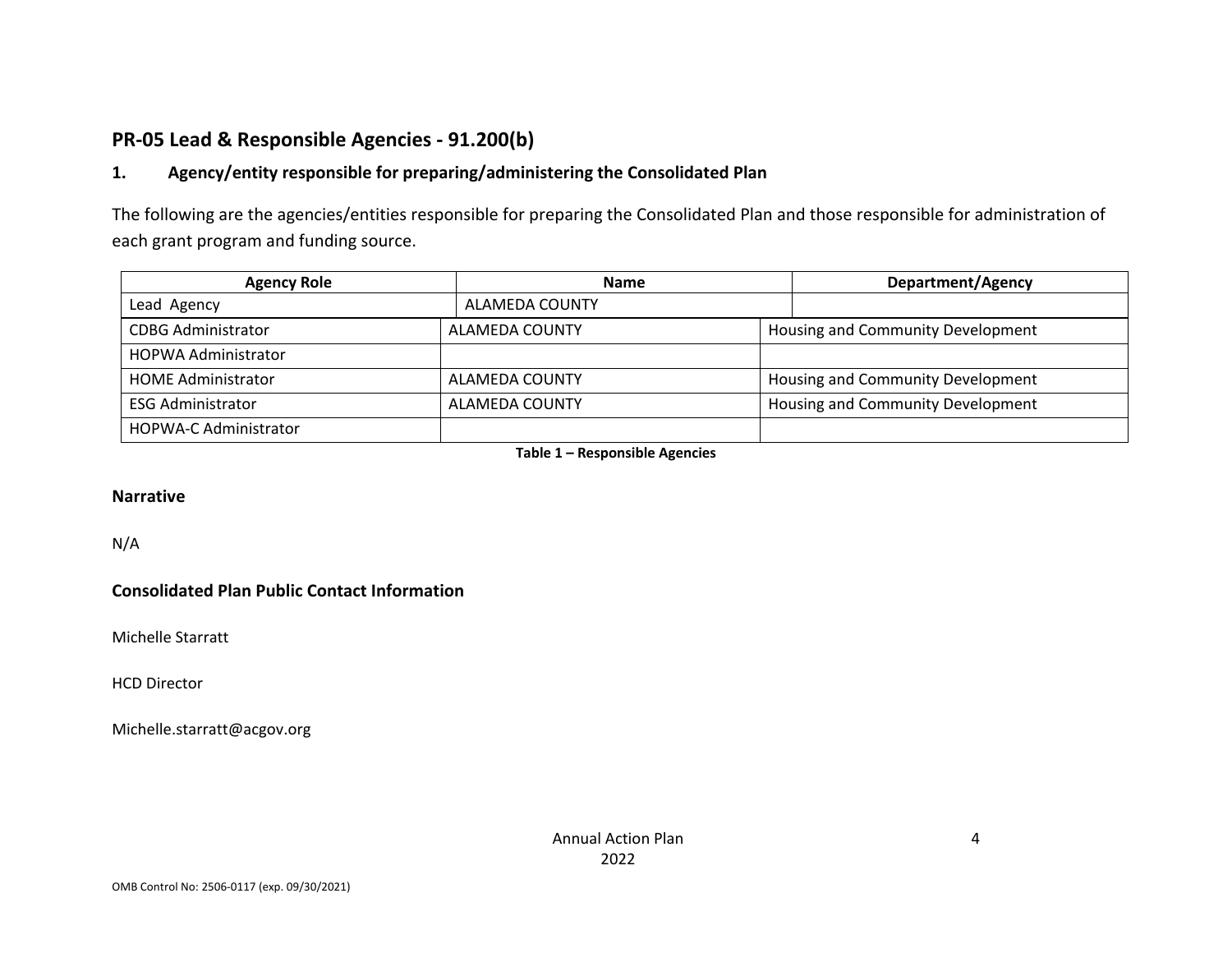## PR-05 Lead & Responsible Agencies - 91.200(b)

### 1. Agency/entity responsible for preparing/administering the Consolidated Plan

The following are the agencies/entities responsible for preparing the Consolidated Plan and those responsible for administration of each grant program and funding source.

| Agency Role | Name | Department/Agency |
| --- | --- | --- |
| Lead Agency | ALAMEDA COUNTY | |
| CDBG Administrator | ALAMEDA COUNTY | Housing and Community Development |
| HOPWA Administrator | | |
| HOME Administrator | ALAMEDA COUNTY | Housing and Community Development |
| ESG Administrator | ALAMEDA COUNTY | Housing and Community Development |
| HOPWA-C Administrator | | |

**Table 1 – Responsible Agencies**

### Narrative

N/A

### Consolidated Plan Public Contact Information

Michelle Starratt

HCD Director

Michelle.starratt@acgov.org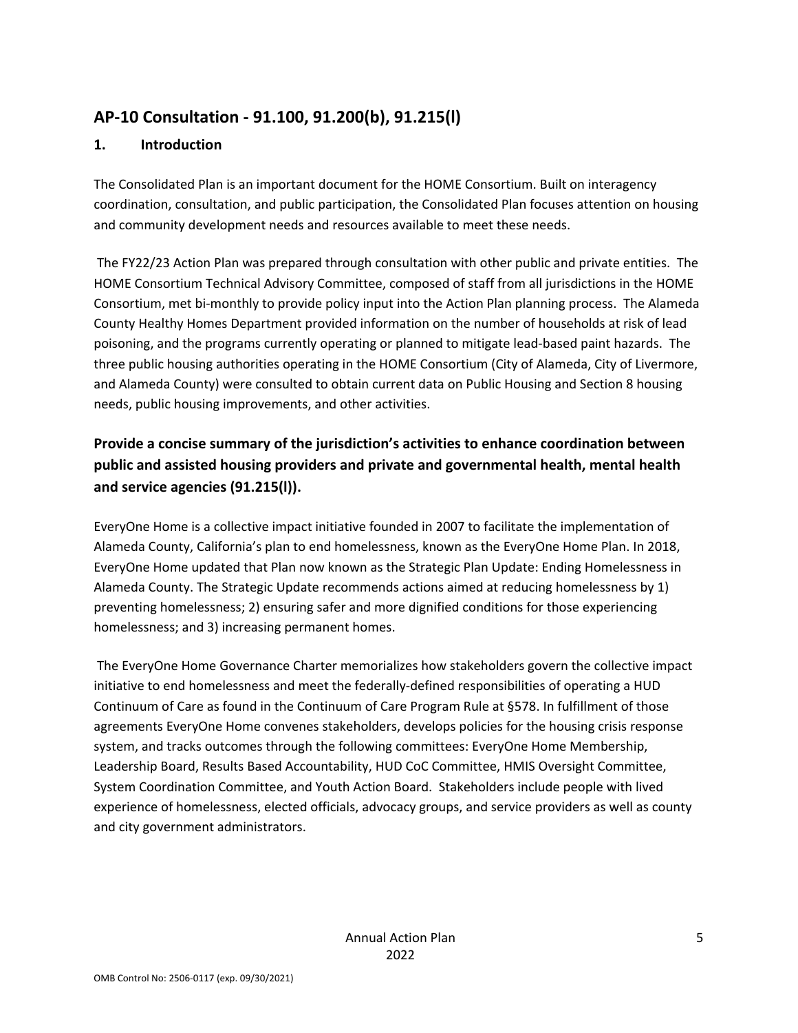## AP-10 Consultation - 91.100, 91.200(b), 91.215(l)

### 1. Introduction

The Consolidated Plan is an important document for the HOME Consortium. Built on interagency coordination, consultation, and public participation, the Consolidated Plan focuses attention on housing and community development needs and resources available to meet these needs.

The FY22/23 Action Plan was prepared through consultation with other public and private entities. The HOME Consortium Technical Advisory Committee, composed of staff from all jurisdictions in the HOME Consortium, met bi-monthly to provide policy input into the Action Plan planning process. The Alameda County Healthy Homes Department provided information on the number of households at risk of lead poisoning, and the programs currently operating or planned to mitigate lead-based paint hazards. The three public housing authorities operating in the HOME Consortium (City of Alameda, City of Livermore, and Alameda County) were consulted to obtain current data on Public Housing and Section 8 housing needs, public housing improvements, and other activities.

### Provide a concise summary of the jurisdiction's activities to enhance coordination between public and assisted housing providers and private and governmental health, mental health and service agencies (91.215(l)).

EveryOne Home is a collective impact initiative founded in 2007 to facilitate the implementation of Alameda County, California's plan to end homelessness, known as the EveryOne Home Plan. In 2018, EveryOne Home updated that Plan now known as the Strategic Plan Update: Ending Homelessness in Alameda County. The Strategic Update recommends actions aimed at reducing homelessness by 1) preventing homelessness; 2) ensuring safer and more dignified conditions for those experiencing homelessness; and 3) increasing permanent homes.

The EveryOne Home Governance Charter memorializes how stakeholders govern the collective impact initiative to end homelessness and meet the federally-defined responsibilities of operating a HUD Continuum of Care as found in the Continuum of Care Program Rule at §578. In fulfillment of those agreements EveryOne Home convenes stakeholders, develops policies for the housing crisis response system, and tracks outcomes through the following committees: EveryOne Home Membership, Leadership Board, Results Based Accountability, HUD CoC Committee, HMIS Oversight Committee, System Coordination Committee, and Youth Action Board. Stakeholders include people with lived experience of homelessness, elected officials, advocacy groups, and service providers as well as county and city government administrators.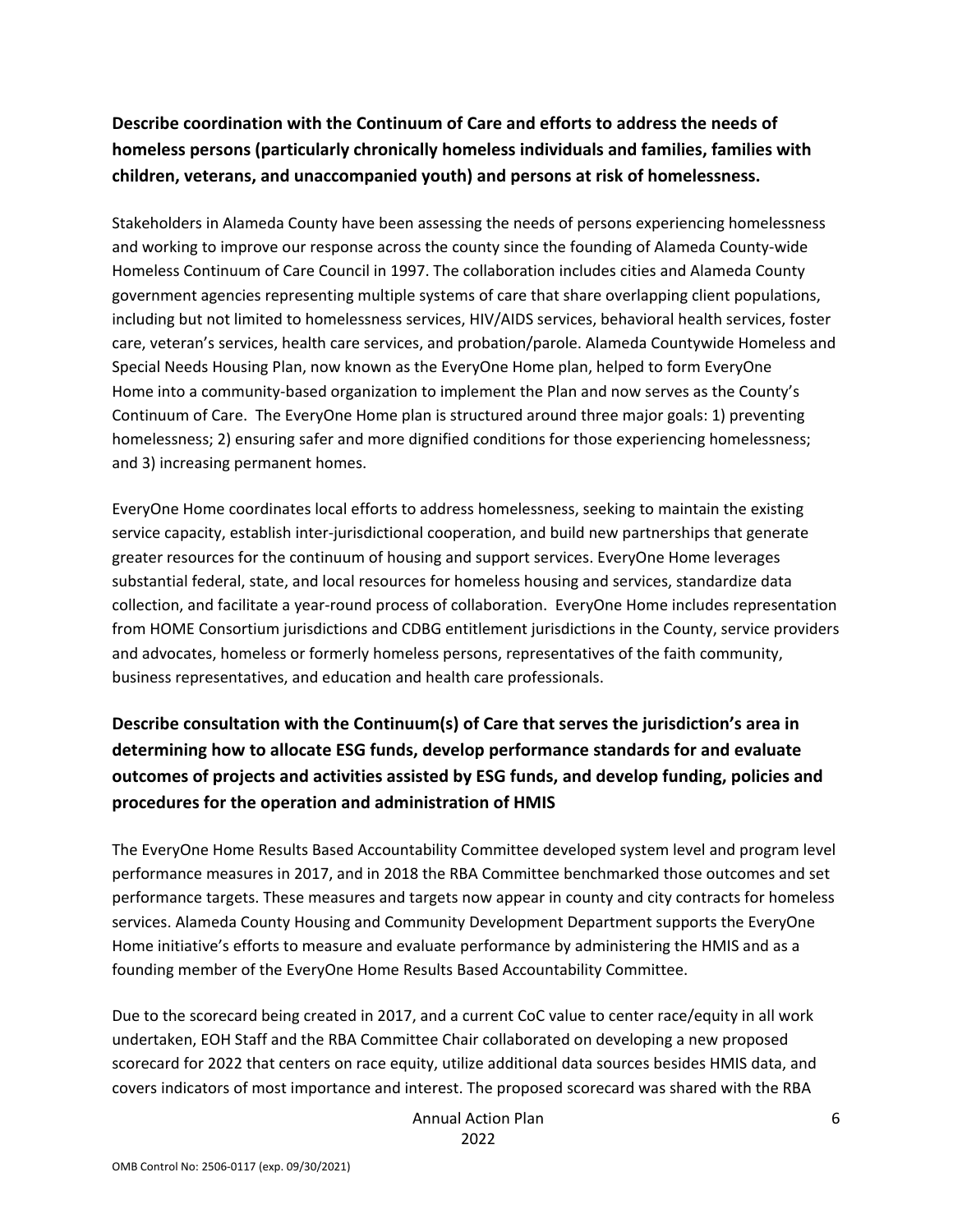**Describe coordination with the Continuum of Care and efforts to address the needs of homeless persons (particularly chronically homeless individuals and families, families with children, veterans, and unaccompanied youth) and persons at risk of homelessness.**

Stakeholders in Alameda County have been assessing the needs of persons experiencing homelessness and working to improve our response across the county since the founding of Alameda County-wide Homeless Continuum of Care Council in 1997. The collaboration includes cities and Alameda County government agencies representing multiple systems of care that share overlapping client populations, including but not limited to homelessness services, HIV/AIDS services, behavioral health services, foster care, veteran's services, health care services, and probation/parole. Alameda Countywide Homeless and Special Needs Housing Plan, now known as the EveryOne Home plan, helped to form EveryOne Home into a community-based organization to implement the Plan and now serves as the County's Continuum of Care. The EveryOne Home plan is structured around three major goals: 1) preventing homelessness; 2) ensuring safer and more dignified conditions for those experiencing homelessness; and 3) increasing permanent homes.

EveryOne Home coordinates local efforts to address homelessness, seeking to maintain the existing service capacity, establish inter-jurisdictional cooperation, and build new partnerships that generate greater resources for the continuum of housing and support services. EveryOne Home leverages substantial federal, state, and local resources for homeless housing and services, standardize data collection, and facilitate a year-round process of collaboration. EveryOne Home includes representation from HOME Consortium jurisdictions and CDBG entitlement jurisdictions in the County, service providers and advocates, homeless or formerly homeless persons, representatives of the faith community, business representatives, and education and health care professionals.

**Describe consultation with the Continuum(s) of Care that serves the jurisdiction's area in determining how to allocate ESG funds, develop performance standards for and evaluate outcomes of projects and activities assisted by ESG funds, and develop funding, policies and procedures for the operation and administration of HMIS**

The EveryOne Home Results Based Accountability Committee developed system level and program level performance measures in 2017, and in 2018 the RBA Committee benchmarked those outcomes and set performance targets. These measures and targets now appear in county and city contracts for homeless services. Alameda County Housing and Community Development Department supports the EveryOne Home initiative's efforts to measure and evaluate performance by administering the HMIS and as a founding member of the EveryOne Home Results Based Accountability Committee.

Due to the scorecard being created in 2017, and a current CoC value to center race/equity in all work undertaken, EOH Staff and the RBA Committee Chair collaborated on developing a new proposed scorecard for 2022 that centers on race equity, utilize additional data sources besides HMIS data, and covers indicators of most importance and interest. The proposed scorecard was shared with the RBA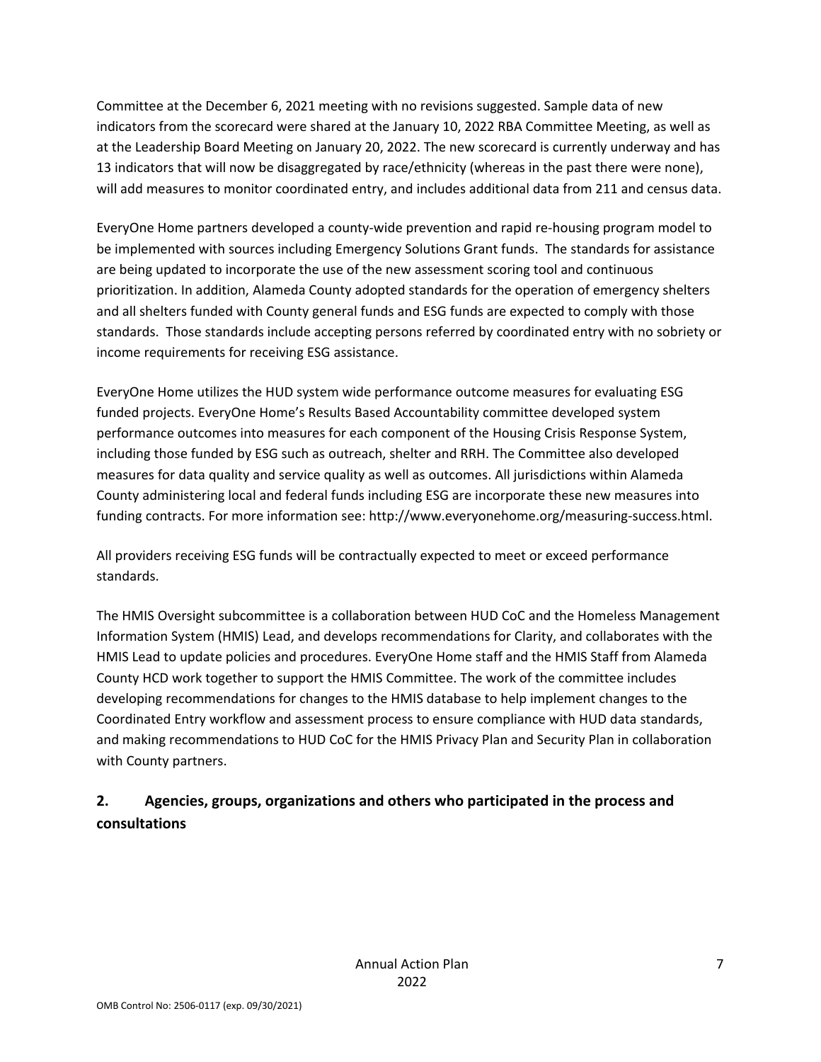Committee at the December 6, 2021 meeting with no revisions suggested. Sample data of new indicators from the scorecard were shared at the January 10, 2022 RBA Committee Meeting, as well as at the Leadership Board Meeting on January 20, 2022. The new scorecard is currently underway and has 13 indicators that will now be disaggregated by race/ethnicity (whereas in the past there were none), will add measures to monitor coordinated entry, and includes additional data from 211 and census data.

EveryOne Home partners developed a county-wide prevention and rapid re-housing program model to be implemented with sources including Emergency Solutions Grant funds. The standards for assistance are being updated to incorporate the use of the new assessment scoring tool and continuous prioritization. In addition, Alameda County adopted standards for the operation of emergency shelters and all shelters funded with County general funds and ESG funds are expected to comply with those standards. Those standards include accepting persons referred by coordinated entry with no sobriety or income requirements for receiving ESG assistance.

EveryOne Home utilizes the HUD system wide performance outcome measures for evaluating ESG funded projects. EveryOne Home's Results Based Accountability committee developed system performance outcomes into measures for each component of the Housing Crisis Response System, including those funded by ESG such as outreach, shelter and RRH. The Committee also developed measures for data quality and service quality as well as outcomes. All jurisdictions within Alameda County administering local and federal funds including ESG are incorporate these new measures into funding contracts. For more information see: http://www.everyonehome.org/measuring-success.html.

All providers receiving ESG funds will be contractually expected to meet or exceed performance standards.

The HMIS Oversight subcommittee is a collaboration between HUD CoC and the Homeless Management Information System (HMIS) Lead, and develops recommendations for Clarity, and collaborates with the HMIS Lead to update policies and procedures. EveryOne Home staff and the HMIS Staff from Alameda County HCD work together to support the HMIS Committee. The work of the committee includes developing recommendations for changes to the HMIS database to help implement changes to the Coordinated Entry workflow and assessment process to ensure compliance with HUD data standards, and making recommendations to HUD CoC for the HMIS Privacy Plan and Security Plan in collaboration with County partners.

## 2. Agencies, groups, organizations and others who participated in the process and consultations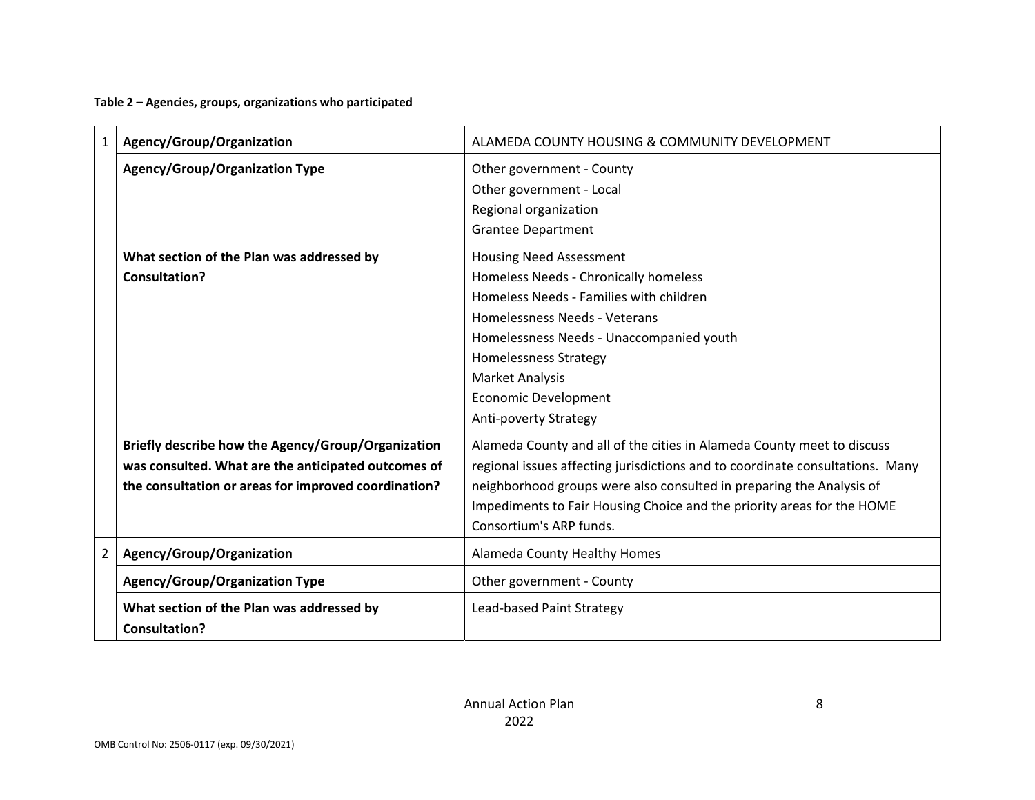**Table 2 – Agencies, groups, organizations who participated**

| | | |
|---|---|---|
| 1 | **Agency/Group/Organization** | ALAMEDA COUNTY HOUSING & COMMUNITY DEVELOPMENT |
| | **Agency/Group/Organization Type** | Other government - County<br>Other government - Local<br>Regional organization<br>Grantee Department |
| | **What section of the Plan was addressed by Consultation?** | Housing Need Assessment<br>Homeless Needs - Chronically homeless<br>Homeless Needs - Families with children<br>Homelessness Needs - Veterans<br>Homelessness Needs - Unaccompanied youth<br>Homelessness Strategy<br>Market Analysis<br>Economic Development<br>Anti-poverty Strategy |
| | **Briefly describe how the Agency/Group/Organization was consulted. What are the anticipated outcomes of the consultation or areas for improved coordination?** | Alameda County and all of the cities in Alameda County meet to discuss regional issues affecting jurisdictions and to coordinate consultations. Many neighborhood groups were also consulted in preparing the Analysis of Impediments to Fair Housing Choice and the priority areas for the HOME Consortium's ARP funds. |
| 2 | **Agency/Group/Organization** | Alameda County Healthy Homes |
| | **Agency/Group/Organization Type** | Other government - County |
| | **What section of the Plan was addressed by Consultation?** | Lead-based Paint Strategy |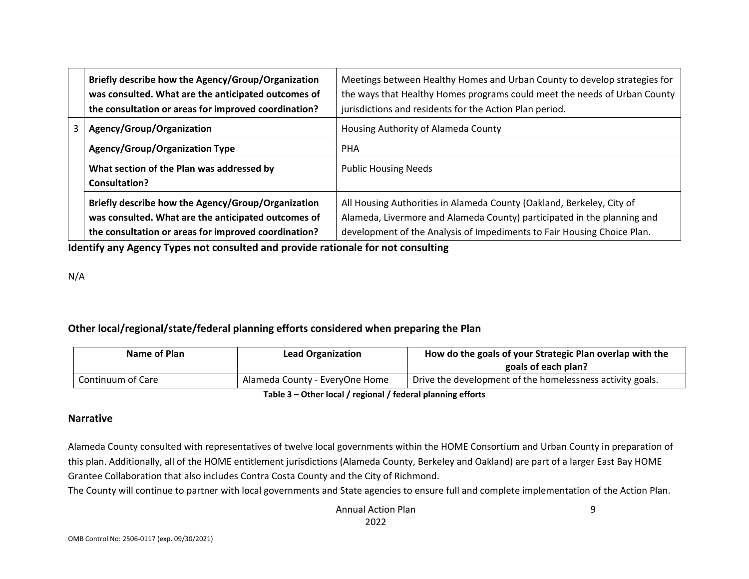| | | |
|---|---|---|
| | **Briefly describe how the Agency/Group/Organization was consulted. What are the anticipated outcomes of the consultation or areas for improved coordination?** | Meetings between Healthy Homes and Urban County to develop strategies for the ways that Healthy Homes programs could meet the needs of Urban County jurisdictions and residents for the Action Plan period. |
| 3 | **Agency/Group/Organization** | Housing Authority of Alameda County |
| | **Agency/Group/Organization Type** | PHA |
| | **What section of the Plan was addressed by Consultation?** | Public Housing Needs |
| | **Briefly describe how the Agency/Group/Organization was consulted. What are the anticipated outcomes of the consultation or areas for improved coordination?** | All Housing Authorities in Alameda County (Oakland, Berkeley, City of Alameda, Livermore and Alameda County) participated in the planning and development of the Analysis of Impediments to Fair Housing Choice Plan. |

**Identify any Agency Types not consulted and provide rationale for not consulting**

N/A

### Other local/regional/state/federal planning efforts considered when preparing the Plan

| Name of Plan | Lead Organization | How do the goals of your Strategic Plan overlap with the goals of each plan? |
|---|---|---|
| Continuum of Care | Alameda County - EveryOne Home | Drive the development of the homelessness activity goals. |

**Table 3 – Other local / regional / federal planning efforts**

### Narrative

Alameda County consulted with representatives of twelve local governments within the HOME Consortium and Urban County in preparation of this plan. Additionally, all of the HOME entitlement jurisdictions (Alameda County, Berkeley and Oakland) are part of a larger East Bay HOME Grantee Collaboration that also includes Contra Costa County and the City of Richmond.
The County will continue to partner with local governments and State agencies to ensure full and complete implementation of the Action Plan.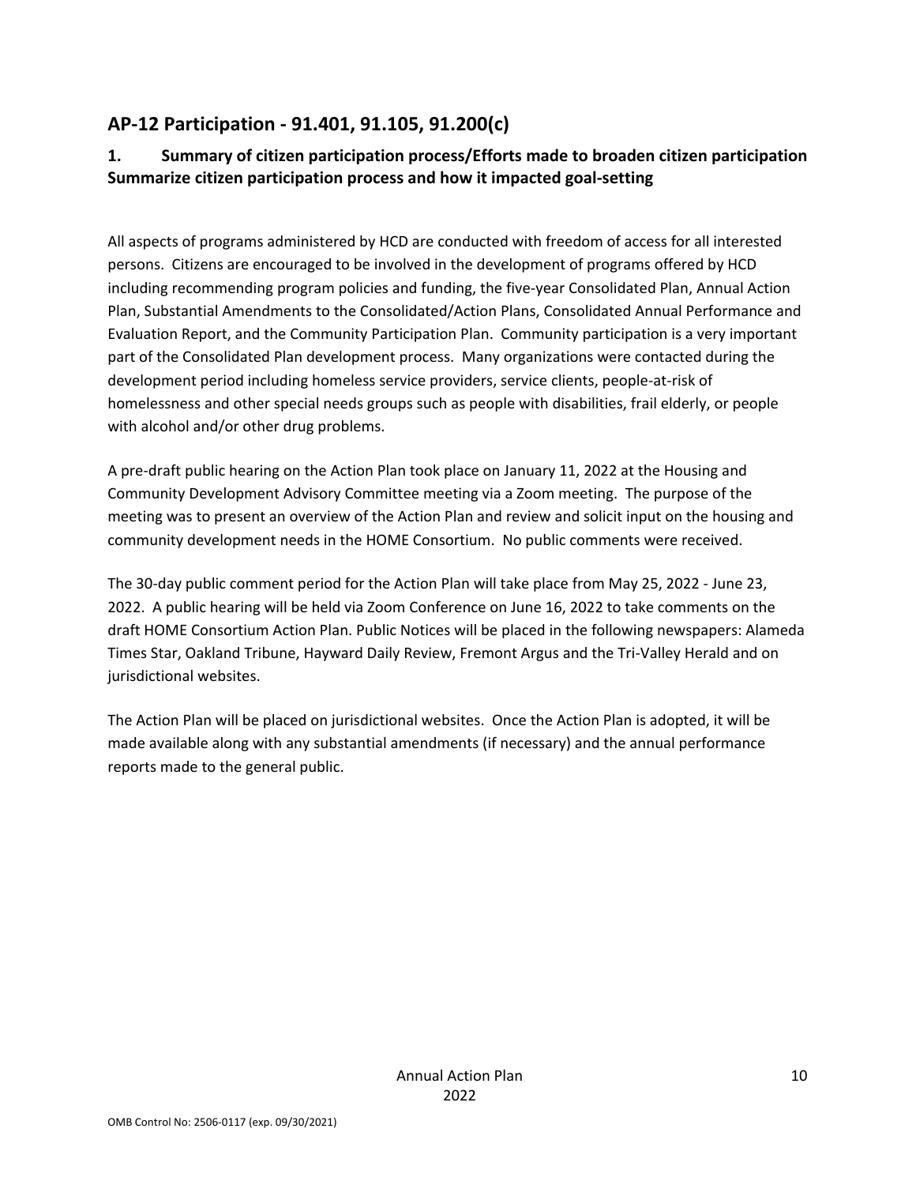## AP-12 Participation - 91.401, 91.105, 91.200(c)

### 1. Summary of citizen participation process/Efforts made to broaden citizen participation Summarize citizen participation process and how it impacted goal-setting

All aspects of programs administered by HCD are conducted with freedom of access for all interested persons. Citizens are encouraged to be involved in the development of programs offered by HCD including recommending program policies and funding, the five-year Consolidated Plan, Annual Action Plan, Substantial Amendments to the Consolidated/Action Plans, Consolidated Annual Performance and Evaluation Report, and the Community Participation Plan. Community participation is a very important part of the Consolidated Plan development process. Many organizations were contacted during the development period including homeless service providers, service clients, people-at-risk of homelessness and other special needs groups such as people with disabilities, frail elderly, or people with alcohol and/or other drug problems.

A pre-draft public hearing on the Action Plan took place on January 11, 2022 at the Housing and Community Development Advisory Committee meeting via a Zoom meeting. The purpose of the meeting was to present an overview of the Action Plan and review and solicit input on the housing and community development needs in the HOME Consortium. No public comments were received.

The 30-day public comment period for the Action Plan will take place from May 25, 2022 - June 23, 2022. A public hearing will be held via Zoom Conference on June 16, 2022 to take comments on the draft HOME Consortium Action Plan. Public Notices will be placed in the following newspapers: Alameda Times Star, Oakland Tribune, Hayward Daily Review, Fremont Argus and the Tri-Valley Herald and on jurisdictional websites.

The Action Plan will be placed on jurisdictional websites. Once the Action Plan is adopted, it will be made available along with any substantial amendments (if necessary) and the annual performance reports made to the general public.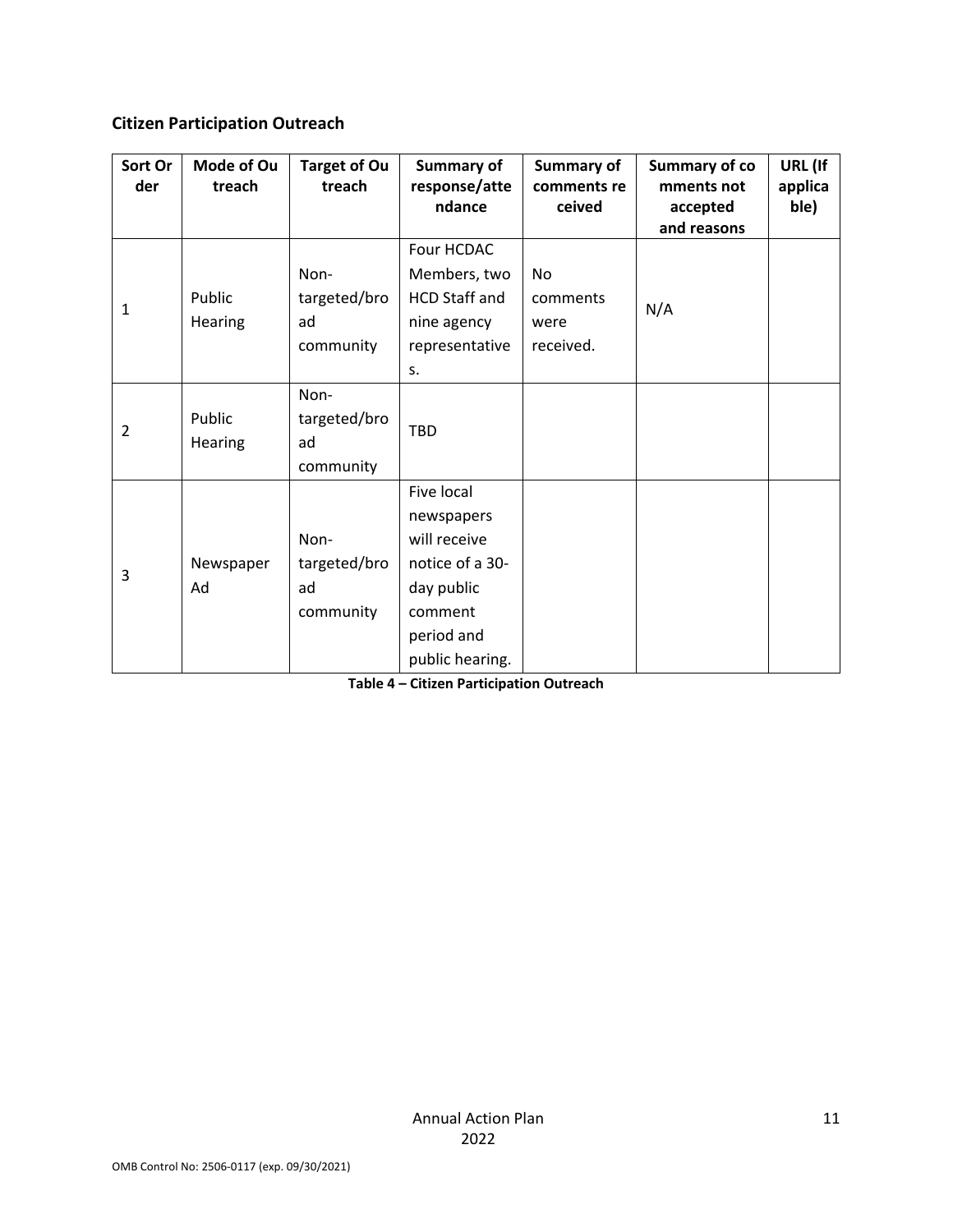## Citizen Participation Outreach

| Sort Order | Mode of Outreach | Target of Outreach | Summary of response/attendance | Summary of comments received | Summary of comments not accepted and reasons | URL (If applicable) |
|---|---|---|---|---|---|---|
| 1 | Public Hearing | Non-targeted/broad community | Four HCDAC Members, two HCD Staff and nine agency representatives. | No comments were received. | N/A | |
| 2 | Public Hearing | Non-targeted/broad community | TBD | | | |
| 3 | Newspaper Ad | Non-targeted/broad community | Five local newspapers will receive notice of a 30-day public comment period and public hearing. | | | |

**Table 4 – Citizen Participation Outreach**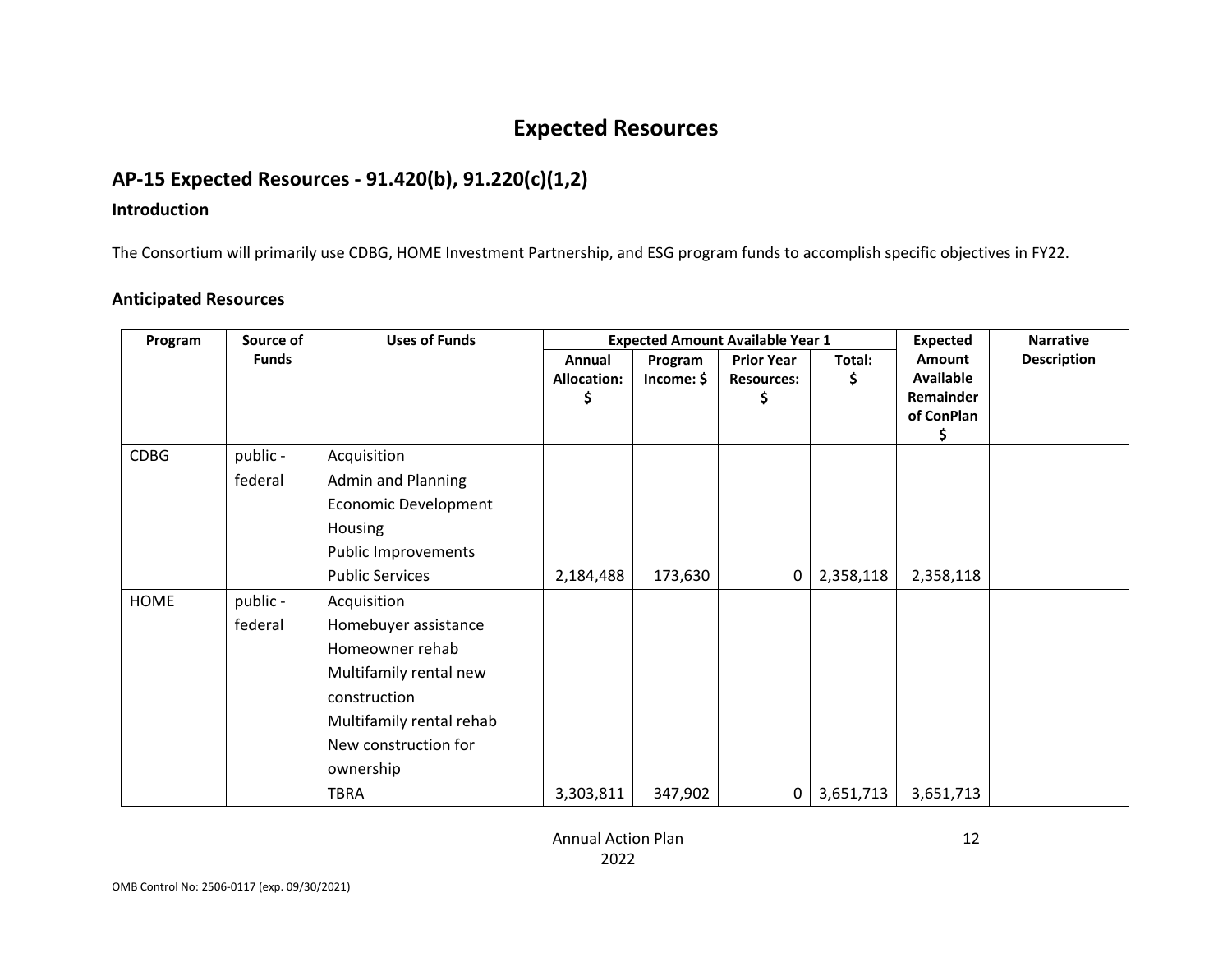# Expected Resources

## AP-15 Expected Resources - 91.420(b), 91.220(c)(1,2)

### Introduction

The Consortium will primarily use CDBG, HOME Investment Partnership, and ESG program funds to accomplish specific objectives in FY22.

### Anticipated Resources

| Program | Source of Funds | Uses of Funds | Expected Amount Available Year 1 | | | | Expected Amount Available Remainder of ConPlan $ | Narrative Description |
|---|---|---|---|---|---|---|---|---|
| | | | Annual Allocation: $ | Program Income: $ | Prior Year Resources: $ | Total: $ | | |
| CDBG | public - federal | Acquisition<br>Admin and Planning<br>Economic Development<br>Housing<br>Public Improvements<br>Public Services | 2,184,488 | 173,630 | 0 | 2,358,118 | 2,358,118 | |
| HOME | public - federal | Acquisition<br>Homebuyer assistance<br>Homeowner rehab<br>Multifamily rental new construction<br>Multifamily rental rehab<br>New construction for ownership<br>TBRA | 3,303,811 | 347,902 | 0 | 3,651,713 | 3,651,713 | |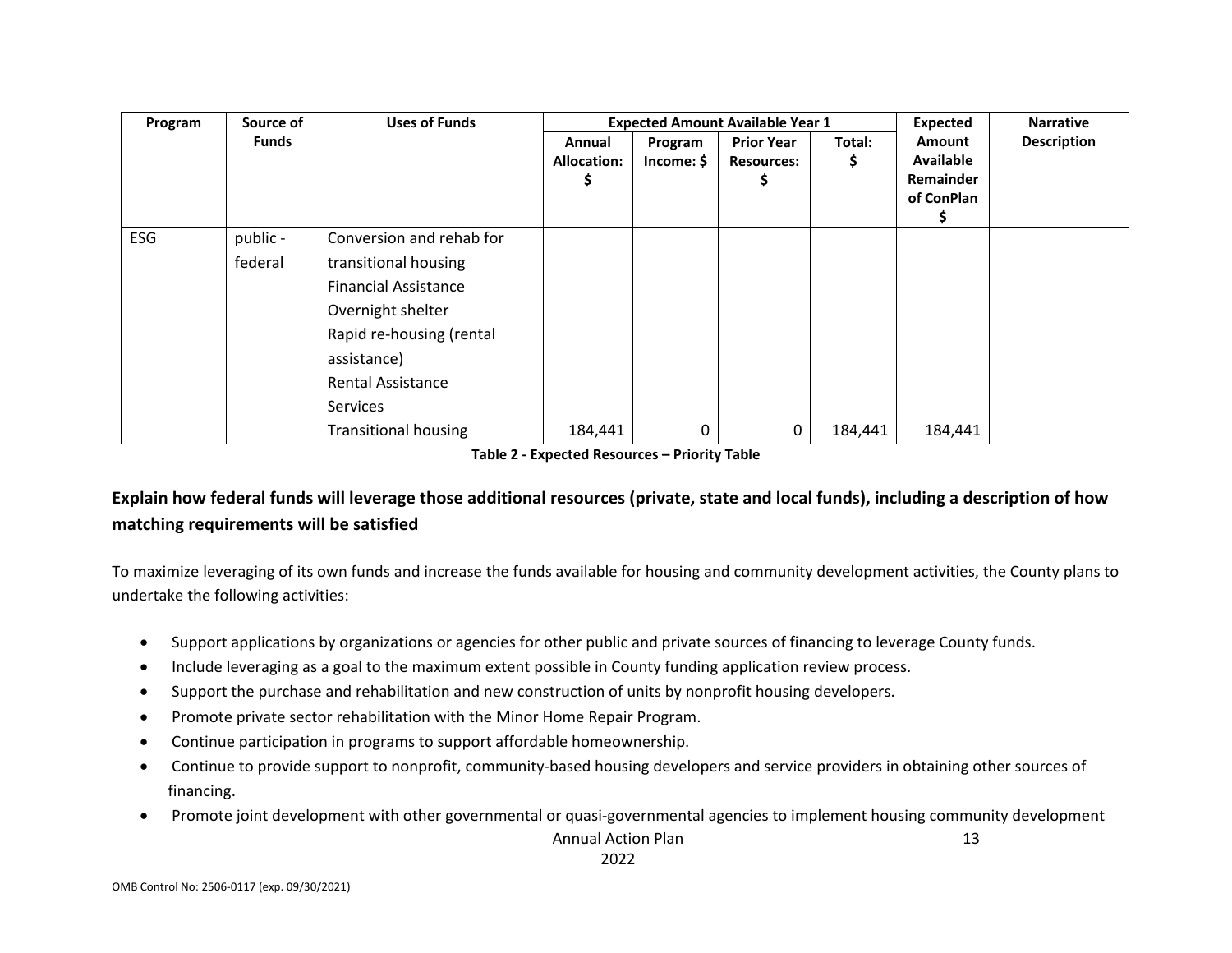| Program | Source of Funds | Uses of Funds | Expected Amount Available Year 1 | | | | Expected Amount Available Remainder of ConPlan $ | Narrative Description |
|---|---|---|---|---|---|---|---|---|
| | | | Annual Allocation: $ | Program Income: $ | Prior Year Resources: $ | Total: $ | | |
| ESG | public - federal | Conversion and rehab for transitional housing<br>Financial Assistance<br>Overnight shelter<br>Rapid re-housing (rental assistance)<br>Rental Assistance<br>Services<br>Transitional housing | 184,441 | 0 | 0 | 184,441 | 184,441 | |

**Table 2 - Expected Resources – Priority Table**

### Explain how federal funds will leverage those additional resources (private, state and local funds), including a description of how matching requirements will be satisfied

To maximize leveraging of its own funds and increase the funds available for housing and community development activities, the County plans to undertake the following activities:

- Support applications by organizations or agencies for other public and private sources of financing to leverage County funds.
- Include leveraging as a goal to the maximum extent possible in County funding application review process.
- Support the purchase and rehabilitation and new construction of units by nonprofit housing developers.
- Promote private sector rehabilitation with the Minor Home Repair Program.
- Continue participation in programs to support affordable homeownership.
- Continue to provide support to nonprofit, community-based housing developers and service providers in obtaining other sources of financing.
- Promote joint development with other governmental or quasi-governmental agencies to implement housing community development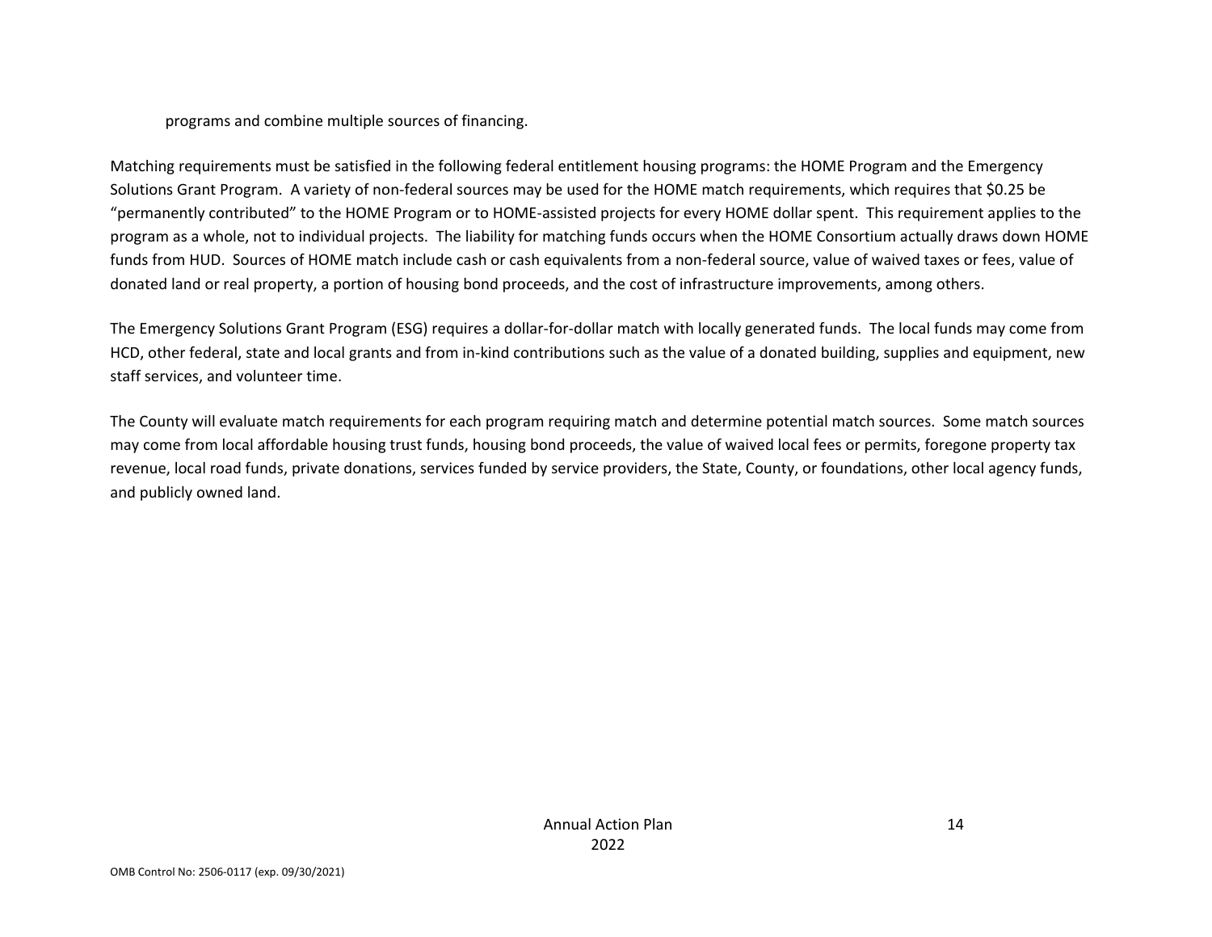programs and combine multiple sources of financing.

Matching requirements must be satisfied in the following federal entitlement housing programs: the HOME Program and the Emergency Solutions Grant Program. A variety of non-federal sources may be used for the HOME match requirements, which requires that $0.25 be "permanently contributed" to the HOME Program or to HOME-assisted projects for every HOME dollar spent. This requirement applies to the program as a whole, not to individual projects. The liability for matching funds occurs when the HOME Consortium actually draws down HOME funds from HUD. Sources of HOME match include cash or cash equivalents from a non-federal source, value of waived taxes or fees, value of donated land or real property, a portion of housing bond proceeds, and the cost of infrastructure improvements, among others.

The Emergency Solutions Grant Program (ESG) requires a dollar-for-dollar match with locally generated funds. The local funds may come from HCD, other federal, state and local grants and from in-kind contributions such as the value of a donated building, supplies and equipment, new staff services, and volunteer time.

The County will evaluate match requirements for each program requiring match and determine potential match sources. Some match sources may come from local affordable housing trust funds, housing bond proceeds, the value of waived local fees or permits, foregone property tax revenue, local road funds, private donations, services funded by service providers, the State, County, or foundations, other local agency funds, and publicly owned land.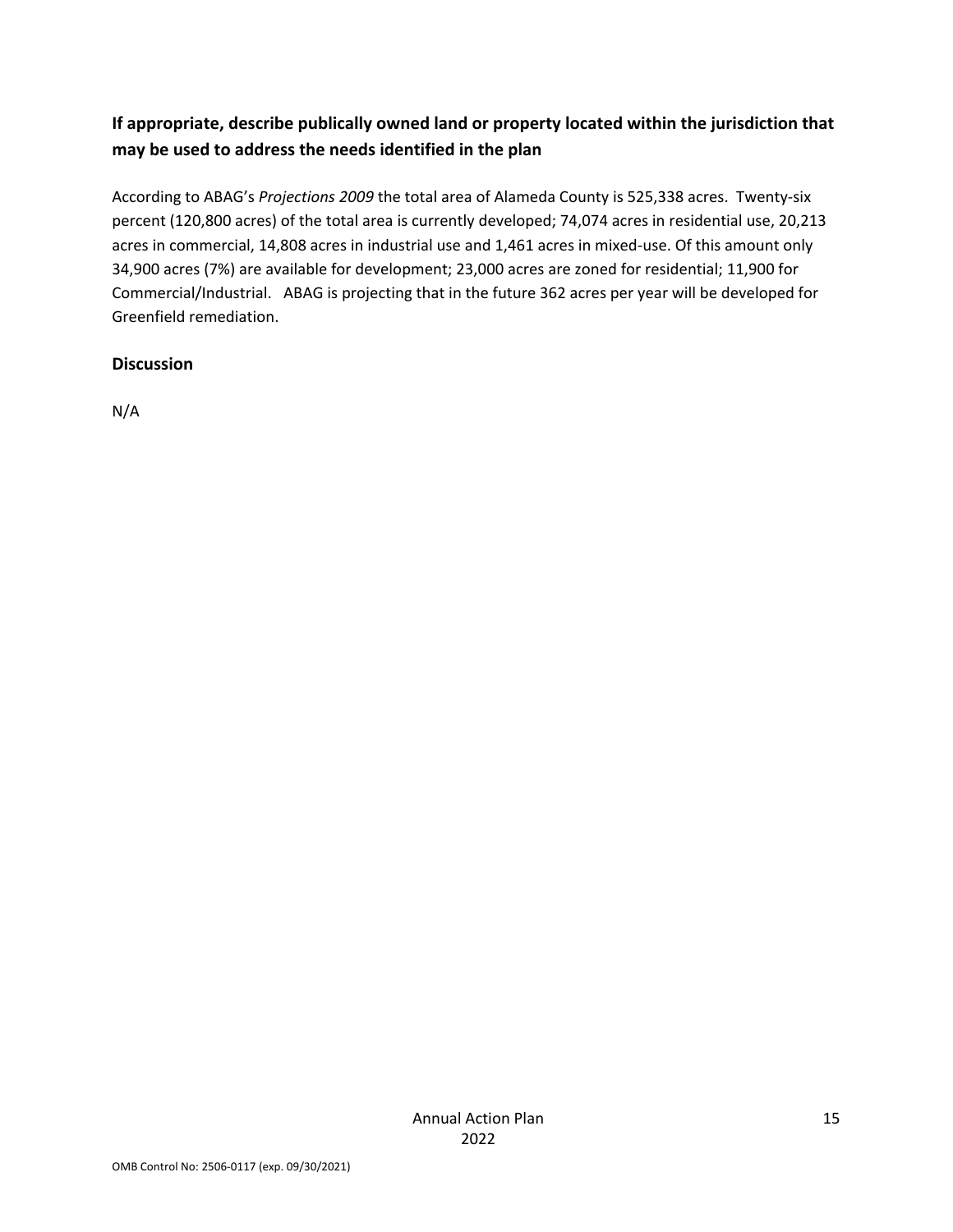### If appropriate, describe publically owned land or property located within the jurisdiction that may be used to address the needs identified in the plan

According to ABAG's *Projections 2009* the total area of Alameda County is 525,338 acres. Twenty-six percent (120,800 acres) of the total area is currently developed; 74,074 acres in residential use, 20,213 acres in commercial, 14,808 acres in industrial use and 1,461 acres in mixed-use. Of this amount only 34,900 acres (7%) are available for development; 23,000 acres are zoned for residential; 11,900 for Commercial/Industrial. ABAG is projecting that in the future 362 acres per year will be developed for Greenfield remediation.

### Discussion

N/A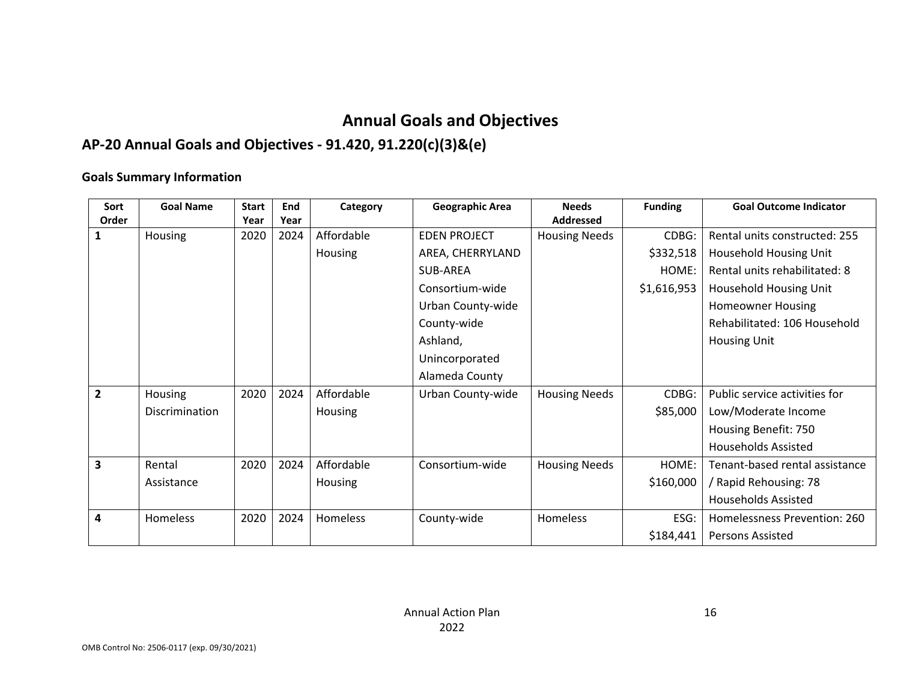# Annual Goals and Objectives

## AP-20 Annual Goals and Objectives - 91.420, 91.220(c)(3)&(e)

### Goals Summary Information

| Sort Order | Goal Name | Start Year | End Year | Category | Geographic Area | Needs Addressed | Funding | Goal Outcome Indicator |
|---|---|---|---|---|---|---|---|---|
| 1 | Housing | 2020 | 2024 | Affordable Housing | EDEN PROJECT AREA, CHERRYLAND SUB-AREA Consortium-wide Urban County-wide County-wide Ashland, Unincorporated Alameda County | Housing Needs | CDBG: $332,518 HOME: $1,616,953 | Rental units constructed: 255 Household Housing Unit Rental units rehabilitated: 8 Household Housing Unit Homeowner Housing Rehabilitated: 106 Household Housing Unit |
| 2 | Housing Discrimination | 2020 | 2024 | Affordable Housing | Urban County-wide | Housing Needs | CDBG: $85,000 | Public service activities for Low/Moderate Income Housing Benefit: 750 Households Assisted |
| 3 | Rental Assistance | 2020 | 2024 | Affordable Housing | Consortium-wide | Housing Needs | HOME: $160,000 | Tenant-based rental assistance / Rapid Rehousing: 78 Households Assisted |
| 4 | Homeless | 2020 | 2024 | Homeless | County-wide | Homeless | ESG: $184,441 | Homelessness Prevention: 260 Persons Assisted |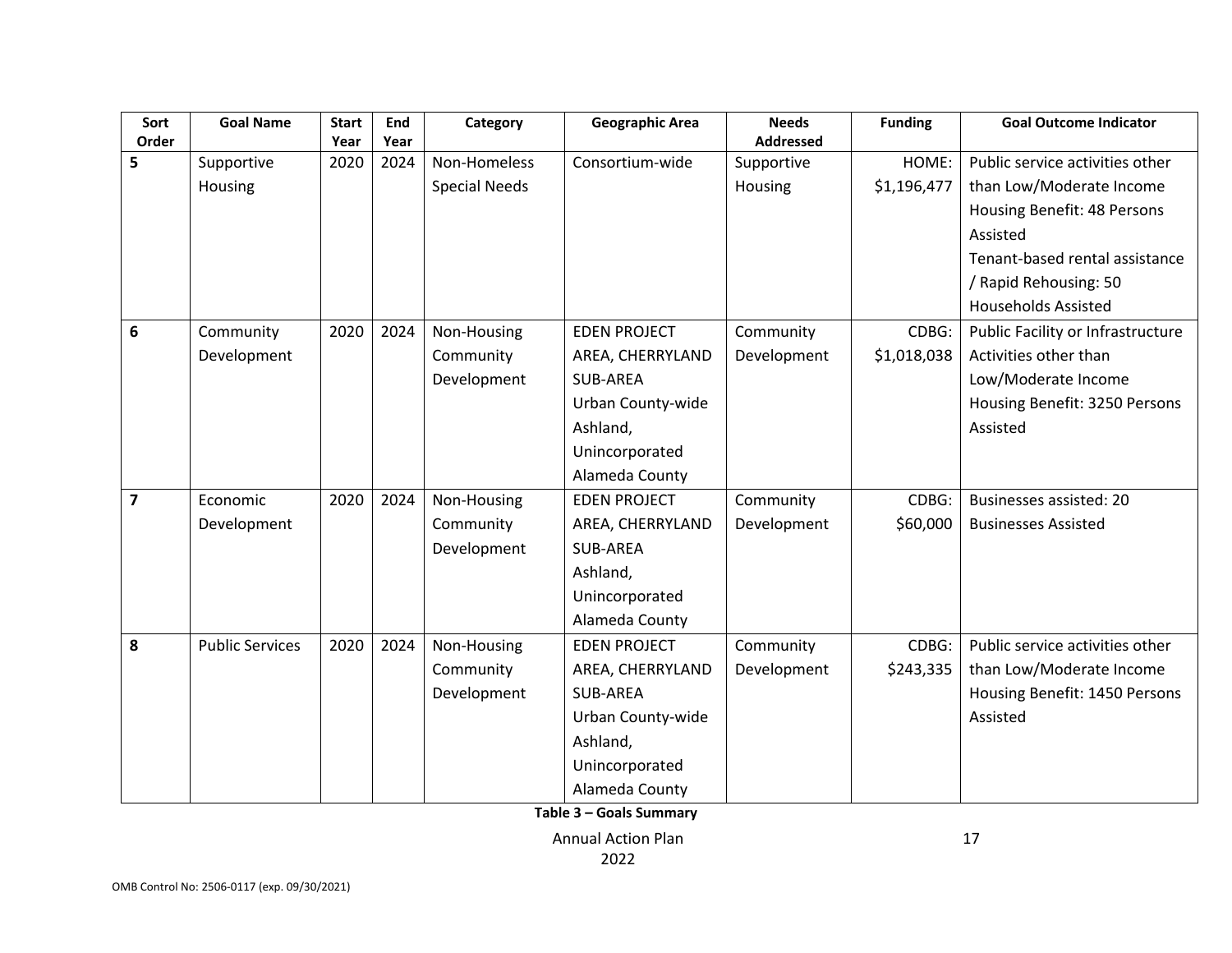| Sort Order | Goal Name | Start Year | End Year | Category | Geographic Area | Needs Addressed | Funding | Goal Outcome Indicator |
|---|---|---|---|---|---|---|---|---|
| 5 | Supportive Housing | 2020 | 2024 | Non-Homeless Special Needs | Consortium-wide | Supportive Housing | HOME: $1,196,477 | Public service activities other than Low/Moderate Income Housing Benefit: 48 Persons Assisted<br>Tenant-based rental assistance / Rapid Rehousing: 50 Households Assisted |
| 6 | Community Development | 2020 | 2024 | Non-Housing Community Development | EDEN PROJECT AREA, CHERRYLAND SUB-AREA<br>Urban County-wide<br>Ashland, Unincorporated Alameda County | Community Development | CDBG: $1,018,038 | Public Facility or Infrastructure Activities other than Low/Moderate Income Housing Benefit: 3250 Persons Assisted |
| 7 | Economic Development | 2020 | 2024 | Non-Housing Community Development | EDEN PROJECT AREA, CHERRYLAND SUB-AREA<br>Ashland, Unincorporated Alameda County | Community Development | CDBG: $60,000 | Businesses assisted: 20 Businesses Assisted |
| 8 | Public Services | 2020 | 2024 | Non-Housing Community Development | EDEN PROJECT AREA, CHERRYLAND SUB-AREA<br>Urban County-wide<br>Ashland, Unincorporated Alameda County | Community Development | CDBG: $243,335 | Public service activities other than Low/Moderate Income Housing Benefit: 1450 Persons Assisted |

**Table 3 – Goals Summary**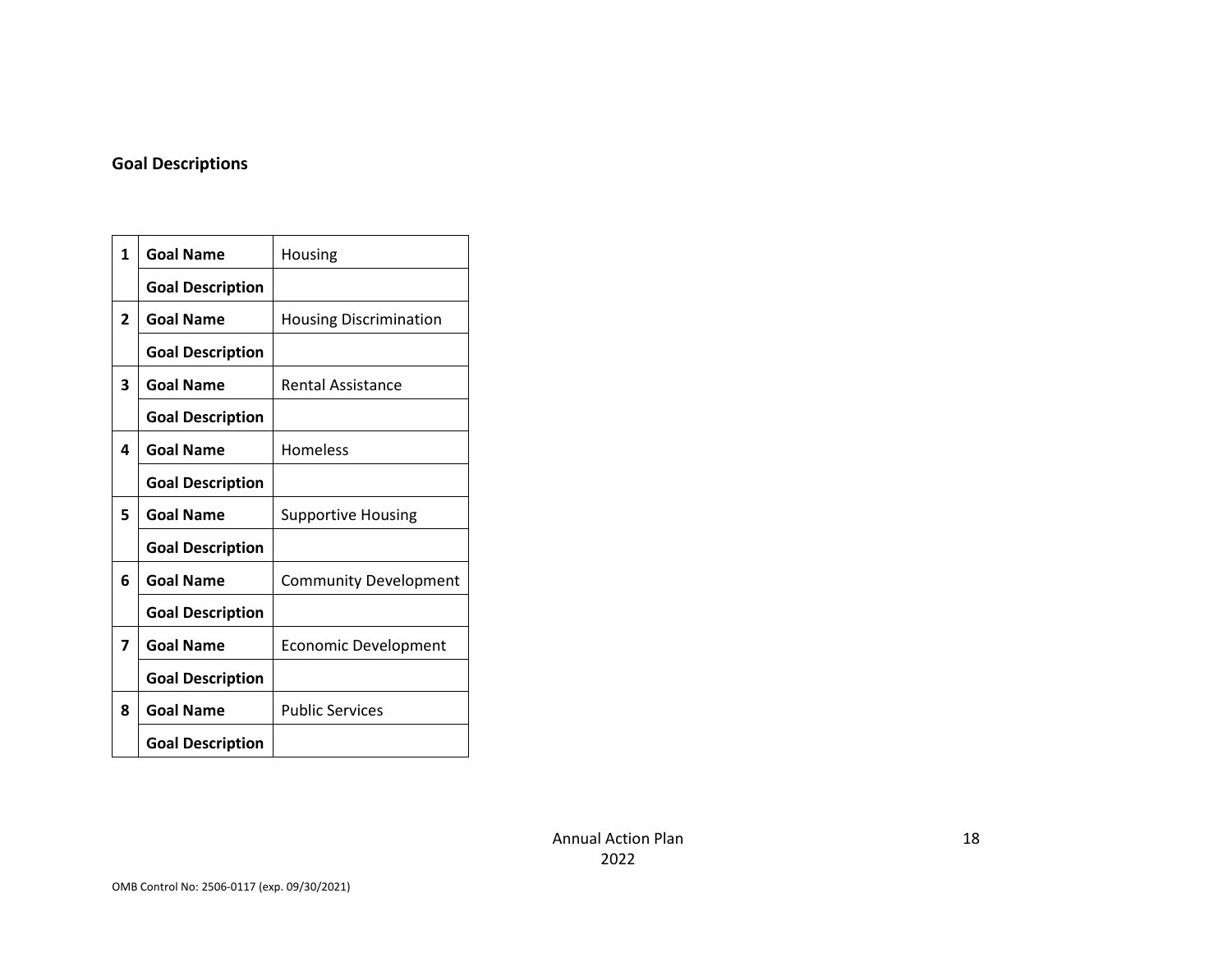**Goal Descriptions**

| | | |
|---|---|---|
| 1 | **Goal Name** | Housing |
| | **Goal Description** | |
| 2 | **Goal Name** | Housing Discrimination |
| | **Goal Description** | |
| 3 | **Goal Name** | Rental Assistance |
| | **Goal Description** | |
| 4 | **Goal Name** | Homeless |
| | **Goal Description** | |
| 5 | **Goal Name** | Supportive Housing |
| | **Goal Description** | |
| 6 | **Goal Name** | Community Development |
| | **Goal Description** | |
| 7 | **Goal Name** | Economic Development |
| | **Goal Description** | |
| 8 | **Goal Name** | Public Services |
| | **Goal Description** | |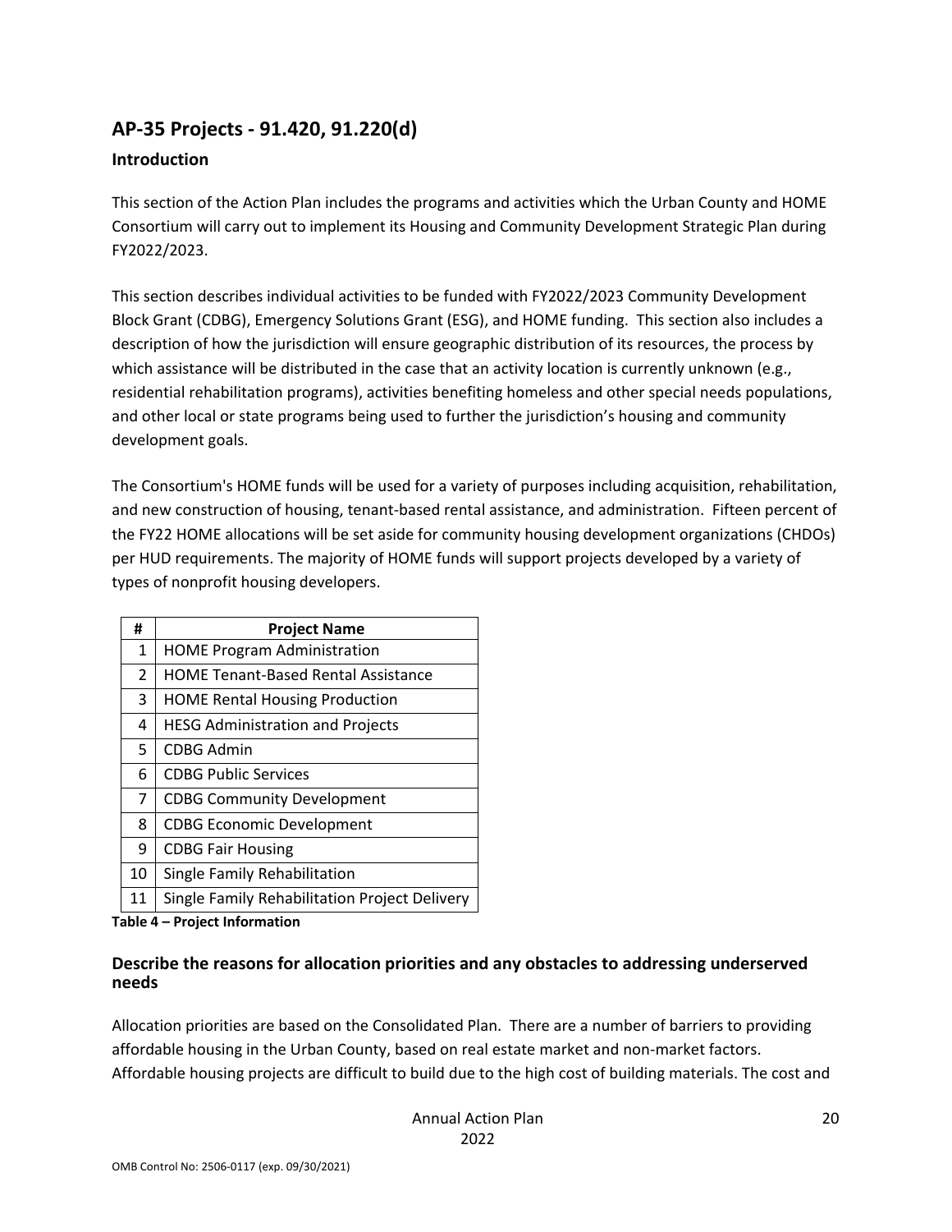## AP-35 Projects - 91.420, 91.220(d)

### Introduction

This section of the Action Plan includes the programs and activities which the Urban County and HOME Consortium will carry out to implement its Housing and Community Development Strategic Plan during FY2022/2023.

This section describes individual activities to be funded with FY2022/2023 Community Development Block Grant (CDBG), Emergency Solutions Grant (ESG), and HOME funding. This section also includes a description of how the jurisdiction will ensure geographic distribution of its resources, the process by which assistance will be distributed in the case that an activity location is currently unknown (e.g., residential rehabilitation programs), activities benefiting homeless and other special needs populations, and other local or state programs being used to further the jurisdiction's housing and community development goals.

The Consortium's HOME funds will be used for a variety of purposes including acquisition, rehabilitation, and new construction of housing, tenant-based rental assistance, and administration. Fifteen percent of the FY22 HOME allocations will be set aside for community housing development organizations (CHDOs) per HUD requirements. The majority of HOME funds will support projects developed by a variety of types of nonprofit housing developers.

| # | Project Name |
|---|---|
| 1 | HOME Program Administration |
| 2 | HOME Tenant-Based Rental Assistance |
| 3 | HOME Rental Housing Production |
| 4 | HESG Administration and Projects |
| 5 | CDBG Admin |
| 6 | CDBG Public Services |
| 7 | CDBG Community Development |
| 8 | CDBG Economic Development |
| 9 | CDBG Fair Housing |
| 10 | Single Family Rehabilitation |
| 11 | Single Family Rehabilitation Project Delivery |

**Table 4 – Project Information**

### Describe the reasons for allocation priorities and any obstacles to addressing underserved needs

Allocation priorities are based on the Consolidated Plan. There are a number of barriers to providing affordable housing in the Urban County, based on real estate market and non-market factors. Affordable housing projects are difficult to build due to the high cost of building materials. The cost and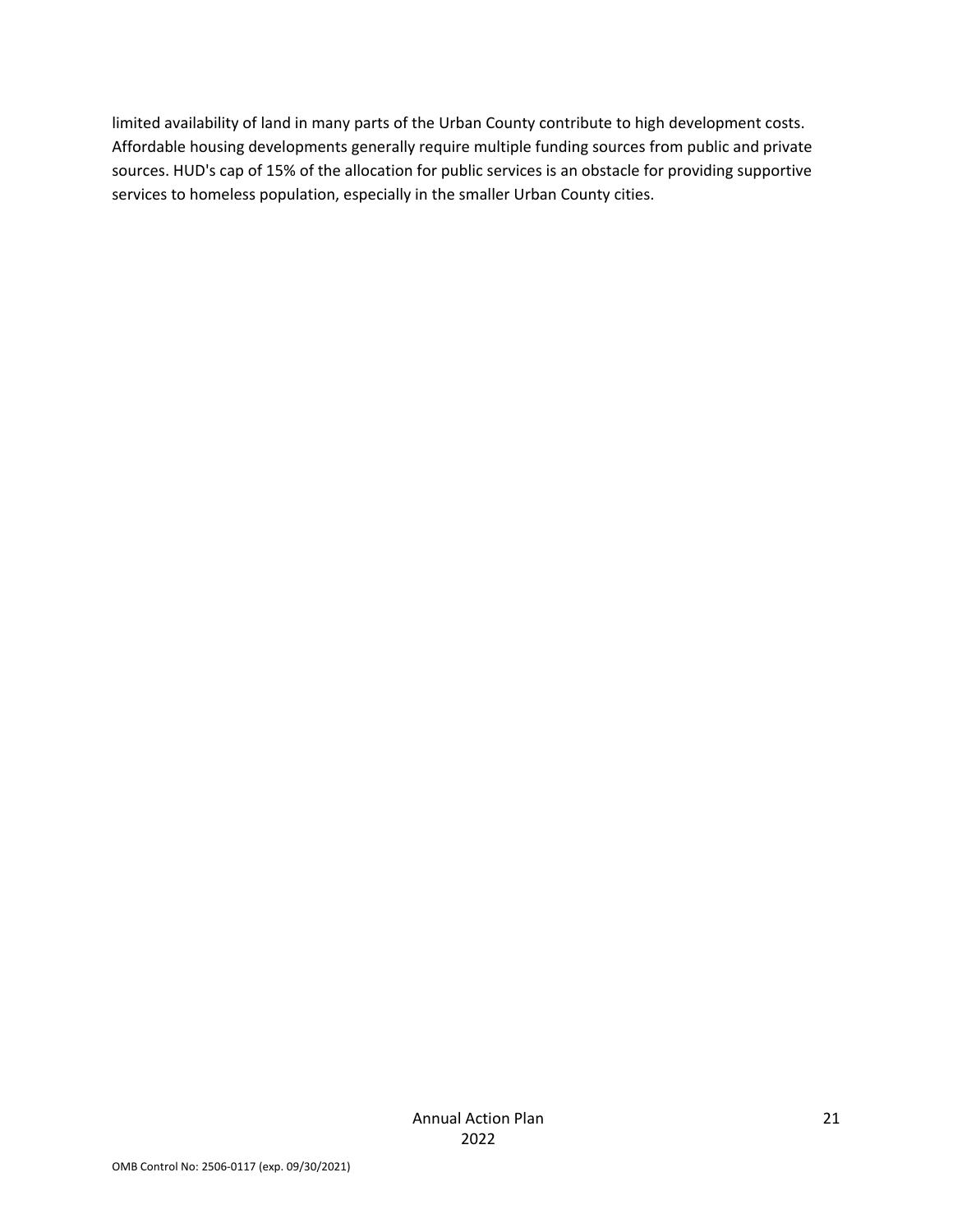limited availability of land in many parts of the Urban County contribute to high development costs. Affordable housing developments generally require multiple funding sources from public and private sources. HUD's cap of 15% of the allocation for public services is an obstacle for providing supportive services to homeless population, especially in the smaller Urban County cities.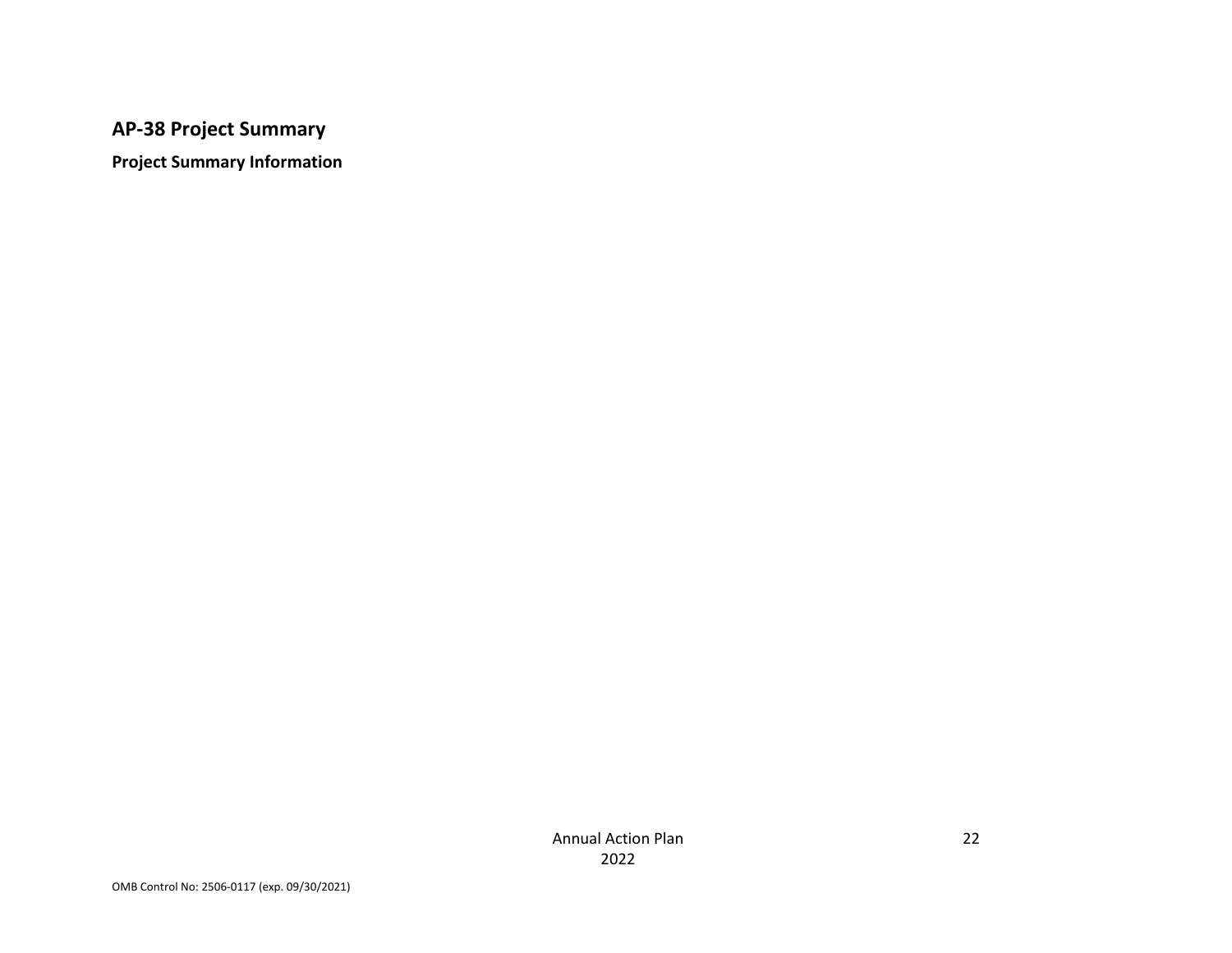## AP-38 Project Summary

**Project Summary Information**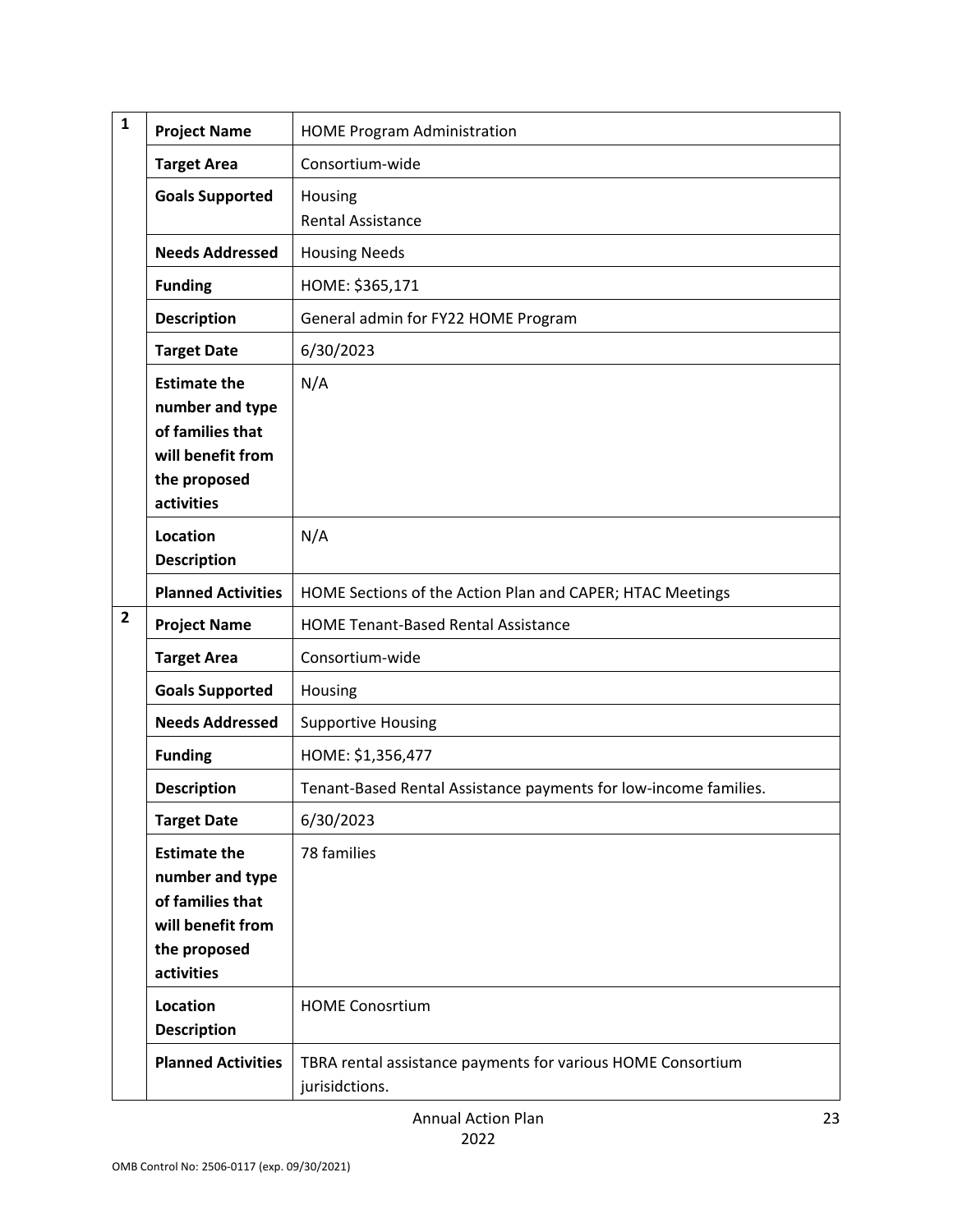| | | |
|---|---|---|
| **1** | **Project Name** | HOME Program Administration |
| | **Target Area** | Consortium-wide |
| | **Goals Supported** | Housing<br>Rental Assistance |
| | **Needs Addressed** | Housing Needs |
| | **Funding** | HOME: $365,171 |
| | **Description** | General admin for FY22 HOME Program |
| | **Target Date** | 6/30/2023 |
| | **Estimate the number and type of families that will benefit from the proposed activities** | N/A |
| | **Location Description** | N/A |
| | **Planned Activities** | HOME Sections of the Action Plan and CAPER; HTAC Meetings |
| **2** | **Project Name** | HOME Tenant-Based Rental Assistance |
| | **Target Area** | Consortium-wide |
| | **Goals Supported** | Housing |
| | **Needs Addressed** | Supportive Housing |
| | **Funding** | HOME: $1,356,477 |
| | **Description** | Tenant-Based Rental Assistance payments for low-income families. |
| | **Target Date** | 6/30/2023 |
| | **Estimate the number and type of families that will benefit from the proposed activities** | 78 families |
| | **Location Description** | HOME Conosrtium |
| | **Planned Activities** | TBRA rental assistance payments for various HOME Consortium jurisidctions. |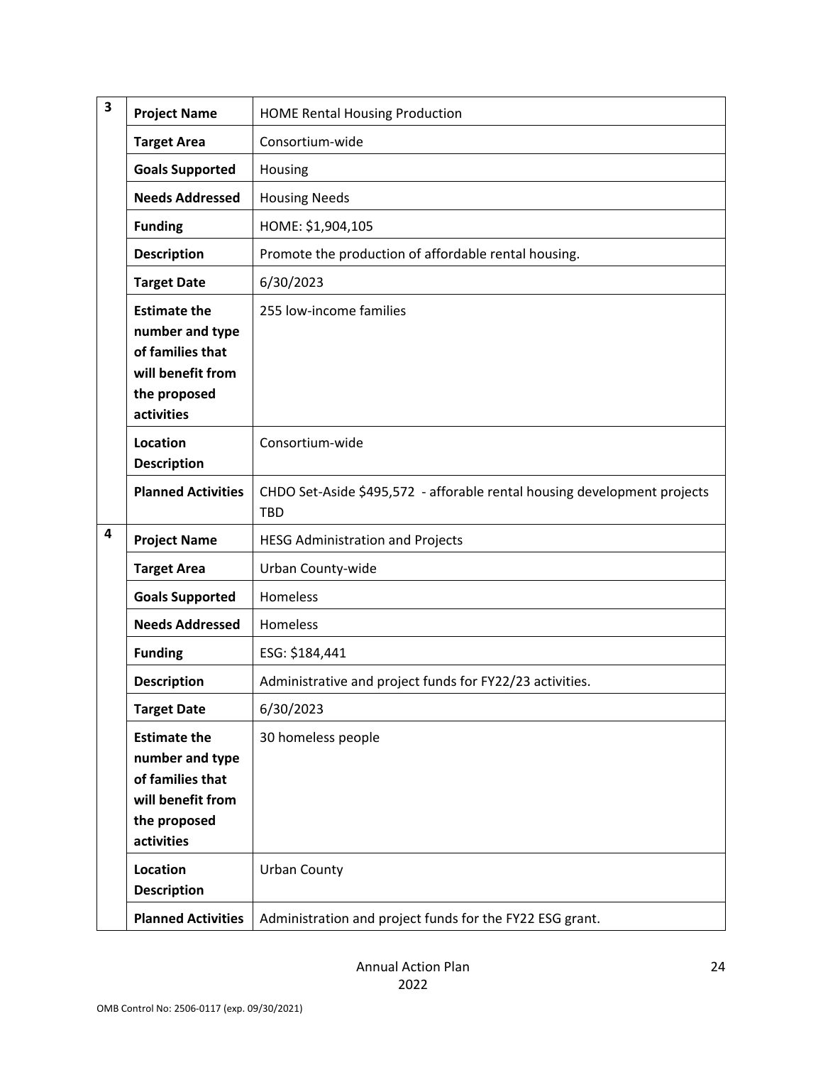| | | |
|---|---|---|
| **3** | **Project Name** | HOME Rental Housing Production |
| | **Target Area** | Consortium-wide |
| | **Goals Supported** | Housing |
| | **Needs Addressed** | Housing Needs |
| | **Funding** | HOME: $1,904,105 |
| | **Description** | Promote the production of affordable rental housing. |
| | **Target Date** | 6/30/2023 |
| | **Estimate the number and type of families that will benefit from the proposed activities** | 255 low-income families |
| | **Location Description** | Consortium-wide |
| | **Planned Activities** | CHDO Set-Aside $495,572 - aforable rental housing development projects TBD |
| **4** | **Project Name** | HESG Administration and Projects |
| | **Target Area** | Urban County-wide |
| | **Goals Supported** | Homeless |
| | **Needs Addressed** | Homeless |
| | **Funding** | ESG: $184,441 |
| | **Description** | Administrative and project funds for FY22/23 activities. |
| | **Target Date** | 6/30/2023 |
| | **Estimate the number and type of families that will benefit from the proposed activities** | 30 homeless people |
| | **Location Description** | Urban County |
| | **Planned Activities** | Administration and project funds for the FY22 ESG grant. |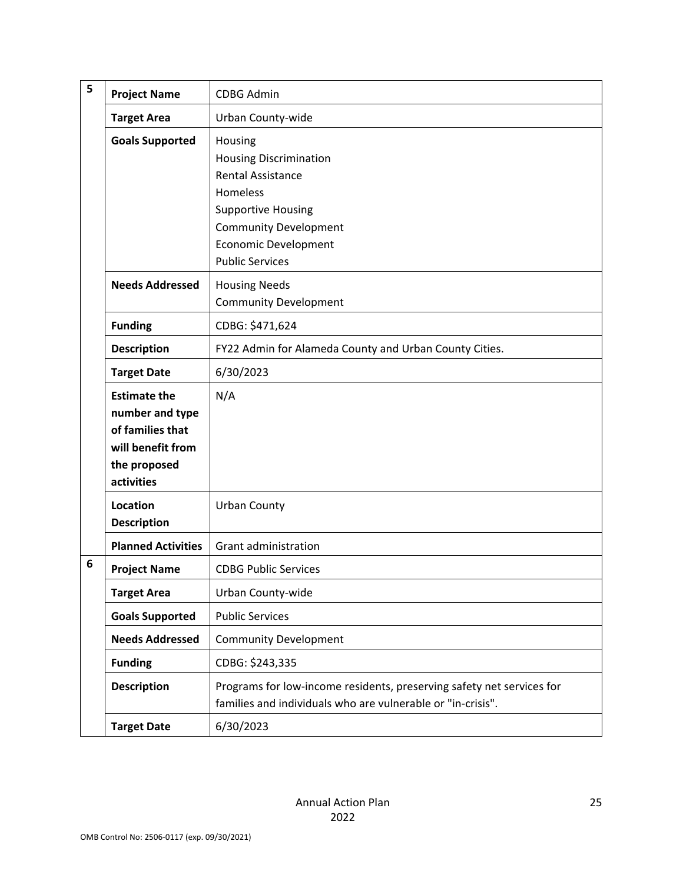| | | |
|---|---|---|
| 5 | **Project Name** | CDBG Admin |
| | **Target Area** | Urban County-wide |
| | **Goals Supported** | Housing<br>Housing Discrimination<br>Rental Assistance<br>Homeless<br>Supportive Housing<br>Community Development<br>Economic Development<br>Public Services |
| | **Needs Addressed** | Housing Needs<br>Community Development |
| | **Funding** | CDBG: $471,624 |
| | **Description** | FY22 Admin for Alameda County and Urban County Cities. |
| | **Target Date** | 6/30/2023 |
| | **Estimate the number and type of families that will benefit from the proposed activities** | N/A |
| | **Location Description** | Urban County |
| | **Planned Activities** | Grant administration |
| 6 | **Project Name** | CDBG Public Services |
| | **Target Area** | Urban County-wide |
| | **Goals Supported** | Public Services |
| | **Needs Addressed** | Community Development |
| | **Funding** | CDBG: $243,335 |
| | **Description** | Programs for low-income residents, preserving safety net services for families and individuals who are vulnerable or "in-crisis". |
| | **Target Date** | 6/30/2023 |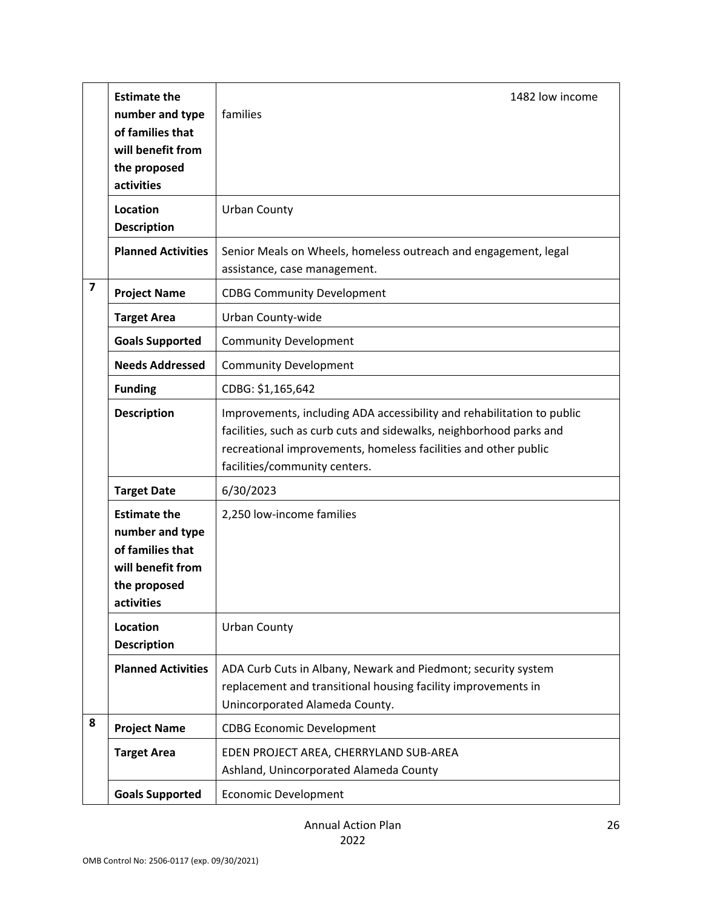| | | |
|---|---|---|
| | **Estimate the number and type of families that will benefit from the proposed activities** | 1482 low income families |
| | **Location Description** | Urban County |
| | **Planned Activities** | Senior Meals on Wheels, homeless outreach and engagement, legal assistance, case management. |
| **7** | **Project Name** | CDBG Community Development |
| | **Target Area** | Urban County-wide |
| | **Goals Supported** | Community Development |
| | **Needs Addressed** | Community Development |
| | **Funding** | CDBG: $1,165,642 |
| | **Description** | Improvements, including ADA accessibility and rehabilitation to public facilities, such as curb cuts and sidewalks, neighborhood parks and recreational improvements, homeless facilities and other public facilities/community centers. |
| | **Target Date** | 6/30/2023 |
| | **Estimate the number and type of families that will benefit from the proposed activities** | 2,250 low-income families |
| | **Location Description** | Urban County |
| | **Planned Activities** | ADA Curb Cuts in Albany, Newark and Piedmont; security system replacement and transitional housing facility improvements in Unincorporated Alameda County. |
| **8** | **Project Name** | CDBG Economic Development |
| | **Target Area** | EDEN PROJECT AREA, CHERRYLAND SUB-AREA<br>Ashland, Unincorporated Alameda County |
| | **Goals Supported** | Economic Development |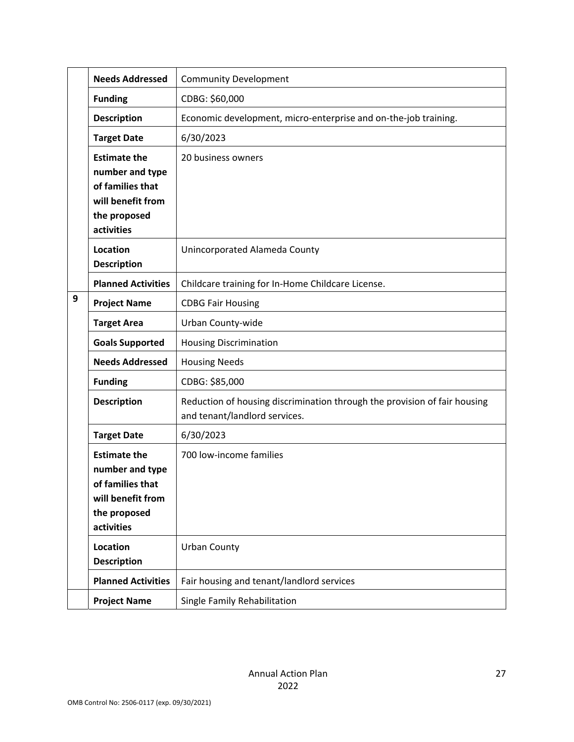| | | |
|---|---|---|
| | **Needs Addressed** | Community Development |
| | **Funding** | CDBG: $60,000 |
| | **Description** | Economic development, micro-enterprise and on-the-job training. |
| | **Target Date** | 6/30/2023 |
| | **Estimate the number and type of families that will benefit from the proposed activities** | 20 business owners |
| | **Location Description** | Unincorporated Alameda County |
| | **Planned Activities** | Childcare training for In-Home Childcare License. |
| 9 | **Project Name** | CDBG Fair Housing |
| | **Target Area** | Urban County-wide |
| | **Goals Supported** | Housing Discrimination |
| | **Needs Addressed** | Housing Needs |
| | **Funding** | CDBG: $85,000 |
| | **Description** | Reduction of housing discrimination through the provision of fair housing and tenant/landlord services. |
| | **Target Date** | 6/30/2023 |
| | **Estimate the number and type of families that will benefit from the proposed activities** | 700 low-income families |
| | **Location Description** | Urban County |
| | **Planned Activities** | Fair housing and tenant/landlord services |
| | **Project Name** | Single Family Rehabilitation |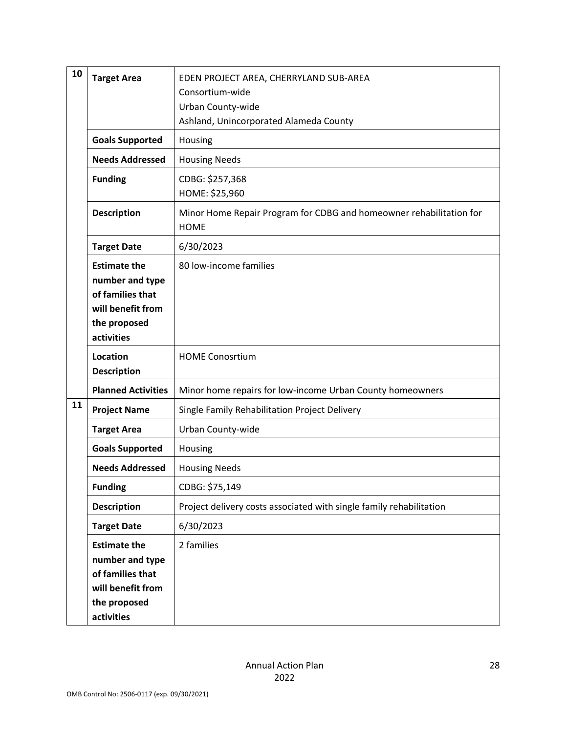| | | |
|---|---|---|
| 10 | **Target Area** | EDEN PROJECT AREA, CHERRYLAND SUB-AREA<br>Consortium-wide<br>Urban County-wide<br>Ashland, Unincorporated Alameda County |
| | **Goals Supported** | Housing |
| | **Needs Addressed** | Housing Needs |
| | **Funding** | CDBG: $257,368<br>HOME: $25,960 |
| | **Description** | Minor Home Repair Program for CDBG and homeowner rehabilitation for HOME |
| | **Target Date** | 6/30/2023 |
| | **Estimate the number and type of families that will benefit from the proposed activities** | 80 low-income families |
| | **Location Description** | HOME Conosrtium |
| | **Planned Activities** | Minor home repairs for low-income Urban County homeowners |
| 11 | **Project Name** | Single Family Rehabilitation Project Delivery |
| | **Target Area** | Urban County-wide |
| | **Goals Supported** | Housing |
| | **Needs Addressed** | Housing Needs |
| | **Funding** | CDBG: $75,149 |
| | **Description** | Project delivery costs associated with single family rehabilitation |
| | **Target Date** | 6/30/2023 |
| | **Estimate the number and type of families that will benefit from the proposed activities** | 2 families |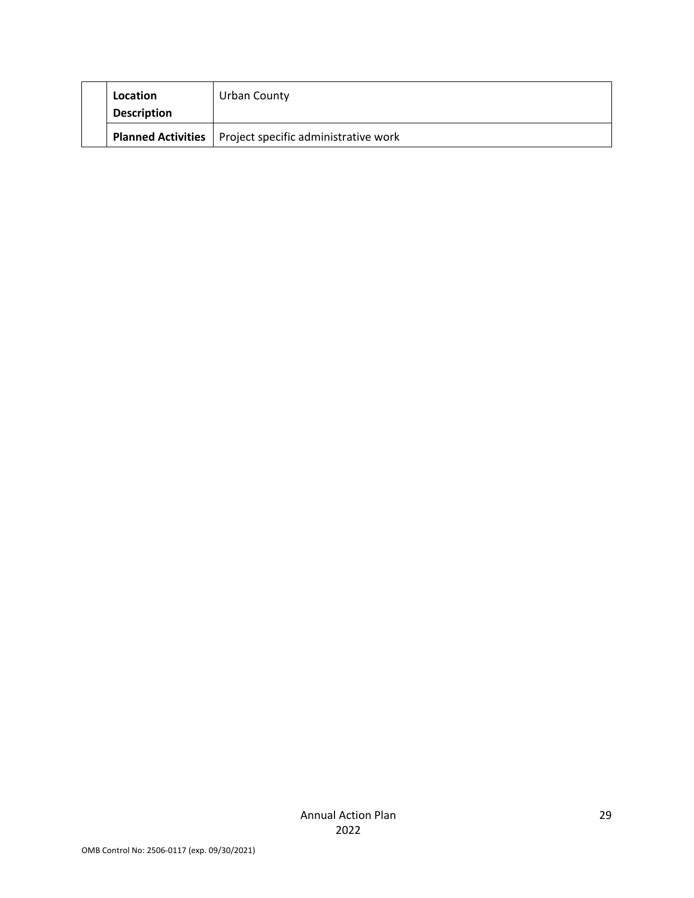| | | |
|---|---|---|
| | **Location Description** | Urban County |
| | **Planned Activities** | Project specific administrative work |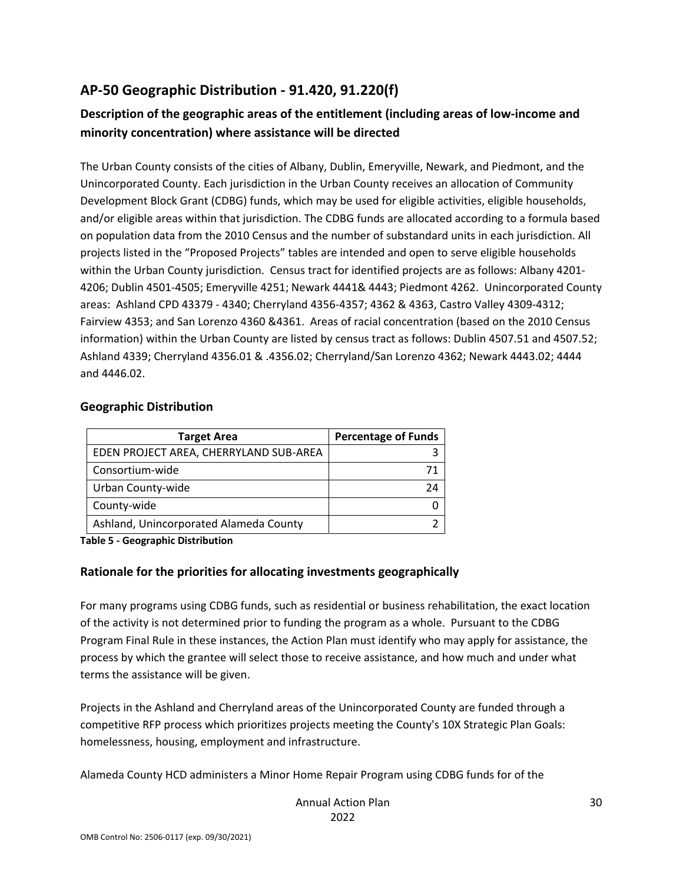## AP-50 Geographic Distribution - 91.420, 91.220(f)

### Description of the geographic areas of the entitlement (including areas of low-income and minority concentration) where assistance will be directed

The Urban County consists of the cities of Albany, Dublin, Emeryville, Newark, and Piedmont, and the Unincorporated County. Each jurisdiction in the Urban County receives an allocation of Community Development Block Grant (CDBG) funds, which may be used for eligible activities, eligible households, and/or eligible areas within that jurisdiction. The CDBG funds are allocated according to a formula based on population data from the 2010 Census and the number of substandard units in each jurisdiction. All projects listed in the "Proposed Projects" tables are intended and open to serve eligible households within the Urban County jurisdiction. Census tract for identified projects are as follows: Albany 4201-4206; Dublin 4501-4505; Emeryville 4251; Newark 4441& 4443; Piedmont 4262. Unincorporated County areas: Ashland CPD 43379 - 4340; Cherryland 4356-4357; 4362 & 4363, Castro Valley 4309-4312; Fairview 4353; and San Lorenzo 4360 &4361. Areas of racial concentration (based on the 2010 Census information) within the Urban County are listed by census tract as follows: Dublin 4507.51 and 4507.52; Ashland 4339; Cherryland 4356.01 & .4356.02; Cherryland/San Lorenzo 4362; Newark 4443.02; 4444 and 4446.02.

### Geographic Distribution

| Target Area | Percentage of Funds |
|---|---|
| EDEN PROJECT AREA, CHERRYLAND SUB-AREA | 3 |
| Consortium-wide | 71 |
| Urban County-wide | 24 |
| County-wide | 0 |
| Ashland, Unincorporated Alameda County | 2 |

**Table 5 - Geographic Distribution**

### Rationale for the priorities for allocating investments geographically

For many programs using CDBG funds, such as residential or business rehabilitation, the exact location of the activity is not determined prior to funding the program as a whole. Pursuant to the CDBG Program Final Rule in these instances, the Action Plan must identify who may apply for assistance, the process by which the grantee will select those to receive assistance, and how much and under what terms the assistance will be given.

Projects in the Ashland and Cherryland areas of the Unincorporated County are funded through a competitive RFP process which prioritizes projects meeting the County's 10X Strategic Plan Goals: homelessness, housing, employment and infrastructure.

Alameda County HCD administers a Minor Home Repair Program using CDBG funds for of the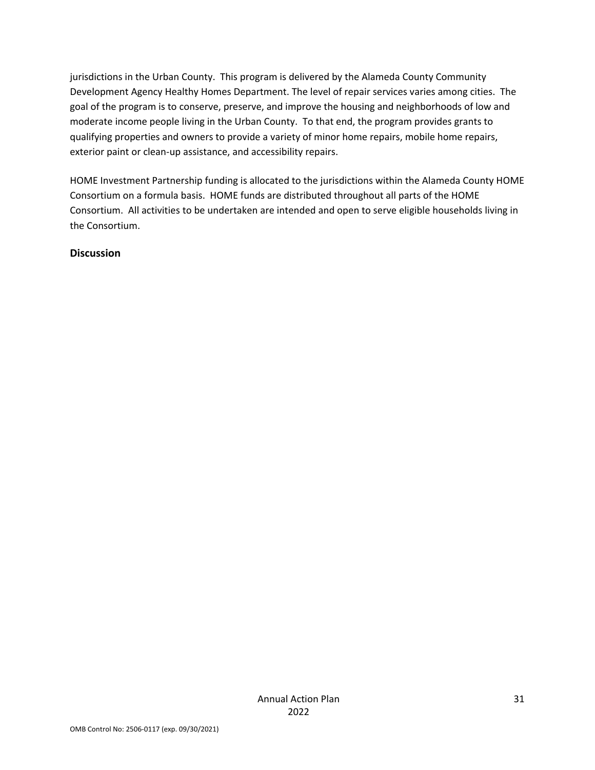jurisdictions in the Urban County. This program is delivered by the Alameda County Community Development Agency Healthy Homes Department. The level of repair services varies among cities. The goal of the program is to conserve, preserve, and improve the housing and neighborhoods of low and moderate income people living in the Urban County. To that end, the program provides grants to qualifying properties and owners to provide a variety of minor home repairs, mobile home repairs, exterior paint or clean-up assistance, and accessibility repairs.

HOME Investment Partnership funding is allocated to the jurisdictions within the Alameda County HOME Consortium on a formula basis. HOME funds are distributed throughout all parts of the HOME Consortium. All activities to be undertaken are intended and open to serve eligible households living in the Consortium.

**Discussion**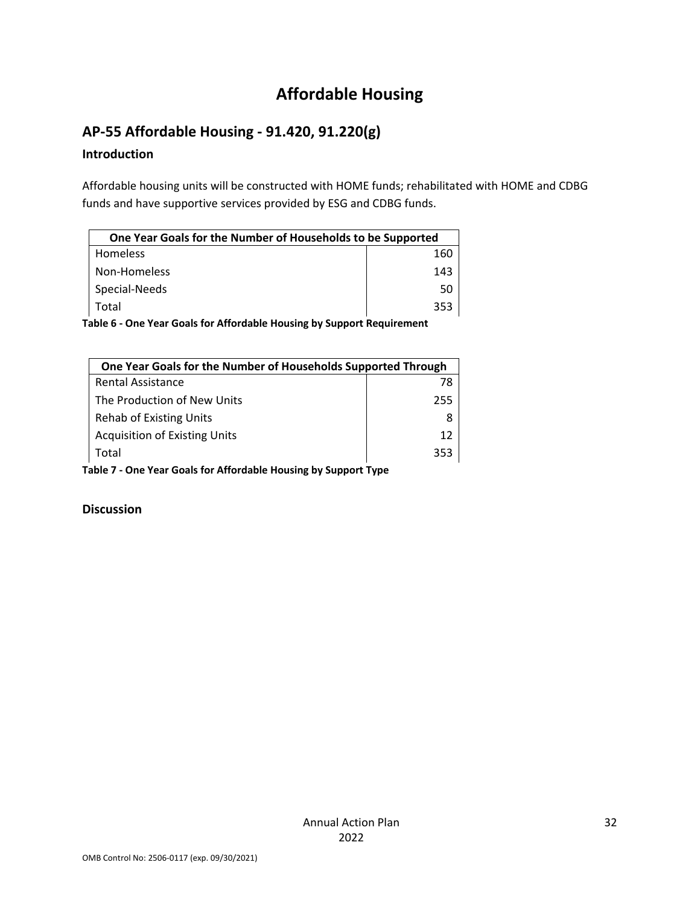# Affordable Housing

## AP-55 Affordable Housing - 91.420, 91.220(g)

### Introduction

Affordable housing units will be constructed with HOME funds; rehabilitated with HOME and CDBG funds and have supportive services provided by ESG and CDBG funds.

| One Year Goals for the Number of Households to be Supported | |
|---|---|
| Homeless | 160 |
| Non-Homeless | 143 |
| Special-Needs | 50 |
| Total | 353 |

**Table 6 - One Year Goals for Affordable Housing by Support Requirement**

| One Year Goals for the Number of Households Supported Through | |
|---|---|
| Rental Assistance | 78 |
| The Production of New Units | 255 |
| Rehab of Existing Units | 8 |
| Acquisition of Existing Units | 12 |
| Total | 353 |

**Table 7 - One Year Goals for Affordable Housing by Support Type**

### Discussion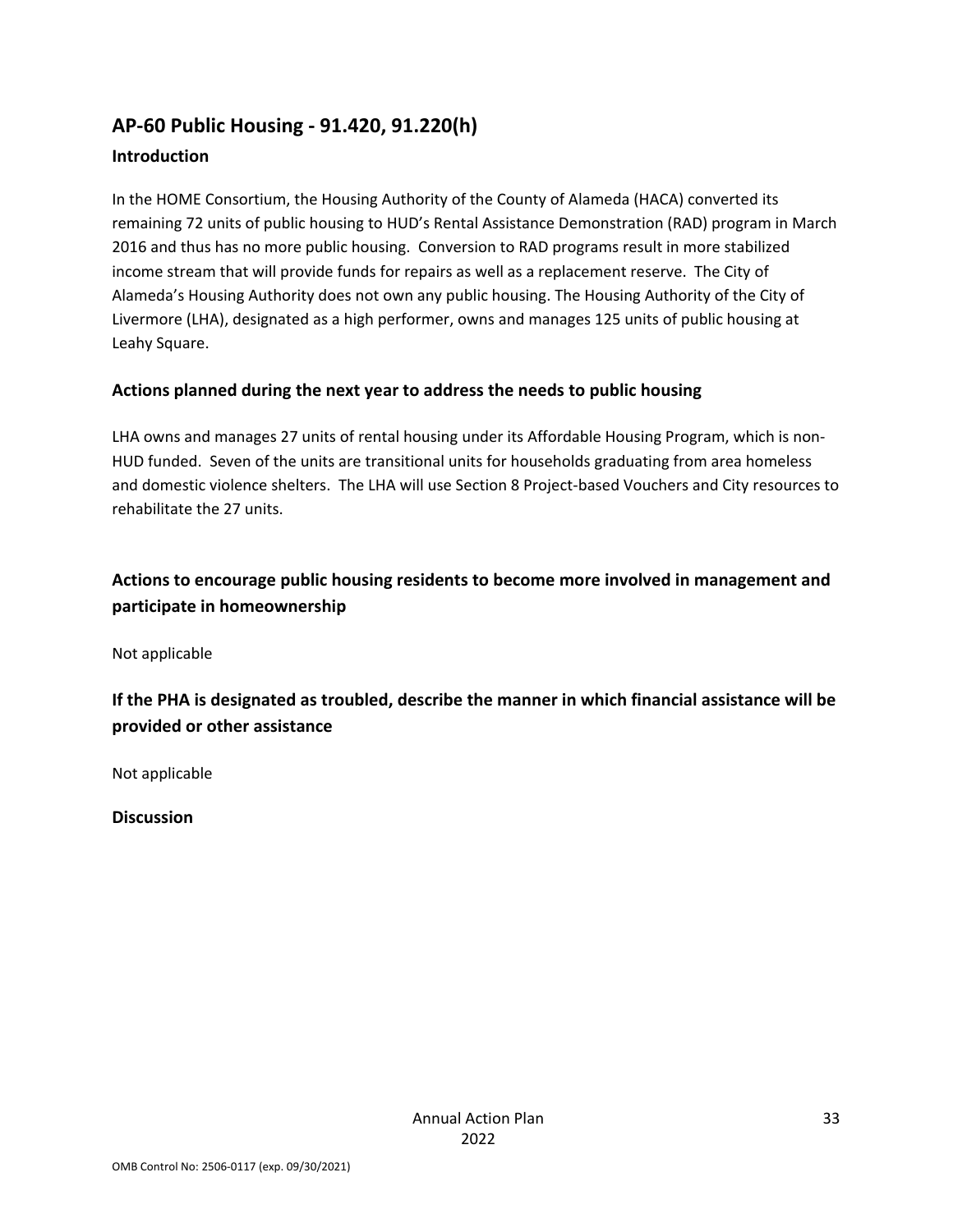## AP-60 Public Housing - 91.420, 91.220(h)

### Introduction

In the HOME Consortium, the Housing Authority of the County of Alameda (HACA) converted its remaining 72 units of public housing to HUD's Rental Assistance Demonstration (RAD) program in March 2016 and thus has no more public housing. Conversion to RAD programs result in more stabilized income stream that will provide funds for repairs as well as a replacement reserve. The City of Alameda's Housing Authority does not own any public housing. The Housing Authority of the City of Livermore (LHA), designated as a high performer, owns and manages 125 units of public housing at Leahy Square.

### Actions planned during the next year to address the needs to public housing

LHA owns and manages 27 units of rental housing under its Affordable Housing Program, which is non-HUD funded. Seven of the units are transitional units for households graduating from area homeless and domestic violence shelters. The LHA will use Section 8 Project-based Vouchers and City resources to rehabilitate the 27 units.

### Actions to encourage public housing residents to become more involved in management and participate in homeownership

Not applicable

### If the PHA is designated as troubled, describe the manner in which financial assistance will be provided or other assistance

Not applicable

### Discussion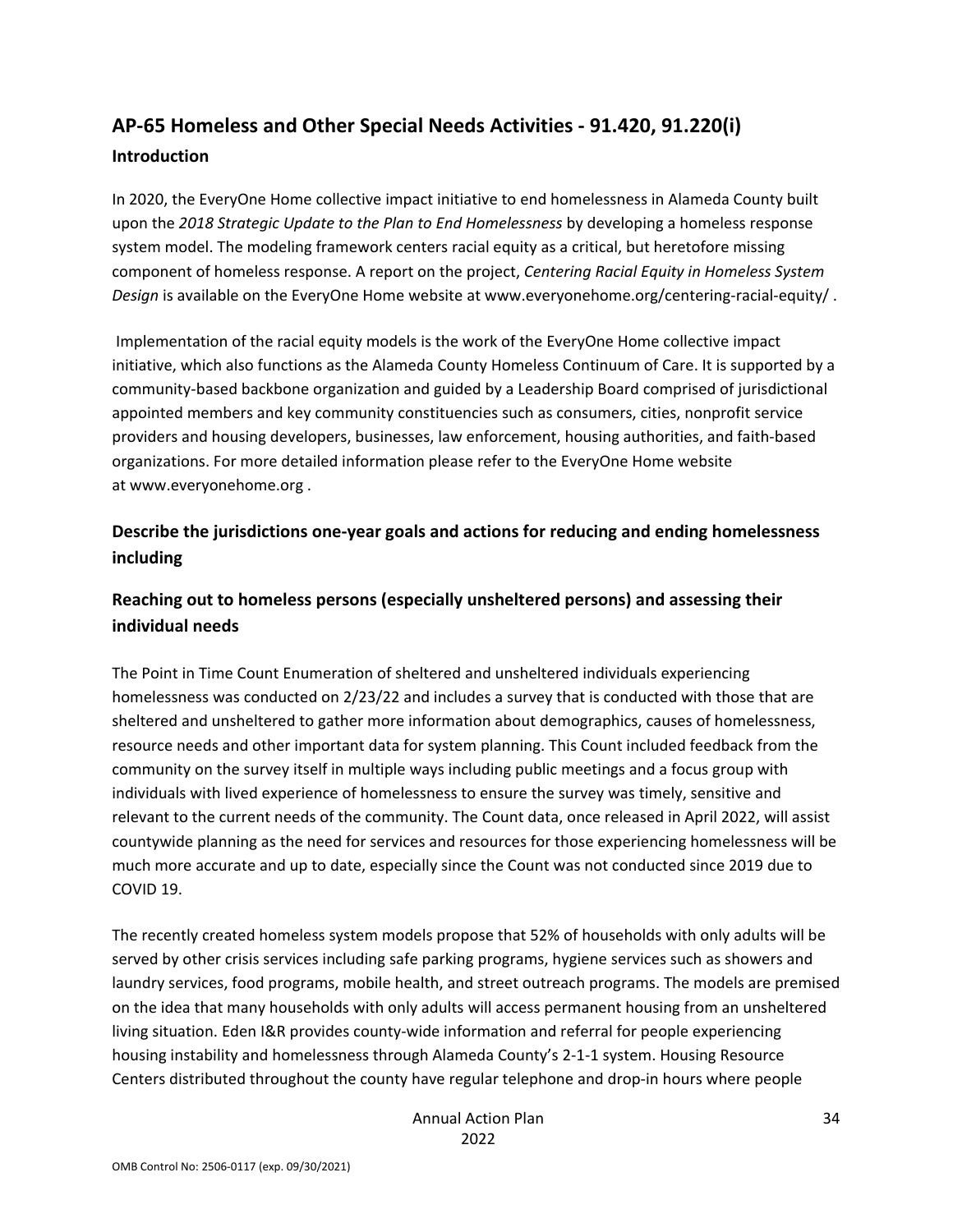## AP-65 Homeless and Other Special Needs Activities - 91.420, 91.220(i)

### Introduction

In 2020, the EveryOne Home collective impact initiative to end homelessness in Alameda County built upon the *2018 Strategic Update to the Plan to End Homelessness* by developing a homeless response system model. The modeling framework centers racial equity as a critical, but heretofore missing component of homeless response. A report on the project, *Centering Racial Equity in Homeless System Design* is available on the EveryOne Home website at www.everyonehome.org/centering-racial-equity/ .

Implementation of the racial equity models is the work of the EveryOne Home collective impact initiative, which also functions as the Alameda County Homeless Continuum of Care. It is supported by a community-based backbone organization and guided by a Leadership Board comprised of jurisdictional appointed members and key community constituencies such as consumers, cities, nonprofit service providers and housing developers, businesses, law enforcement, housing authorities, and faith-based organizations. For more detailed information please refer to the EveryOne Home website at www.everyonehome.org .

### Describe the jurisdictions one-year goals and actions for reducing and ending homelessness including

### Reaching out to homeless persons (especially unsheltered persons) and assessing their individual needs

The Point in Time Count Enumeration of sheltered and unsheltered individuals experiencing homelessness was conducted on 2/23/22 and includes a survey that is conducted with those that are sheltered and unsheltered to gather more information about demographics, causes of homelessness, resource needs and other important data for system planning. This Count included feedback from the community on the survey itself in multiple ways including public meetings and a focus group with individuals with lived experience of homelessness to ensure the survey was timely, sensitive and relevant to the current needs of the community. The Count data, once released in April 2022, will assist countywide planning as the need for services and resources for those experiencing homelessness will be much more accurate and up to date, especially since the Count was not conducted since 2019 due to COVID 19.

The recently created homeless system models propose that 52% of households with only adults will be served by other crisis services including safe parking programs, hygiene services such as showers and laundry services, food programs, mobile health, and street outreach programs. The models are premised on the idea that many households with only adults will access permanent housing from an unsheltered living situation. Eden I&R provides county-wide information and referral for people experiencing housing instability and homelessness through Alameda County's 2-1-1 system. Housing Resource Centers distributed throughout the county have regular telephone and drop-in hours where people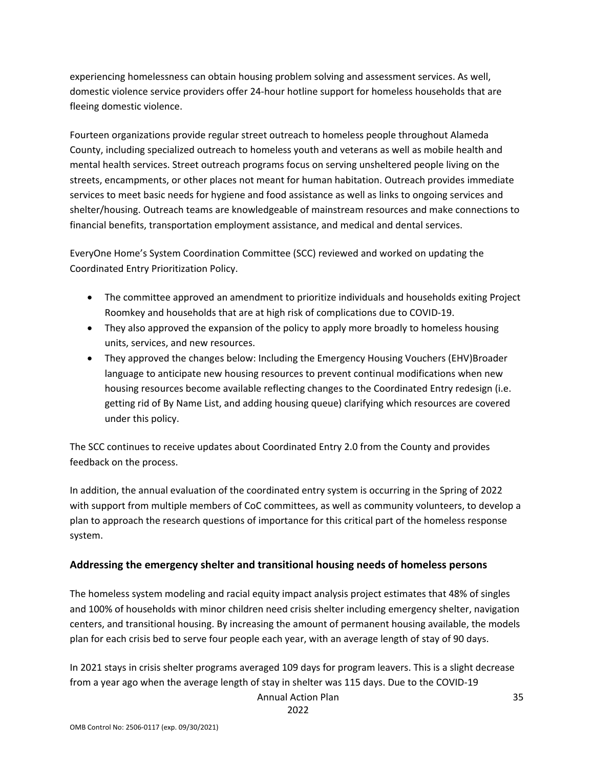experiencing homelessness can obtain housing problem solving and assessment services. As well, domestic violence service providers offer 24-hour hotline support for homeless households that are fleeing domestic violence.

Fourteen organizations provide regular street outreach to homeless people throughout Alameda County, including specialized outreach to homeless youth and veterans as well as mobile health and mental health services. Street outreach programs focus on serving unsheltered people living on the streets, encampments, or other places not meant for human habitation. Outreach provides immediate services to meet basic needs for hygiene and food assistance as well as links to ongoing services and shelter/housing. Outreach teams are knowledgeable of mainstream resources and make connections to financial benefits, transportation employment assistance, and medical and dental services.

EveryOne Home's System Coordination Committee (SCC) reviewed and worked on updating the Coordinated Entry Prioritization Policy.

- The committee approved an amendment to prioritize individuals and households exiting Project Roomkey and households that are at high risk of complications due to COVID-19.
- They also approved the expansion of the policy to apply more broadly to homeless housing units, services, and new resources.
- They approved the changes below: Including the Emergency Housing Vouchers (EHV)Broader language to anticipate new housing resources to prevent continual modifications when new housing resources become available reflecting changes to the Coordinated Entry redesign (i.e. getting rid of By Name List, and adding housing queue) clarifying which resources are covered under this policy.

The SCC continues to receive updates about Coordinated Entry 2.0 from the County and provides feedback on the process.

In addition, the annual evaluation of the coordinated entry system is occurring in the Spring of 2022 with support from multiple members of CoC committees, as well as community volunteers, to develop a plan to approach the research questions of importance for this critical part of the homeless response system.

## Addressing the emergency shelter and transitional housing needs of homeless persons

The homeless system modeling and racial equity impact analysis project estimates that 48% of singles and 100% of households with minor children need crisis shelter including emergency shelter, navigation centers, and transitional housing. By increasing the amount of permanent housing available, the models plan for each crisis bed to serve four people each year, with an average length of stay of 90 days.

In 2021 stays in crisis shelter programs averaged 109 days for program leavers. This is a slight decrease from a year ago when the average length of stay in shelter was 115 days. Due to the COVID-19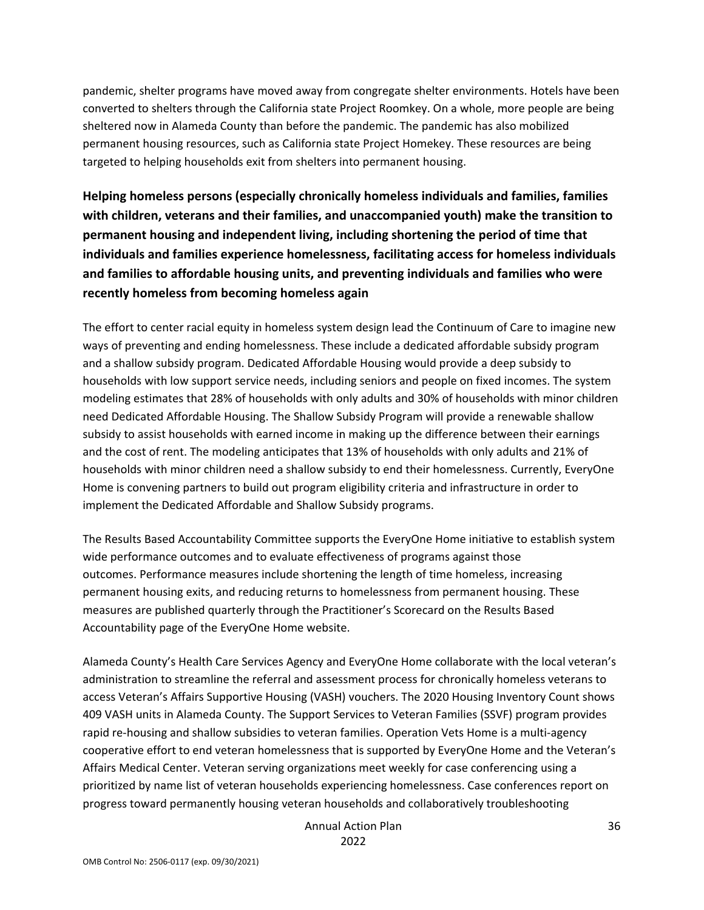pandemic, shelter programs have moved away from congregate shelter environments. Hotels have been converted to shelters through the California state Project Roomkey. On a whole, more people are being sheltered now in Alameda County than before the pandemic. The pandemic has also mobilized permanent housing resources, such as California state Project Homekey. These resources are being targeted to helping households exit from shelters into permanent housing.

**Helping homeless persons (especially chronically homeless individuals and families, families with children, veterans and their families, and unaccompanied youth) make the transition to permanent housing and independent living, including shortening the period of time that individuals and families experience homelessness, facilitating access for homeless individuals and families to affordable housing units, and preventing individuals and families who were recently homeless from becoming homeless again**

The effort to center racial equity in homeless system design lead the Continuum of Care to imagine new ways of preventing and ending homelessness. These include a dedicated affordable subsidy program and a shallow subsidy program. Dedicated Affordable Housing would provide a deep subsidy to households with low support service needs, including seniors and people on fixed incomes. The system modeling estimates that 28% of households with only adults and 30% of households with minor children need Dedicated Affordable Housing. The Shallow Subsidy Program will provide a renewable shallow subsidy to assist households with earned income in making up the difference between their earnings and the cost of rent. The modeling anticipates that 13% of households with only adults and 21% of households with minor children need a shallow subsidy to end their homelessness. Currently, EveryOne Home is convening partners to build out program eligibility criteria and infrastructure in order to implement the Dedicated Affordable and Shallow Subsidy programs.

The Results Based Accountability Committee supports the EveryOne Home initiative to establish system wide performance outcomes and to evaluate effectiveness of programs against those outcomes. Performance measures include shortening the length of time homeless, increasing permanent housing exits, and reducing returns to homelessness from permanent housing. These measures are published quarterly through the Practitioner's Scorecard on the Results Based Accountability page of the EveryOne Home website.

Alameda County's Health Care Services Agency and EveryOne Home collaborate with the local veteran's administration to streamline the referral and assessment process for chronically homeless veterans to access Veteran's Affairs Supportive Housing (VASH) vouchers. The 2020 Housing Inventory Count shows 409 VASH units in Alameda County. The Support Services to Veteran Families (SSVF) program provides rapid re-housing and shallow subsidies to veteran families. Operation Vets Home is a multi-agency cooperative effort to end veteran homelessness that is supported by EveryOne Home and the Veteran's Affairs Medical Center. Veteran serving organizations meet weekly for case conferencing using a prioritized by name list of veteran households experiencing homelessness. Case conferences report on progress toward permanently housing veteran households and collaboratively troubleshooting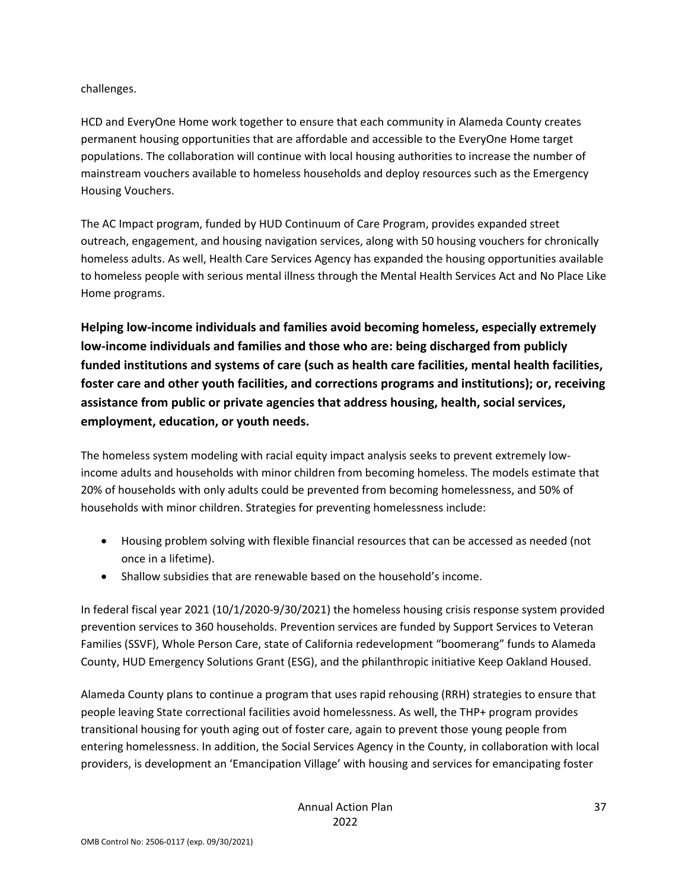challenges.

HCD and EveryOne Home work together to ensure that each community in Alameda County creates permanent housing opportunities that are affordable and accessible to the EveryOne Home target populations. The collaboration will continue with local housing authorities to increase the number of mainstream vouchers available to homeless households and deploy resources such as the Emergency Housing Vouchers.

The AC Impact program, funded by HUD Continuum of Care Program, provides expanded street outreach, engagement, and housing navigation services, along with 50 housing vouchers for chronically homeless adults. As well, Health Care Services Agency has expanded the housing opportunities available to homeless people with serious mental illness through the Mental Health Services Act and No Place Like Home programs.

**Helping low-income individuals and families avoid becoming homeless, especially extremely low-income individuals and families and those who are: being discharged from publicly funded institutions and systems of care (such as health care facilities, mental health facilities, foster care and other youth facilities, and corrections programs and institutions); or, receiving assistance from public or private agencies that address housing, health, social services, employment, education, or youth needs.**

The homeless system modeling with racial equity impact analysis seeks to prevent extremely low-income adults and households with minor children from becoming homeless. The models estimate that 20% of households with only adults could be prevented from becoming homelessness, and 50% of households with minor children. Strategies for preventing homelessness include:

- Housing problem solving with flexible financial resources that can be accessed as needed (not once in a lifetime).
- Shallow subsidies that are renewable based on the household's income.

In federal fiscal year 2021 (10/1/2020-9/30/2021) the homeless housing crisis response system provided prevention services to 360 households. Prevention services are funded by Support Services to Veteran Families (SSVF), Whole Person Care, state of California redevelopment "boomerang" funds to Alameda County, HUD Emergency Solutions Grant (ESG), and the philanthropic initiative Keep Oakland Housed.

Alameda County plans to continue a program that uses rapid rehousing (RRH) strategies to ensure that people leaving State correctional facilities avoid homelessness. As well, the THP+ program provides transitional housing for youth aging out of foster care, again to prevent those young people from entering homelessness. In addition, the Social Services Agency in the County, in collaboration with local providers, is development an 'Emancipation Village' with housing and services for emancipating foster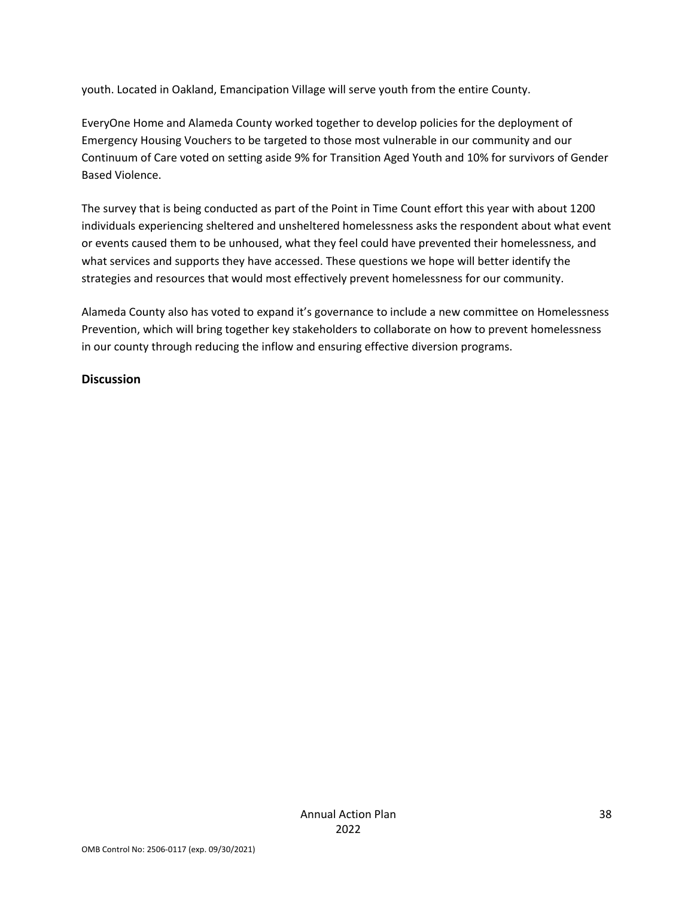youth. Located in Oakland, Emancipation Village will serve youth from the entire County.

EveryOne Home and Alameda County worked together to develop policies for the deployment of Emergency Housing Vouchers to be targeted to those most vulnerable in our community and our Continuum of Care voted on setting aside 9% for Transition Aged Youth and 10% for survivors of Gender Based Violence.

The survey that is being conducted as part of the Point in Time Count effort this year with about 1200 individuals experiencing sheltered and unsheltered homelessness asks the respondent about what event or events caused them to be unhoused, what they feel could have prevented their homelessness, and what services and supports they have accessed. These questions we hope will better identify the strategies and resources that would most effectively prevent homelessness for our community.

Alameda County also has voted to expand it's governance to include a new committee on Homelessness Prevention, which will bring together key stakeholders to collaborate on how to prevent homelessness in our county through reducing the inflow and ensuring effective diversion programs.

**Discussion**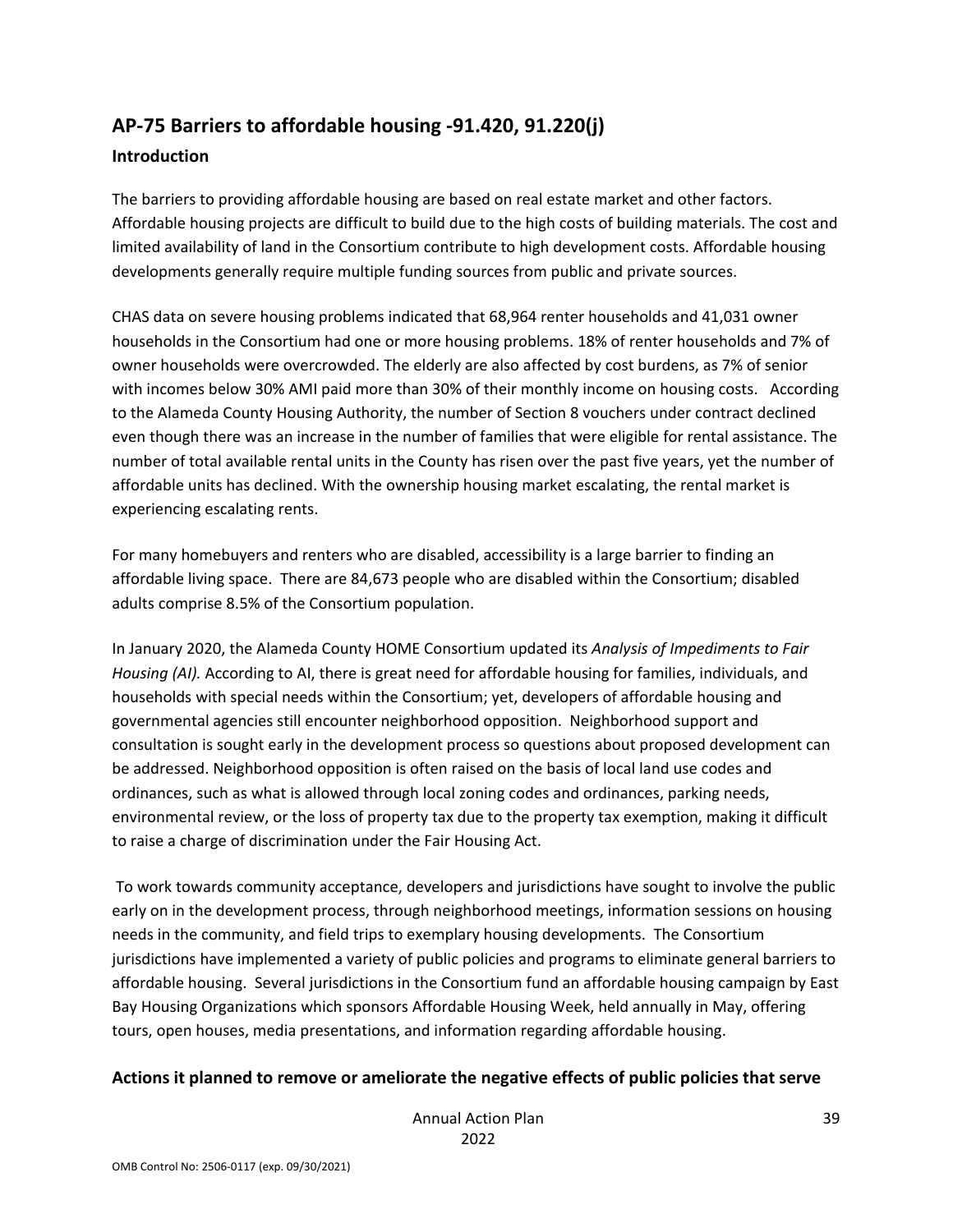## AP-75 Barriers to affordable housing -91.420, 91.220(j)

### Introduction

The barriers to providing affordable housing are based on real estate market and other factors. Affordable housing projects are difficult to build due to the high costs of building materials. The cost and limited availability of land in the Consortium contribute to high development costs. Affordable housing developments generally require multiple funding sources from public and private sources.

CHAS data on severe housing problems indicated that 68,964 renter households and 41,031 owner households in the Consortium had one or more housing problems. 18% of renter households and 7% of owner households were overcrowded. The elderly are also affected by cost burdens, as 7% of senior with incomes below 30% AMI paid more than 30% of their monthly income on housing costs. According to the Alameda County Housing Authority, the number of Section 8 vouchers under contract declined even though there was an increase in the number of families that were eligible for rental assistance. The number of total available rental units in the County has risen over the past five years, yet the number of affordable units has declined. With the ownership housing market escalating, the rental market is experiencing escalating rents.

For many homebuyers and renters who are disabled, accessibility is a large barrier to finding an affordable living space. There are 84,673 people who are disabled within the Consortium; disabled adults comprise 8.5% of the Consortium population.

In January 2020, the Alameda County HOME Consortium updated its *Analysis of Impediments to Fair Housing (AI).* According to AI, there is great need for affordable housing for families, individuals, and households with special needs within the Consortium; yet, developers of affordable housing and governmental agencies still encounter neighborhood opposition. Neighborhood support and consultation is sought early in the development process so questions about proposed development can be addressed. Neighborhood opposition is often raised on the basis of local land use codes and ordinances, such as what is allowed through local zoning codes and ordinances, parking needs, environmental review, or the loss of property tax due to the property tax exemption, making it difficult to raise a charge of discrimination under the Fair Housing Act.

To work towards community acceptance, developers and jurisdictions have sought to involve the public early on in the development process, through neighborhood meetings, information sessions on housing needs in the community, and field trips to exemplary housing developments. The Consortium jurisdictions have implemented a variety of public policies and programs to eliminate general barriers to affordable housing. Several jurisdictions in the Consortium fund an affordable housing campaign by East Bay Housing Organizations which sponsors Affordable Housing Week, held annually in May, offering tours, open houses, media presentations, and information regarding affordable housing.

### Actions it planned to remove or ameliorate the negative effects of public policies that serve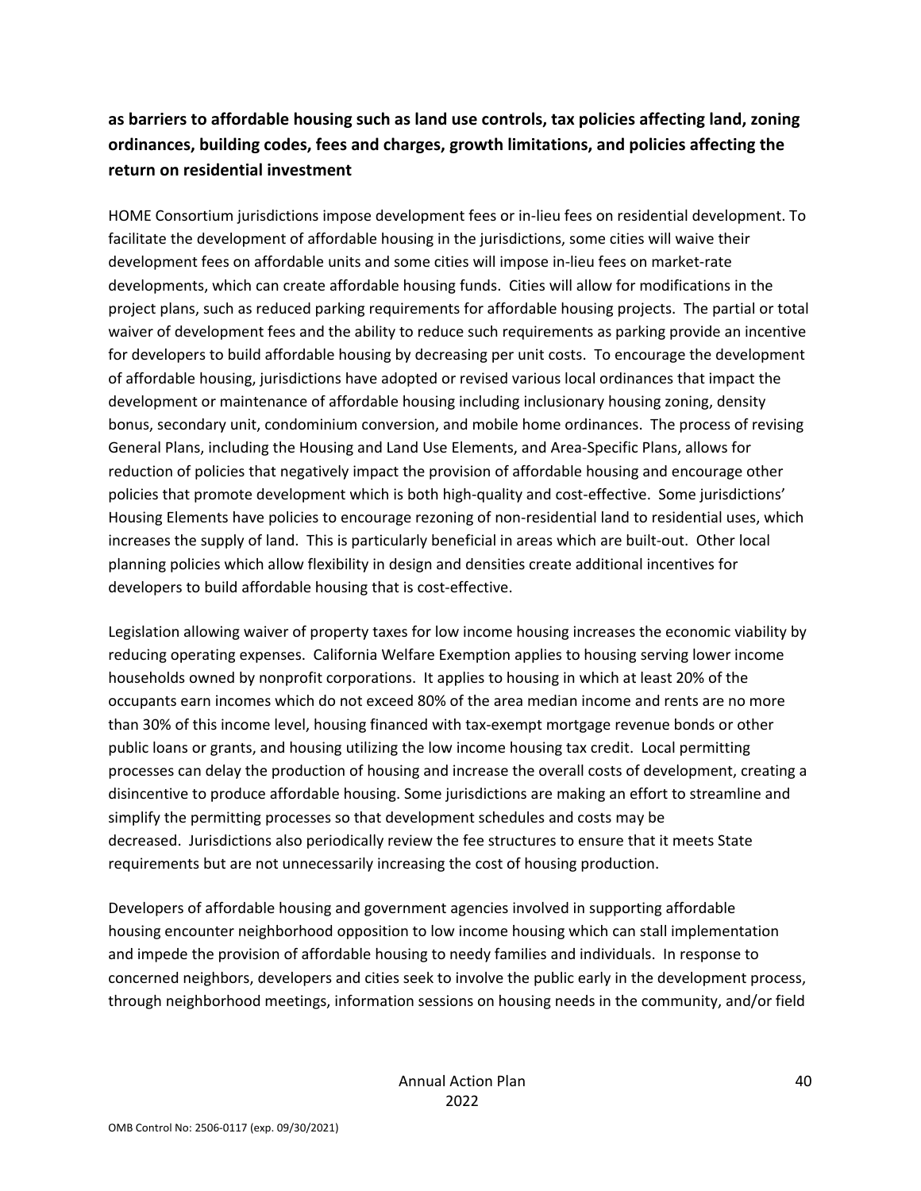**as barriers to affordable housing such as land use controls, tax policies affecting land, zoning ordinances, building codes, fees and charges, growth limitations, and policies affecting the return on residential investment**

HOME Consortium jurisdictions impose development fees or in-lieu fees on residential development. To facilitate the development of affordable housing in the jurisdictions, some cities will waive their development fees on affordable units and some cities will impose in-lieu fees on market-rate developments, which can create affordable housing funds. Cities will allow for modifications in the project plans, such as reduced parking requirements for affordable housing projects. The partial or total waiver of development fees and the ability to reduce such requirements as parking provide an incentive for developers to build affordable housing by decreasing per unit costs. To encourage the development of affordable housing, jurisdictions have adopted or revised various local ordinances that impact the development or maintenance of affordable housing including inclusionary housing zoning, density bonus, secondary unit, condominium conversion, and mobile home ordinances. The process of revising General Plans, including the Housing and Land Use Elements, and Area-Specific Plans, allows for reduction of policies that negatively impact the provision of affordable housing and encourage other policies that promote development which is both high-quality and cost-effective. Some jurisdictions' Housing Elements have policies to encourage rezoning of non-residential land to residential uses, which increases the supply of land. This is particularly beneficial in areas which are built-out. Other local planning policies which allow flexibility in design and densities create additional incentives for developers to build affordable housing that is cost-effective.

Legislation allowing waiver of property taxes for low income housing increases the economic viability by reducing operating expenses. California Welfare Exemption applies to housing serving lower income households owned by nonprofit corporations. It applies to housing in which at least 20% of the occupants earn incomes which do not exceed 80% of the area median income and rents are no more than 30% of this income level, housing financed with tax-exempt mortgage revenue bonds or other public loans or grants, and housing utilizing the low income housing tax credit. Local permitting processes can delay the production of housing and increase the overall costs of development, creating a disincentive to produce affordable housing. Some jurisdictions are making an effort to streamline and simplify the permitting processes so that development schedules and costs may be decreased. Jurisdictions also periodically review the fee structures to ensure that it meets State requirements but are not unnecessarily increasing the cost of housing production.

Developers of affordable housing and government agencies involved in supporting affordable housing encounter neighborhood opposition to low income housing which can stall implementation and impede the provision of affordable housing to needy families and individuals. In response to concerned neighbors, developers and cities seek to involve the public early in the development process, through neighborhood meetings, information sessions on housing needs in the community, and/or field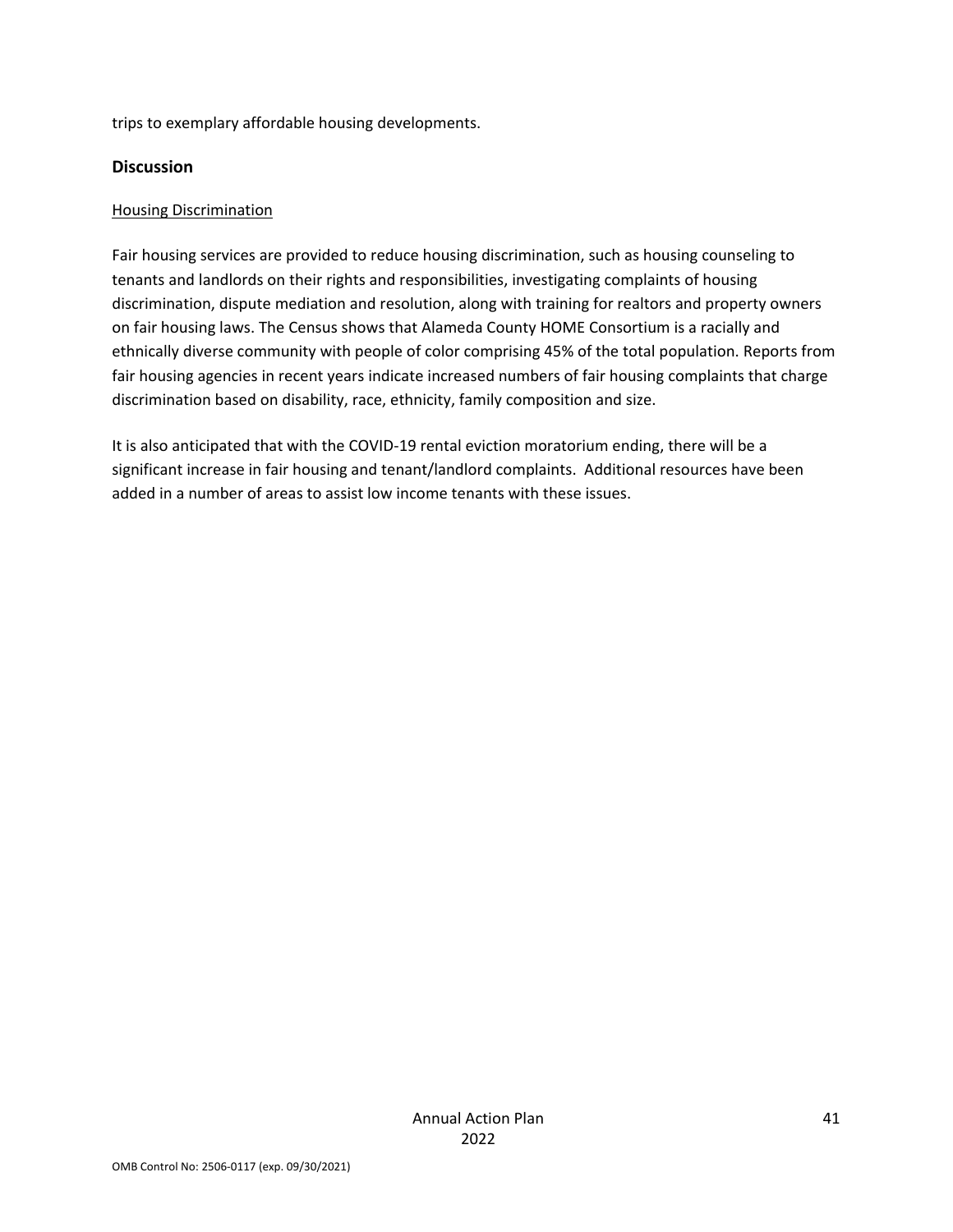trips to exemplary affordable housing developments.

## Discussion

Housing Discrimination

Fair housing services are provided to reduce housing discrimination, such as housing counseling to tenants and landlords on their rights and responsibilities, investigating complaints of housing discrimination, dispute mediation and resolution, along with training for realtors and property owners on fair housing laws. The Census shows that Alameda County HOME Consortium is a racially and ethnically diverse community with people of color comprising 45% of the total population. Reports from fair housing agencies in recent years indicate increased numbers of fair housing complaints that charge discrimination based on disability, race, ethnicity, family composition and size.

It is also anticipated that with the COVID-19 rental eviction moratorium ending, there will be a significant increase in fair housing and tenant/landlord complaints. Additional resources have been added in a number of areas to assist low income tenants with these issues.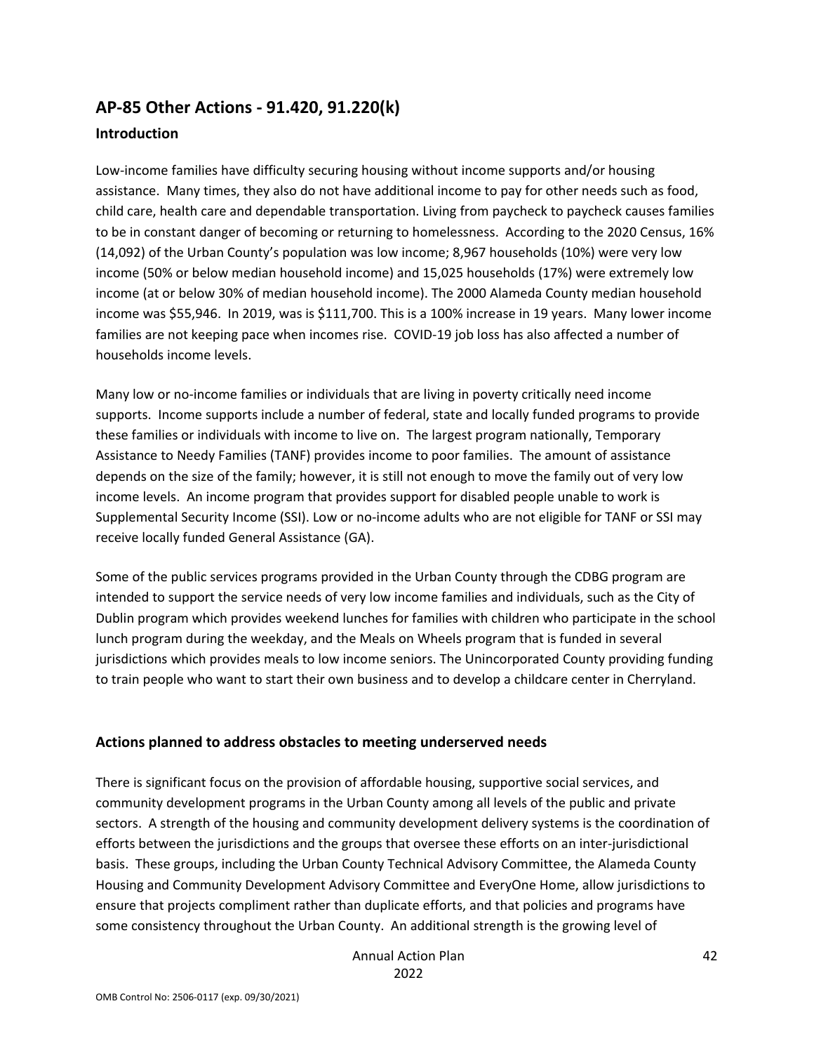## AP-85 Other Actions - 91.420, 91.220(k)

### Introduction

Low-income families have difficulty securing housing without income supports and/or housing assistance. Many times, they also do not have additional income to pay for other needs such as food, child care, health care and dependable transportation. Living from paycheck to paycheck causes families to be in constant danger of becoming or returning to homelessness. According to the 2020 Census, 16% (14,092) of the Urban County's population was low income; 8,967 households (10%) were very low income (50% or below median household income) and 15,025 households (17%) were extremely low income (at or below 30% of median household income). The 2000 Alameda County median household income was $55,946. In 2019, was is $111,700. This is a 100% increase in 19 years. Many lower income families are not keeping pace when incomes rise. COVID-19 job loss has also affected a number of households income levels.

Many low or no-income families or individuals that are living in poverty critically need income supports. Income supports include a number of federal, state and locally funded programs to provide these families or individuals with income to live on. The largest program nationally, Temporary Assistance to Needy Families (TANF) provides income to poor families. The amount of assistance depends on the size of the family; however, it is still not enough to move the family out of very low income levels. An income program that provides support for disabled people unable to work is Supplemental Security Income (SSI). Low or no-income adults who are not eligible for TANF or SSI may receive locally funded General Assistance (GA).

Some of the public services programs provided in the Urban County through the CDBG program are intended to support the service needs of very low income families and individuals, such as the City of Dublin program which provides weekend lunches for families with children who participate in the school lunch program during the weekday, and the Meals on Wheels program that is funded in several jurisdictions which provides meals to low income seniors. The Unincorporated County providing funding to train people who want to start their own business and to develop a childcare center in Cherryland.

### Actions planned to address obstacles to meeting underserved needs

There is significant focus on the provision of affordable housing, supportive social services, and community development programs in the Urban County among all levels of the public and private sectors. A strength of the housing and community development delivery systems is the coordination of efforts between the jurisdictions and the groups that oversee these efforts on an inter-jurisdictional basis. These groups, including the Urban County Technical Advisory Committee, the Alameda County Housing and Community Development Advisory Committee and EveryOne Home, allow jurisdictions to ensure that projects compliment rather than duplicate efforts, and that policies and programs have some consistency throughout the Urban County. An additional strength is the growing level of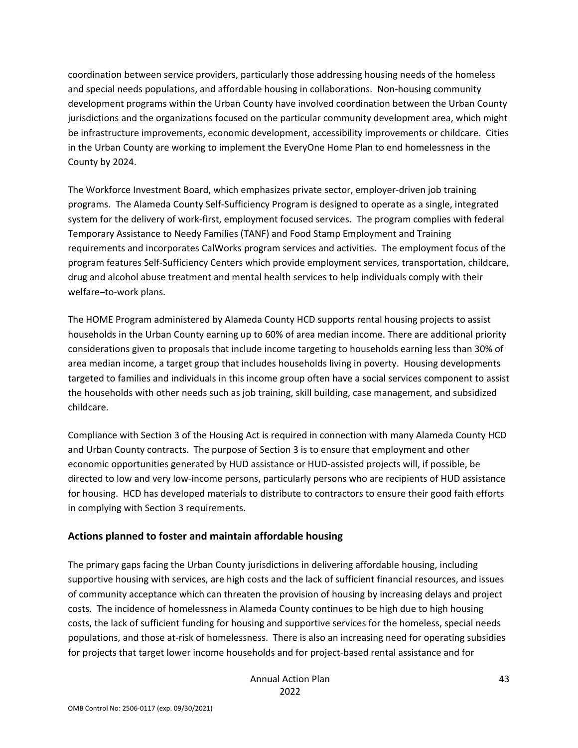coordination between service providers, particularly those addressing housing needs of the homeless and special needs populations, and affordable housing in collaborations. Non-housing community development programs within the Urban County have involved coordination between the Urban County jurisdictions and the organizations focused on the particular community development area, which might be infrastructure improvements, economic development, accessibility improvements or childcare. Cities in the Urban County are working to implement the EveryOne Home Plan to end homelessness in the County by 2024.

The Workforce Investment Board, which emphasizes private sector, employer-driven job training programs. The Alameda County Self-Sufficiency Program is designed to operate as a single, integrated system for the delivery of work-first, employment focused services. The program complies with federal Temporary Assistance to Needy Families (TANF) and Food Stamp Employment and Training requirements and incorporates CalWorks program services and activities. The employment focus of the program features Self-Sufficiency Centers which provide employment services, transportation, childcare, drug and alcohol abuse treatment and mental health services to help individuals comply with their welfare–to-work plans.

The HOME Program administered by Alameda County HCD supports rental housing projects to assist households in the Urban County earning up to 60% of area median income. There are additional priority considerations given to proposals that include income targeting to households earning less than 30% of area median income, a target group that includes households living in poverty. Housing developments targeted to families and individuals in this income group often have a social services component to assist the households with other needs such as job training, skill building, case management, and subsidized childcare.

Compliance with Section 3 of the Housing Act is required in connection with many Alameda County HCD and Urban County contracts. The purpose of Section 3 is to ensure that employment and other economic opportunities generated by HUD assistance or HUD-assisted projects will, if possible, be directed to low and very low-income persons, particularly persons who are recipients of HUD assistance for housing. HCD has developed materials to distribute to contractors to ensure their good faith efforts in complying with Section 3 requirements.

## Actions planned to foster and maintain affordable housing

The primary gaps facing the Urban County jurisdictions in delivering affordable housing, including supportive housing with services, are high costs and the lack of sufficient financial resources, and issues of community acceptance which can threaten the provision of housing by increasing delays and project costs. The incidence of homelessness in Alameda County continues to be high due to high housing costs, the lack of sufficient funding for housing and supportive services for the homeless, special needs populations, and those at-risk of homelessness. There is also an increasing need for operating subsidies for projects that target lower income households and for project-based rental assistance and for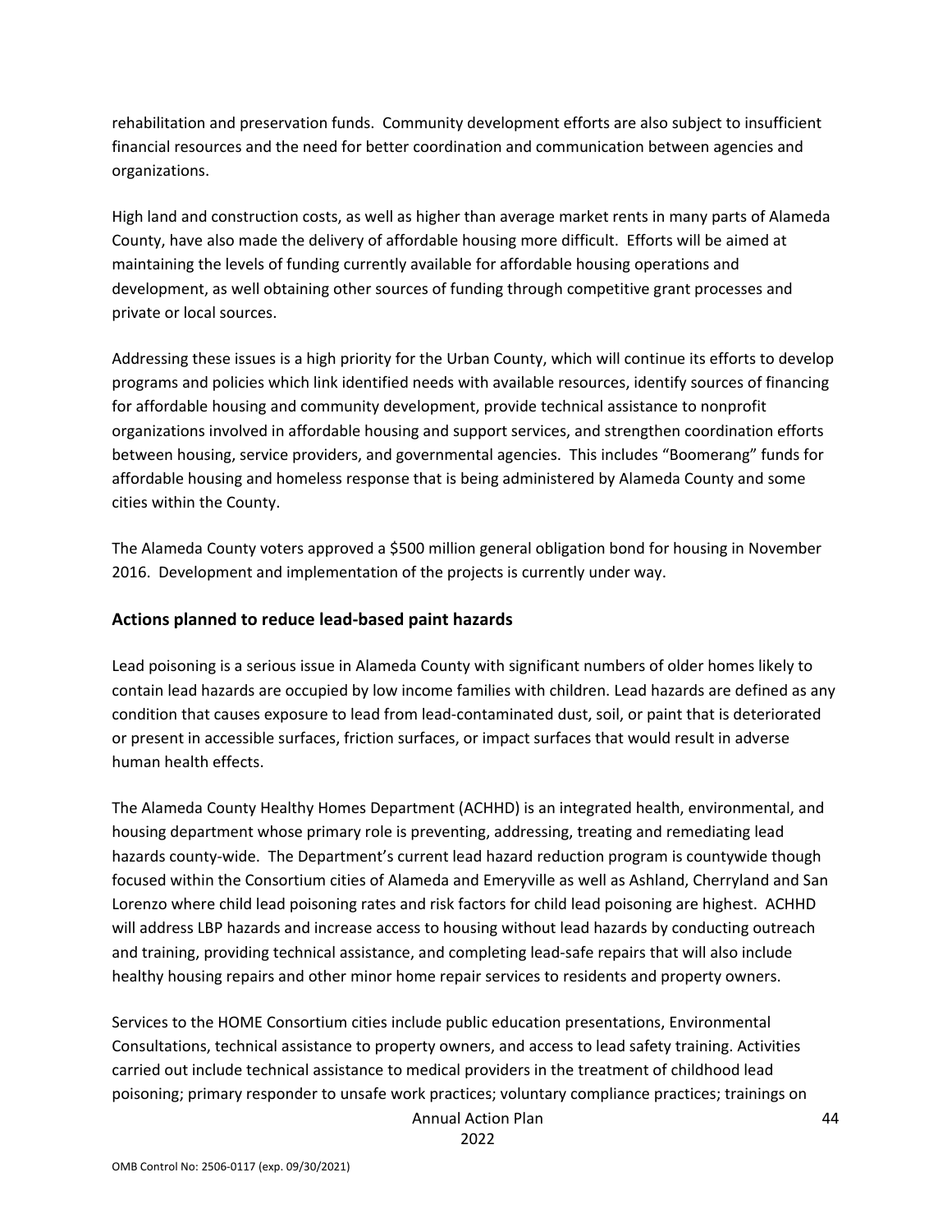rehabilitation and preservation funds. Community development efforts are also subject to insufficient financial resources and the need for better coordination and communication between agencies and organizations.

High land and construction costs, as well as higher than average market rents in many parts of Alameda County, have also made the delivery of affordable housing more difficult. Efforts will be aimed at maintaining the levels of funding currently available for affordable housing operations and development, as well obtaining other sources of funding through competitive grant processes and private or local sources.

Addressing these issues is a high priority for the Urban County, which will continue its efforts to develop programs and policies which link identified needs with available resources, identify sources of financing for affordable housing and community development, provide technical assistance to nonprofit organizations involved in affordable housing and support services, and strengthen coordination efforts between housing, service providers, and governmental agencies. This includes "Boomerang" funds for affordable housing and homeless response that is being administered by Alameda County and some cities within the County.

The Alameda County voters approved a $500 million general obligation bond for housing in November 2016. Development and implementation of the projects is currently under way.

## Actions planned to reduce lead-based paint hazards

Lead poisoning is a serious issue in Alameda County with significant numbers of older homes likely to contain lead hazards are occupied by low income families with children. Lead hazards are defined as any condition that causes exposure to lead from lead-contaminated dust, soil, or paint that is deteriorated or present in accessible surfaces, friction surfaces, or impact surfaces that would result in adverse human health effects.

The Alameda County Healthy Homes Department (ACHHD) is an integrated health, environmental, and housing department whose primary role is preventing, addressing, treating and remediating lead hazards county-wide. The Department's current lead hazard reduction program is countywide though focused within the Consortium cities of Alameda and Emeryville as well as Ashland, Cherryland and San Lorenzo where child lead poisoning rates and risk factors for child lead poisoning are highest. ACHHD will address LBP hazards and increase access to housing without lead hazards by conducting outreach and training, providing technical assistance, and completing lead-safe repairs that will also include healthy housing repairs and other minor home repair services to residents and property owners.

Services to the HOME Consortium cities include public education presentations, Environmental Consultations, technical assistance to property owners, and access to lead safety training. Activities carried out include technical assistance to medical providers in the treatment of childhood lead poisoning; primary responder to unsafe work practices; voluntary compliance practices; trainings on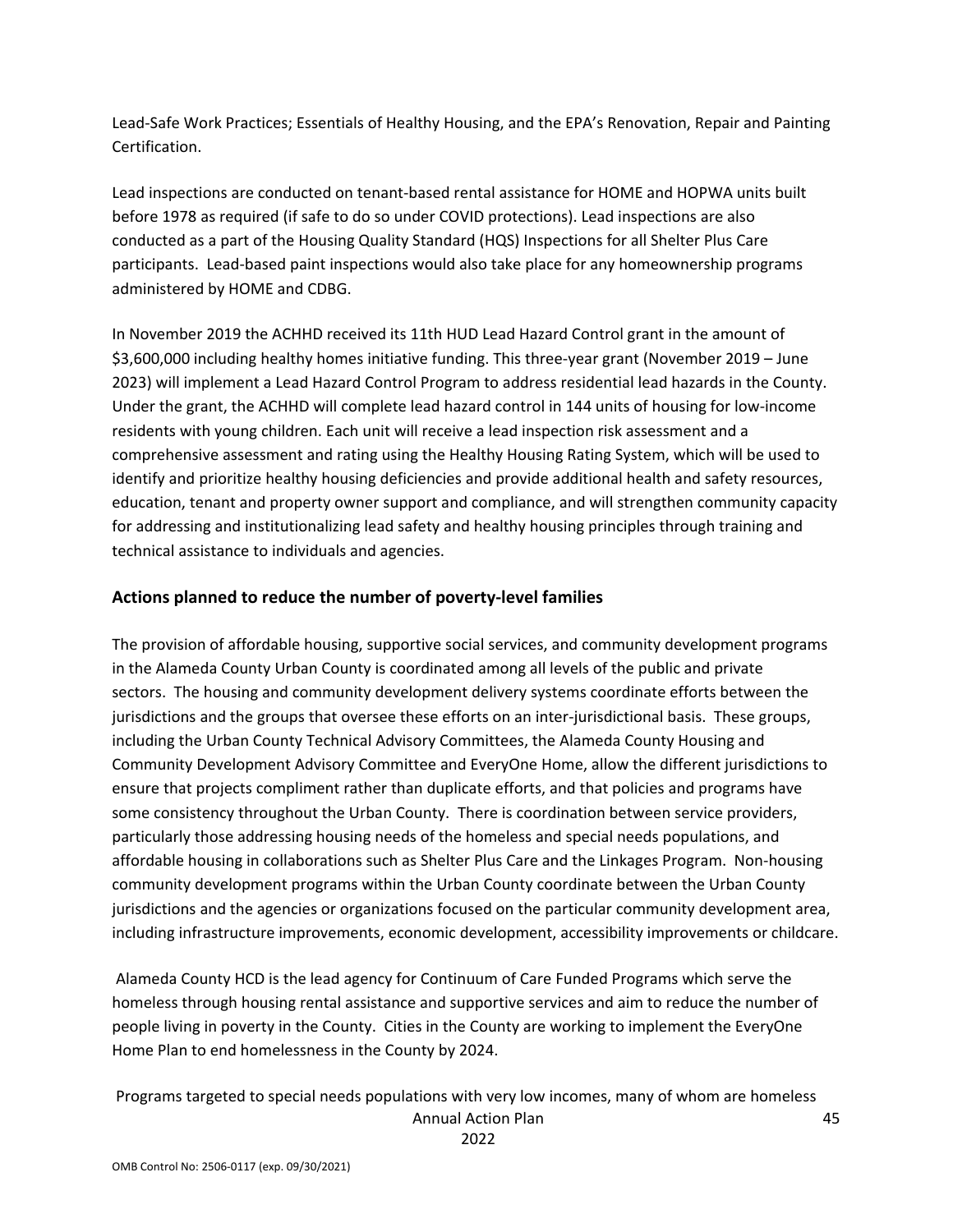Lead-Safe Work Practices; Essentials of Healthy Housing, and the EPA's Renovation, Repair and Painting Certification.

Lead inspections are conducted on tenant-based rental assistance for HOME and HOPWA units built before 1978 as required (if safe to do so under COVID protections). Lead inspections are also conducted as a part of the Housing Quality Standard (HQS) Inspections for all Shelter Plus Care participants. Lead-based paint inspections would also take place for any homeownership programs administered by HOME and CDBG.

In November 2019 the ACHHD received its 11th HUD Lead Hazard Control grant in the amount of $3,600,000 including healthy homes initiative funding. This three-year grant (November 2019 – June 2023) will implement a Lead Hazard Control Program to address residential lead hazards in the County. Under the grant, the ACHHD will complete lead hazard control in 144 units of housing for low-income residents with young children. Each unit will receive a lead inspection risk assessment and a comprehensive assessment and rating using the Healthy Housing Rating System, which will be used to identify and prioritize healthy housing deficiencies and provide additional health and safety resources, education, tenant and property owner support and compliance, and will strengthen community capacity for addressing and institutionalizing lead safety and healthy housing principles through training and technical assistance to individuals and agencies.

## Actions planned to reduce the number of poverty-level families

The provision of affordable housing, supportive social services, and community development programs in the Alameda County Urban County is coordinated among all levels of the public and private sectors. The housing and community development delivery systems coordinate efforts between the jurisdictions and the groups that oversee these efforts on an inter-jurisdictional basis. These groups, including the Urban County Technical Advisory Committees, the Alameda County Housing and Community Development Advisory Committee and EveryOne Home, allow the different jurisdictions to ensure that projects compliment rather than duplicate efforts, and that policies and programs have some consistency throughout the Urban County. There is coordination between service providers, particularly those addressing housing needs of the homeless and special needs populations, and affordable housing in collaborations such as Shelter Plus Care and the Linkages Program. Non-housing community development programs within the Urban County coordinate between the Urban County jurisdictions and the agencies or organizations focused on the particular community development area, including infrastructure improvements, economic development, accessibility improvements or childcare.

Alameda County HCD is the lead agency for Continuum of Care Funded Programs which serve the homeless through housing rental assistance and supportive services and aim to reduce the number of people living in poverty in the County. Cities in the County are working to implement the EveryOne Home Plan to end homelessness in the County by 2024.

Programs targeted to special needs populations with very low incomes, many of whom are homeless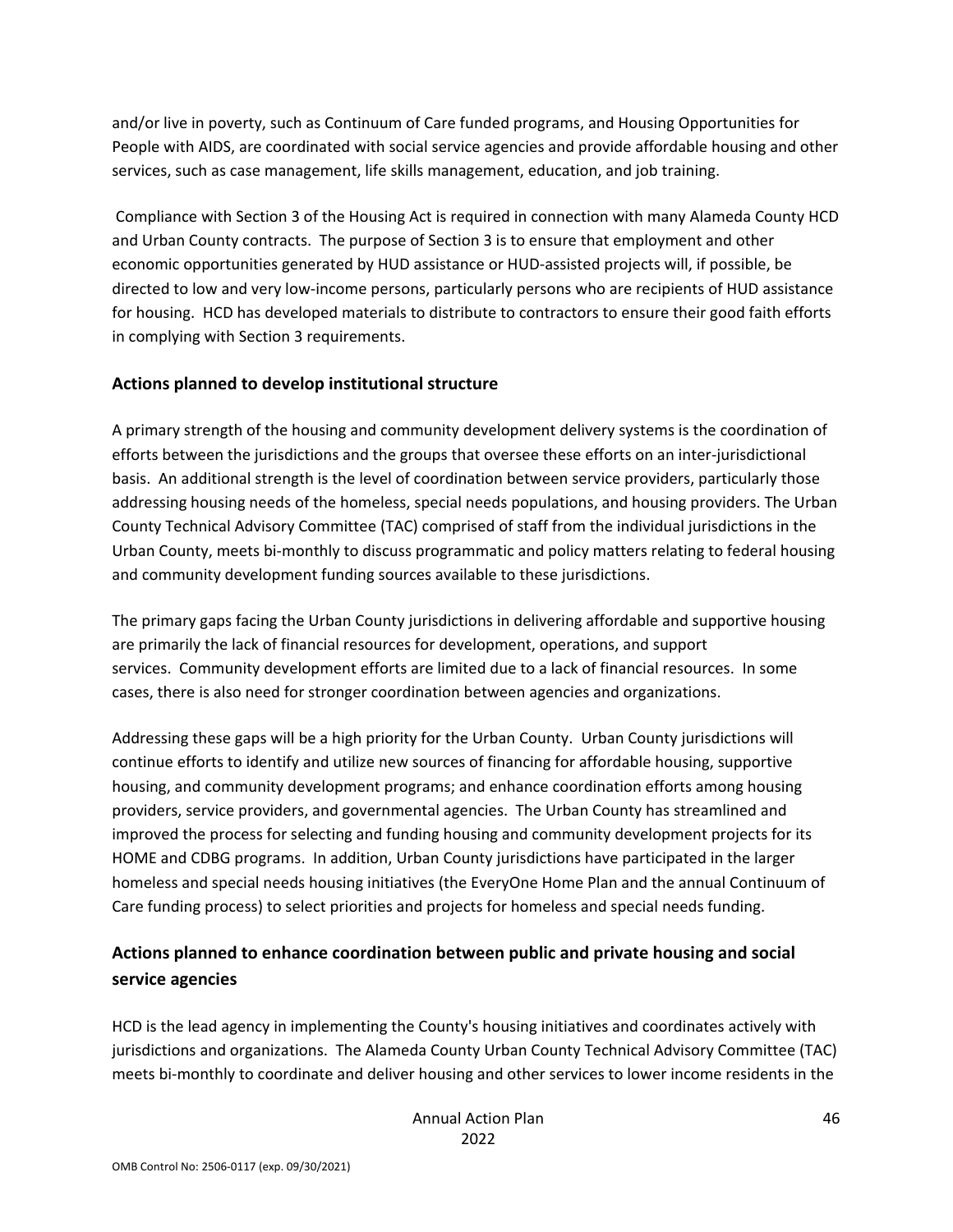and/or live in poverty, such as Continuum of Care funded programs, and Housing Opportunities for People with AIDS, are coordinated with social service agencies and provide affordable housing and other services, such as case management, life skills management, education, and job training.

Compliance with Section 3 of the Housing Act is required in connection with many Alameda County HCD and Urban County contracts. The purpose of Section 3 is to ensure that employment and other economic opportunities generated by HUD assistance or HUD-assisted projects will, if possible, be directed to low and very low-income persons, particularly persons who are recipients of HUD assistance for housing. HCD has developed materials to distribute to contractors to ensure their good faith efforts in complying with Section 3 requirements.

## Actions planned to develop institutional structure

A primary strength of the housing and community development delivery systems is the coordination of efforts between the jurisdictions and the groups that oversee these efforts on an inter-jurisdictional basis. An additional strength is the level of coordination between service providers, particularly those addressing housing needs of the homeless, special needs populations, and housing providers. The Urban County Technical Advisory Committee (TAC) comprised of staff from the individual jurisdictions in the Urban County, meets bi-monthly to discuss programmatic and policy matters relating to federal housing and community development funding sources available to these jurisdictions.

The primary gaps facing the Urban County jurisdictions in delivering affordable and supportive housing are primarily the lack of financial resources for development, operations, and support services. Community development efforts are limited due to a lack of financial resources. In some cases, there is also need for stronger coordination between agencies and organizations.

Addressing these gaps will be a high priority for the Urban County. Urban County jurisdictions will continue efforts to identify and utilize new sources of financing for affordable housing, supportive housing, and community development programs; and enhance coordination efforts among housing providers, service providers, and governmental agencies. The Urban County has streamlined and improved the process for selecting and funding housing and community development projects for its HOME and CDBG programs. In addition, Urban County jurisdictions have participated in the larger homeless and special needs housing initiatives (the EveryOne Home Plan and the annual Continuum of Care funding process) to select priorities and projects for homeless and special needs funding.

## Actions planned to enhance coordination between public and private housing and social service agencies

HCD is the lead agency in implementing the County's housing initiatives and coordinates actively with jurisdictions and organizations. The Alameda County Urban County Technical Advisory Committee (TAC) meets bi-monthly to coordinate and deliver housing and other services to lower income residents in the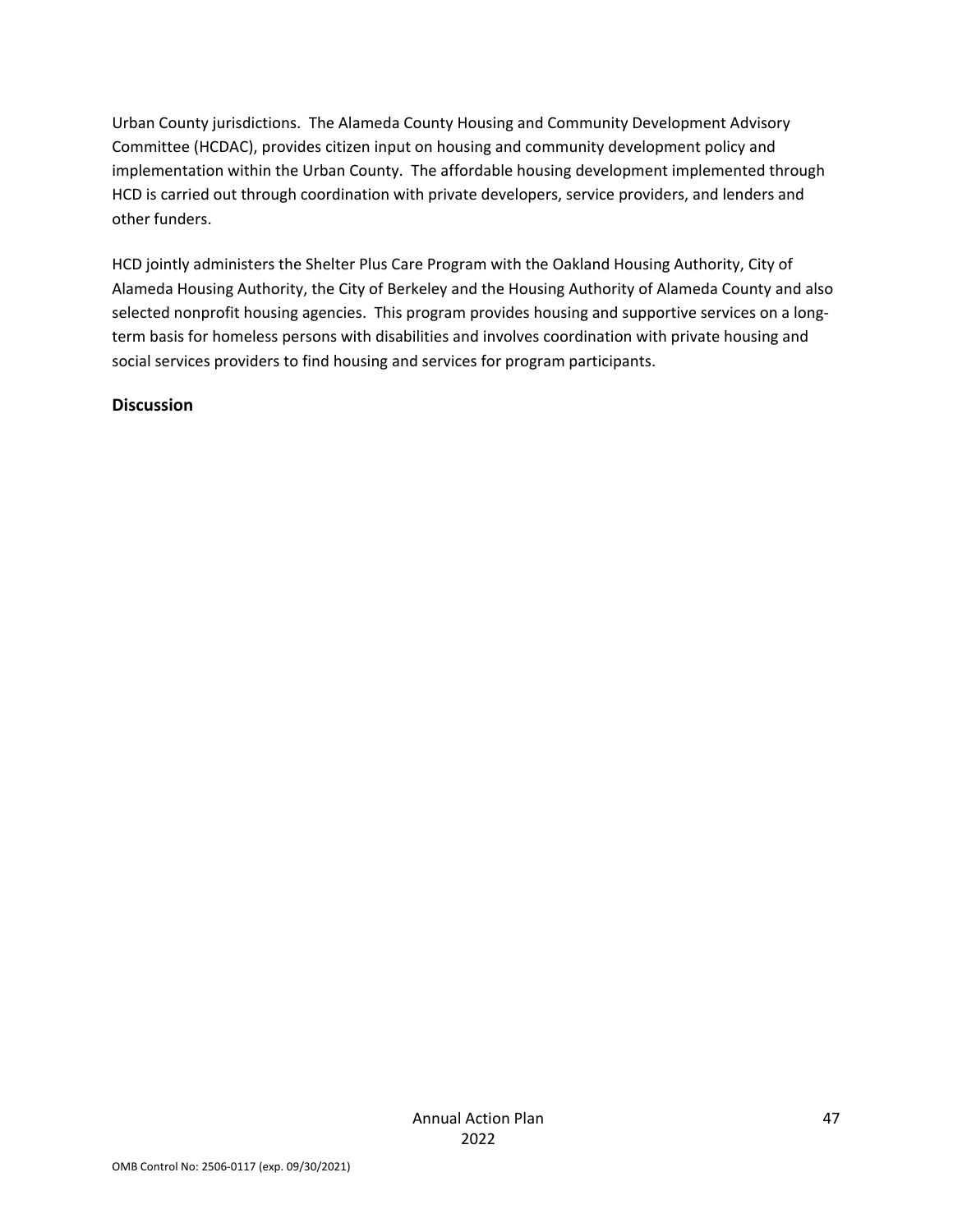Urban County jurisdictions.  The Alameda County Housing and Community Development Advisory Committee (HCDAC), provides citizen input on housing and community development policy and implementation within the Urban County.  The affordable housing development implemented through HCD is carried out through coordination with private developers, service providers, and lenders and other funders.

HCD jointly administers the Shelter Plus Care Program with the Oakland Housing Authority, City of Alameda Housing Authority, the City of Berkeley and the Housing Authority of Alameda County and also selected nonprofit housing agencies.  This program provides housing and supportive services on a long-term basis for homeless persons with disabilities and involves coordination with private housing and social services providers to find housing and services for program participants.

**Discussion**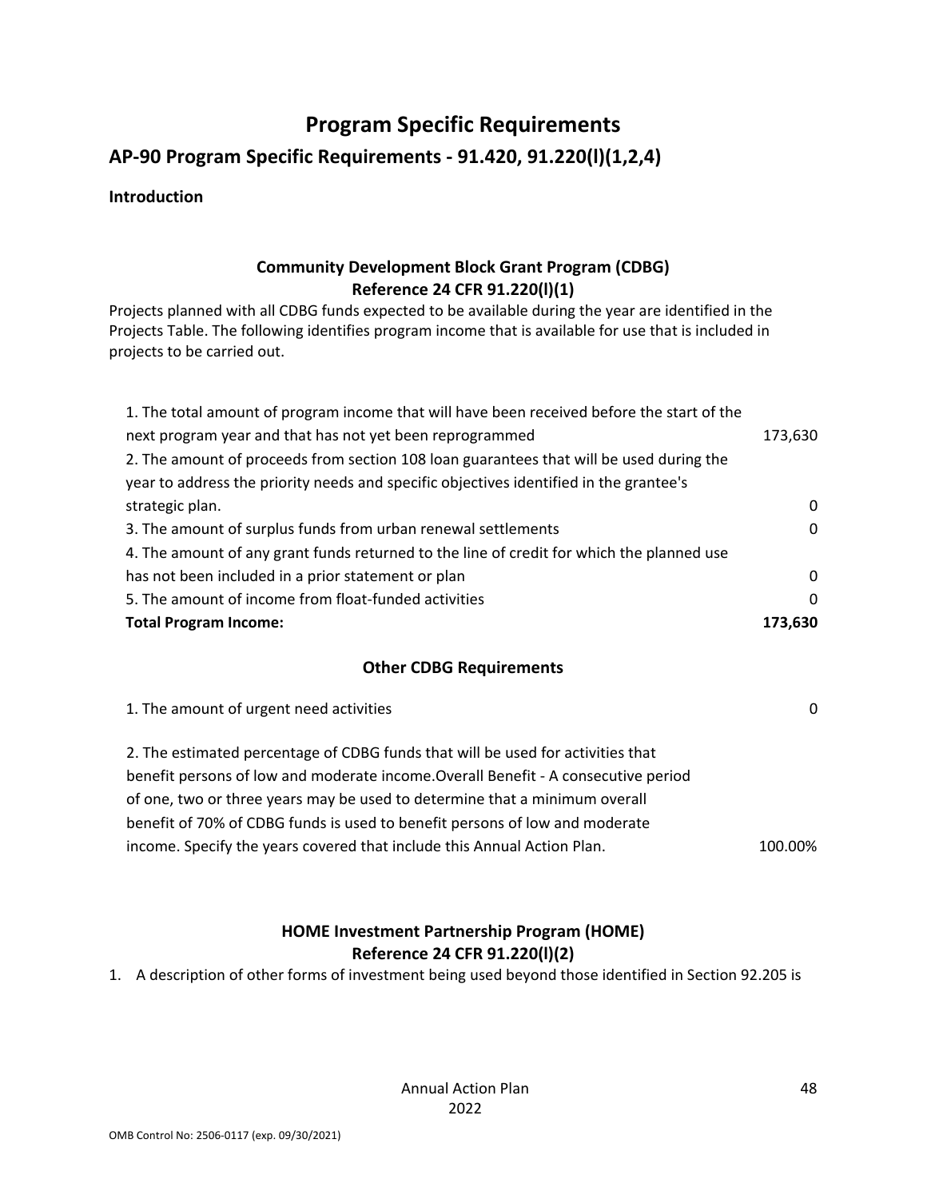# Program Specific Requirements

## AP-90 Program Specific Requirements - 91.420, 91.220(l)(1,2,4)

**Introduction**

### Community Development Block Grant Program (CDBG)
### Reference 24 CFR 91.220(l)(1)

Projects planned with all CDBG funds expected to be available during the year are identified in the Projects Table. The following identifies program income that is available for use that is included in projects to be carried out.

| | |
|---|---|
| 1. The total amount of program income that will have been received before the start of the next program year and that has not yet been reprogrammed | 173,630 |
| 2. The amount of proceeds from section 108 loan guarantees that will be used during the year to address the priority needs and specific objectives identified in the grantee's strategic plan. | 0 |
| 3. The amount of surplus funds from urban renewal settlements | 0 |
| 4. The amount of any grant funds returned to the line of credit for which the planned use has not been included in a prior statement or plan | 0 |
| 5. The amount of income from float-funded activities | 0 |
| **Total Program Income:** | **173,630** |

### Other CDBG Requirements

| | |
|---|---|
| 1. The amount of urgent need activities | 0 |
| 2. The estimated percentage of CDBG funds that will be used for activities that benefit persons of low and moderate income.Overall Benefit - A consecutive period of one, two or three years may be used to determine that a minimum overall benefit of 70% of CDBG funds is used to benefit persons of low and moderate income. Specify the years covered that include this Annual Action Plan. | 100.00% |

### HOME Investment Partnership Program (HOME)
### Reference 24 CFR 91.220(l)(2)

1. A description of other forms of investment being used beyond those identified in Section 92.205 is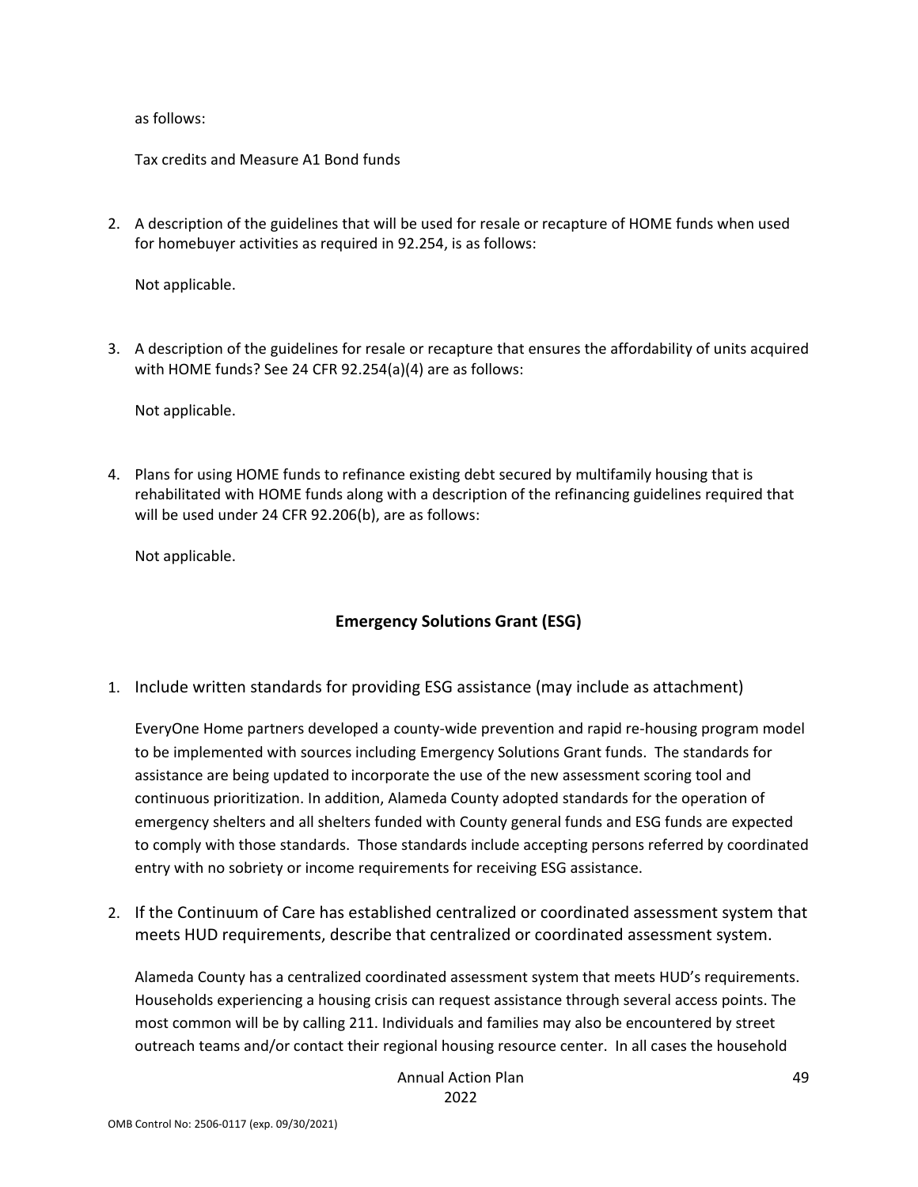as follows:

Tax credits and Measure A1 Bond funds

2. A description of the guidelines that will be used for resale or recapture of HOME funds when used for homebuyer activities as required in 92.254, is as follows:

   Not applicable.

3. A description of the guidelines for resale or recapture that ensures the affordability of units acquired with HOME funds? See 24 CFR 92.254(a)(4) are as follows:

   Not applicable.

4. Plans for using HOME funds to refinance existing debt secured by multifamily housing that is rehabilitated with HOME funds along with a description of the refinancing guidelines required that will be used under 24 CFR 92.206(b), are as follows:

   Not applicable.

## Emergency Solutions Grant (ESG)

1. Include written standards for providing ESG assistance (may include as attachment)

   EveryOne Home partners developed a county-wide prevention and rapid re-housing program model to be implemented with sources including Emergency Solutions Grant funds. The standards for assistance are being updated to incorporate the use of the new assessment scoring tool and continuous prioritization. In addition, Alameda County adopted standards for the operation of emergency shelters and all shelters funded with County general funds and ESG funds are expected to comply with those standards. Those standards include accepting persons referred by coordinated entry with no sobriety or income requirements for receiving ESG assistance.

2. If the Continuum of Care has established centralized or coordinated assessment system that meets HUD requirements, describe that centralized or coordinated assessment system.

   Alameda County has a centralized coordinated assessment system that meets HUD's requirements. Households experiencing a housing crisis can request assistance through several access points. The most common will be by calling 211. Individuals and families may also be encountered by street outreach teams and/or contact their regional housing resource center. In all cases the household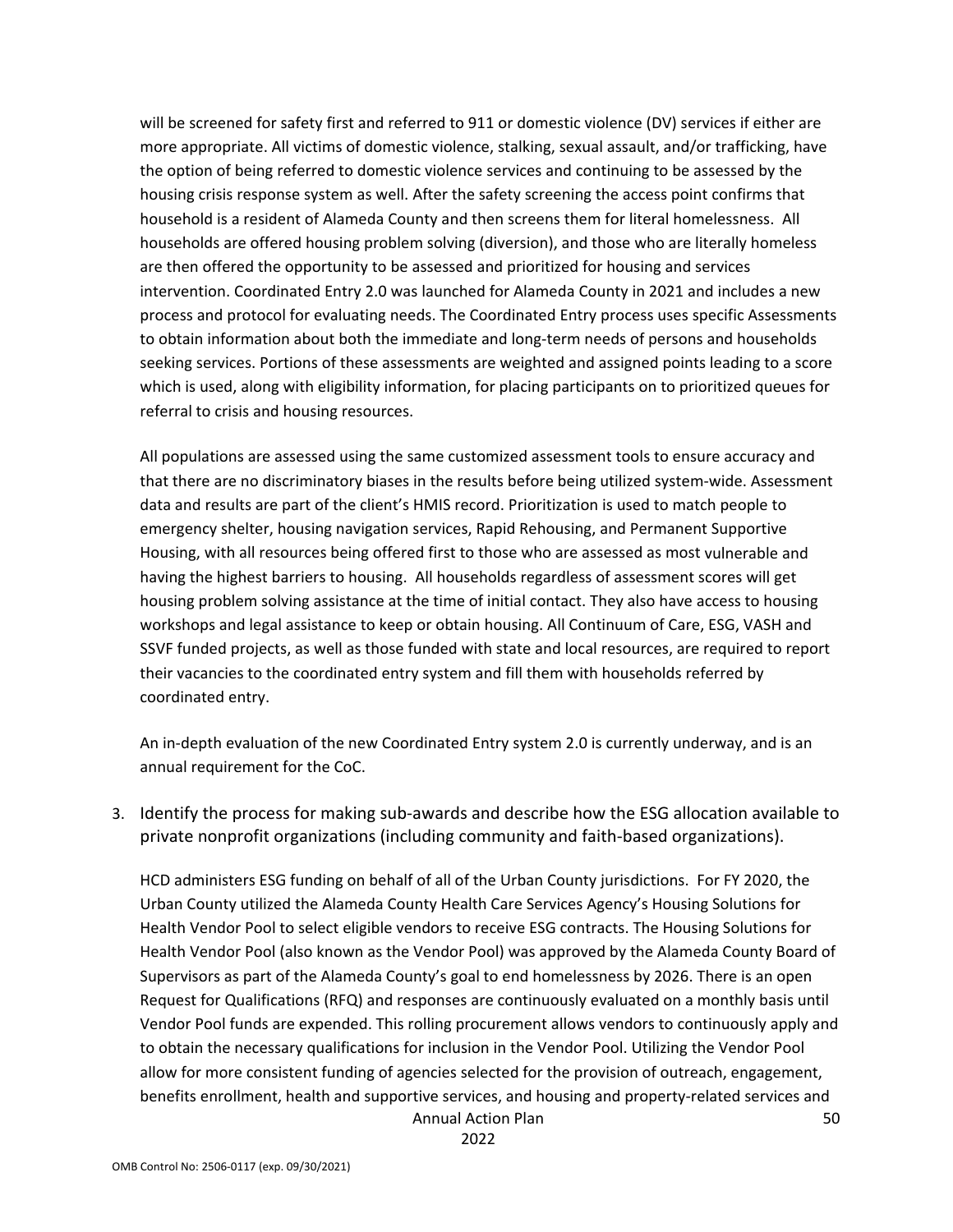will be screened for safety first and referred to 911 or domestic violence (DV) services if either are more appropriate. All victims of domestic violence, stalking, sexual assault, and/or trafficking, have the option of being referred to domestic violence services and continuing to be assessed by the housing crisis response system as well. After the safety screening the access point confirms that household is a resident of Alameda County and then screens them for literal homelessness. All households are offered housing problem solving (diversion), and those who are literally homeless are then offered the opportunity to be assessed and prioritized for housing and services intervention. Coordinated Entry 2.0 was launched for Alameda County in 2021 and includes a new process and protocol for evaluating needs. The Coordinated Entry process uses specific Assessments to obtain information about both the immediate and long-term needs of persons and households seeking services. Portions of these assessments are weighted and assigned points leading to a score which is used, along with eligibility information, for placing participants on to prioritized queues for referral to crisis and housing resources.

All populations are assessed using the same customized assessment tools to ensure accuracy and that there are no discriminatory biases in the results before being utilized system-wide. Assessment data and results are part of the client's HMIS record. Prioritization is used to match people to emergency shelter, housing navigation services, Rapid Rehousing, and Permanent Supportive Housing, with all resources being offered first to those who are assessed as most vulnerable and having the highest barriers to housing. All households regardless of assessment scores will get housing problem solving assistance at the time of initial contact. They also have access to housing workshops and legal assistance to keep or obtain housing. All Continuum of Care, ESG, VASH and SSVF funded projects, as well as those funded with state and local resources, are required to report their vacancies to the coordinated entry system and fill them with households referred by coordinated entry.

An in-depth evaluation of the new Coordinated Entry system 2.0 is currently underway, and is an annual requirement for the CoC.

3. Identify the process for making sub-awards and describe how the ESG allocation available to private nonprofit organizations (including community and faith-based organizations).

HCD administers ESG funding on behalf of all of the Urban County jurisdictions. For FY 2020, the Urban County utilized the Alameda County Health Care Services Agency's Housing Solutions for Health Vendor Pool to select eligible vendors to receive ESG contracts. The Housing Solutions for Health Vendor Pool (also known as the Vendor Pool) was approved by the Alameda County Board of Supervisors as part of the Alameda County's goal to end homelessness by 2026. There is an open Request for Qualifications (RFQ) and responses are continuously evaluated on a monthly basis until Vendor Pool funds are expended. This rolling procurement allows vendors to continuously apply and to obtain the necessary qualifications for inclusion in the Vendor Pool. Utilizing the Vendor Pool allow for more consistent funding of agencies selected for the provision of outreach, engagement, benefits enrollment, health and supportive services, and housing and property-related services and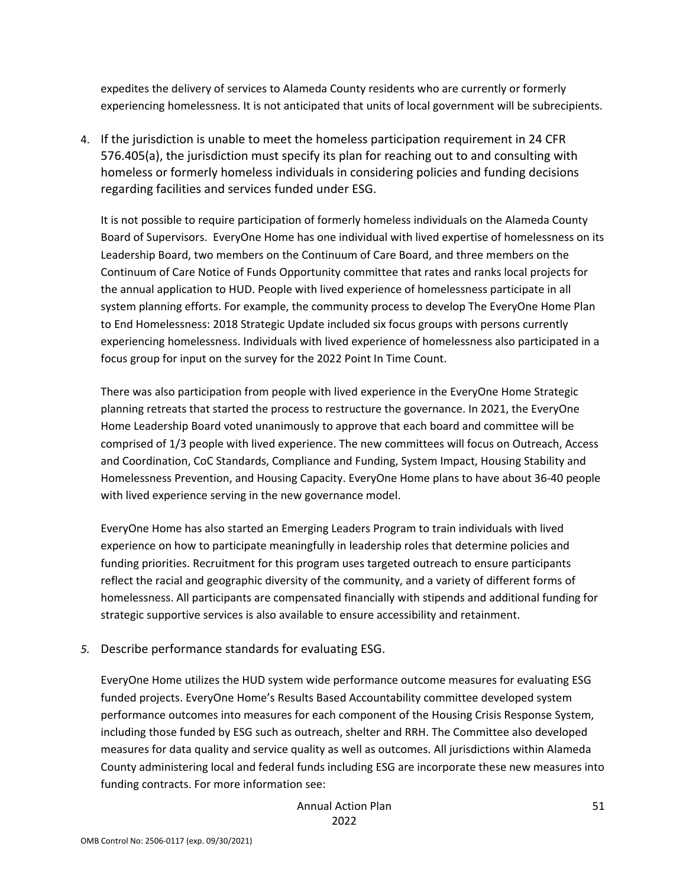expedites the delivery of services to Alameda County residents who are currently or formerly experiencing homelessness. It is not anticipated that units of local government will be subrecipients.

4. If the jurisdiction is unable to meet the homeless participation requirement in 24 CFR 576.405(a), the jurisdiction must specify its plan for reaching out to and consulting with homeless or formerly homeless individuals in considering policies and funding decisions regarding facilities and services funded under ESG.

   It is not possible to require participation of formerly homeless individuals on the Alameda County Board of Supervisors. EveryOne Home has one individual with lived expertise of homelessness on its Leadership Board, two members on the Continuum of Care Board, and three members on the Continuum of Care Notice of Funds Opportunity committee that rates and ranks local projects for the annual application to HUD. People with lived experience of homelessness participate in all system planning efforts. For example, the community process to develop The EveryOne Home Plan to End Homelessness: 2018 Strategic Update included six focus groups with persons currently experiencing homelessness. Individuals with lived experience of homelessness also participated in a focus group for input on the survey for the 2022 Point In Time Count.

   There was also participation from people with lived experience in the EveryOne Home Strategic planning retreats that started the process to restructure the governance. In 2021, the EveryOne Home Leadership Board voted unanimously to approve that each board and committee will be comprised of 1/3 people with lived experience. The new committees will focus on Outreach, Access and Coordination, CoC Standards, Compliance and Funding, System Impact, Housing Stability and Homelessness Prevention, and Housing Capacity. EveryOne Home plans to have about 36-40 people with lived experience serving in the new governance model.

   EveryOne Home has also started an Emerging Leaders Program to train individuals with lived experience on how to participate meaningfully in leadership roles that determine policies and funding priorities. Recruitment for this program uses targeted outreach to ensure participants reflect the racial and geographic diversity of the community, and a variety of different forms of homelessness. All participants are compensated financially with stipends and additional funding for strategic supportive services is also available to ensure accessibility and retainment.

5. Describe performance standards for evaluating ESG.

   EveryOne Home utilizes the HUD system wide performance outcome measures for evaluating ESG funded projects. EveryOne Home's Results Based Accountability committee developed system performance outcomes into measures for each component of the Housing Crisis Response System, including those funded by ESG such as outreach, shelter and RRH. The Committee also developed measures for data quality and service quality as well as outcomes. All jurisdictions within Alameda County administering local and federal funds including ESG are incorporate these new measures into funding contracts. For more information see: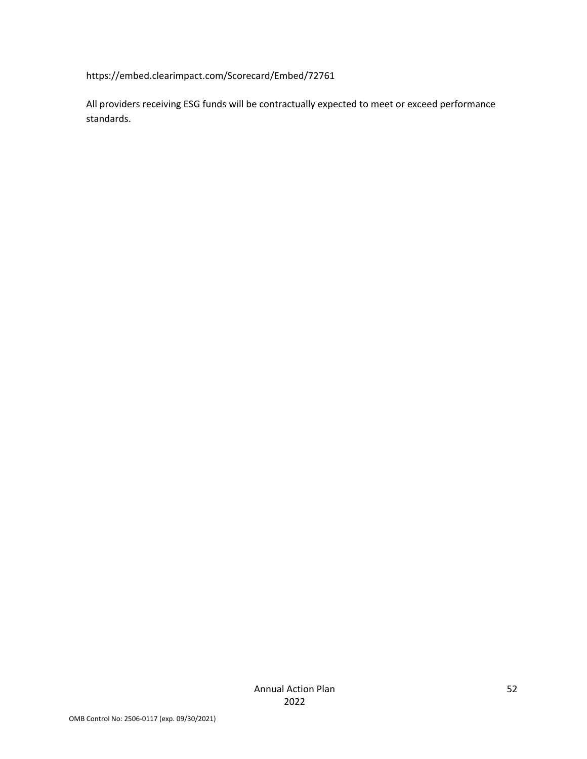https://embed.clearimpact.com/Scorecard/Embed/72761

All providers receiving ESG funds will be contractually expected to meet or exceed performance standards.